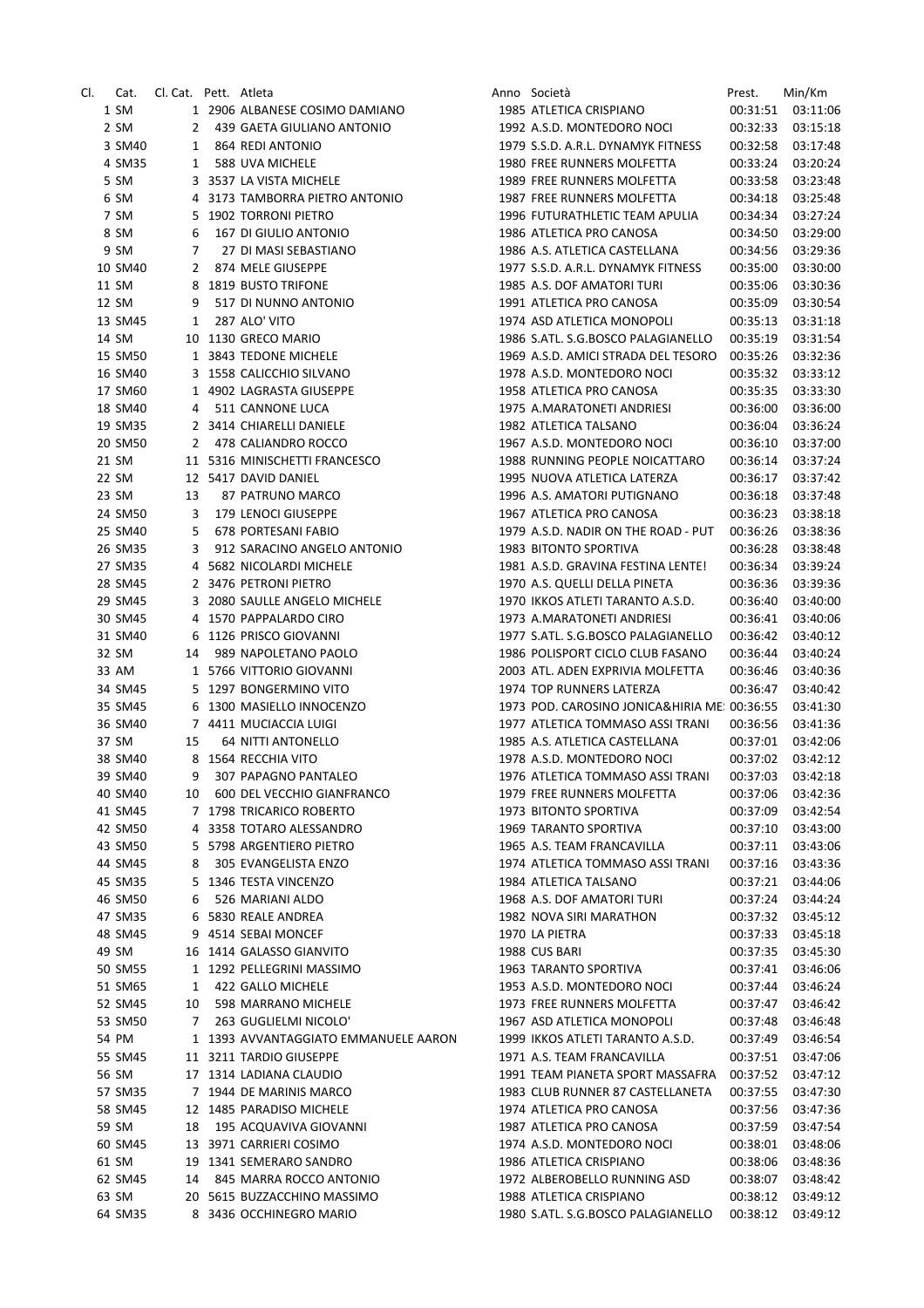| Cl. | Cat. | Cl. Cat. | Pett. | Atleta | Anno | Società | Prest. | Min/Km |
|---|---|---|---|---|---|---|---|---|
| 1 | SM | 1 | 2906 | ALBANESE COSIMO DAMIANO | 1985 | ATLETICA CRISPIANO | 00:31:51 | 03:11:06 |
| 2 | SM | 2 | 439 | GAETA GIULIANO ANTONIO | 1992 | A.S.D. MONTEDORO NOCI | 00:32:33 | 03:15:18 |
| 3 | SM40 | 1 | 864 | REDI ANTONIO | 1979 | S.S.D. A.R.L. DYNAMYK FITNESS | 00:32:58 | 03:17:48 |
| 4 | SM35 | 1 | 588 | UVA MICHELE | 1980 | FREE RUNNERS MOLFETTA | 00:33:24 | 03:20:24 |
| 5 | SM | 3 | 3537 | LA VISTA MICHELE | 1989 | FREE RUNNERS MOLFETTA | 00:33:58 | 03:23:48 |
| 6 | SM | 4 | 3173 | TAMBORRA PIETRO ANTONIO | 1987 | FREE RUNNERS MOLFETTA | 00:34:18 | 03:25:48 |
| 7 | SM | 5 | 1902 | TORRONI PIETRO | 1996 | FUTURATHLETIC TEAM APULIA | 00:34:34 | 03:27:24 |
| 8 | SM | 6 | 167 | DI GIULIO ANTONIO | 1986 | ATLETICA PRO CANOSA | 00:34:50 | 03:29:00 |
| 9 | SM | 7 | 27 | DI MASI SEBASTIANO | 1986 | A.S. ATLETICA CASTELLANA | 00:34:56 | 03:29:36 |
| 10 | SM40 | 2 | 874 | MELE GIUSEPPE | 1977 | S.S.D. A.R.L. DYNAMYK FITNESS | 00:35:00 | 03:30:00 |
| 11 | SM | 8 | 1819 | BUSTO TRIFONE | 1985 | A.S. DOF AMATORI TURI | 00:35:06 | 03:30:36 |
| 12 | SM | 9 | 517 | DI NUNNO ANTONIO | 1991 | ATLETICA PRO CANOSA | 00:35:09 | 03:30:54 |
| 13 | SM45 | 1 | 287 | ALO' VITO | 1974 | ASD ATLETICA MONOPOLI | 00:35:13 | 03:31:18 |
| 14 | SM | 10 | 1130 | GRECO MARIO | 1986 | S.ATL. S.G.BOSCO PALAGIANELLO | 00:35:19 | 03:31:54 |
| 15 | SM50 | 1 | 3843 | TEDONE MICHELE | 1969 | A.S.D. AMICI STRADA DEL TESORO | 00:35:26 | 03:32:36 |
| 16 | SM40 | 3 | 1558 | CALICCHIO SILVANO | 1978 | A.S.D. MONTEDORO NOCI | 00:35:32 | 03:33:12 |
| 17 | SM60 | 1 | 4902 | LAGRASTA GIUSEPPE | 1958 | ATLETICA PRO CANOSA | 00:35:35 | 03:33:30 |
| 18 | SM40 | 4 | 511 | CANNONE LUCA | 1975 | A.MARATONETI ANDRIESI | 00:36:00 | 03:36:00 |
| 19 | SM35 | 2 | 3414 | CHIARELLI DANIELE | 1982 | ATLETICA TALSANO | 00:36:04 | 03:36:24 |
| 20 | SM50 | 2 | 478 | CALIANDRO ROCCO | 1967 | A.S.D. MONTEDORO NOCI | 00:36:10 | 03:37:00 |
| 21 | SM | 11 | 5316 | MINISCHETTI FRANCESCO | 1988 | RUNNING PEOPLE NOICATTARO | 00:36:14 | 03:37:24 |
| 22 | SM | 12 | 5417 | DAVID DANIEL | 1995 | NUOVA ATLETICA LATERZA | 00:36:17 | 03:37:42 |
| 23 | SM | 13 | 87 | PATRUNO MARCO | 1996 | A.S. AMATORI PUTIGNANO | 00:36:18 | 03:37:48 |
| 24 | SM50 | 3 | 179 | LENOCI GIUSEPPE | 1967 | ATLETICA PRO CANOSA | 00:36:23 | 03:38:18 |
| 25 | SM40 | 5 | 678 | PORTESANI FABIO | 1979 | A.S.D. NADIR ON THE ROAD - PUT | 00:36:26 | 03:38:36 |
| 26 | SM35 | 3 | 912 | SARACINO ANGELO ANTONIO | 1983 | BITONTO SPORTIVA | 00:36:28 | 03:38:48 |
| 27 | SM35 | 4 | 5682 | NICOLARDI MICHELE | 1981 | A.S.D. GRAVINA FESTINA LENTE! | 00:36:34 | 03:39:24 |
| 28 | SM45 | 2 | 3476 | PETRONI PIETRO | 1970 | A.S. QUELLI DELLA PINETA | 00:36:36 | 03:39:36 |
| 29 | SM45 | 3 | 2080 | SAULLE ANGELO MICHELE | 1970 | IKKOS ATLETI TARANTO A.S.D. | 00:36:40 | 03:40:00 |
| 30 | SM45 | 4 | 1570 | PAPPALARDO CIRO | 1973 | A.MARATONETI ANDRIESI | 00:36:41 | 03:40:06 |
| 31 | SM40 | 6 | 1126 | PRISCO GIOVANNI | 1977 | S.ATL. S.G.BOSCO PALAGIANELLO | 00:36:42 | 03:40:12 |
| 32 | SM | 14 | 989 | NAPOLETANO PAOLO | 1986 | POLISPORT CICLO CLUB FASANO | 00:36:44 | 03:40:24 |
| 33 | AM | 1 | 5766 | VITTORIO GIOVANNI | 2003 | ATL. ADEN EXPRIVIA MOLFETTA | 00:36:46 | 03:40:36 |
| 34 | SM45 | 5 | 1297 | BONGERMINO VITO | 1974 | TOP RUNNERS LATERZA | 00:36:47 | 03:40:42 |
| 35 | SM45 | 6 | 1300 | MASIELLO INNOCENZO | 1973 | POD. CAROSINO JONICA&HIRIA ME | 00:36:55 | 03:41:30 |
| 36 | SM40 | 7 | 4411 | MUCIACCIA LUIGI | 1977 | ATLETICA TOMMASO ASSI TRANI | 00:36:56 | 03:41:36 |
| 37 | SM | 15 | 64 | NITTI ANTONELLO | 1985 | A.S. ATLETICA CASTELLANA | 00:37:01 | 03:42:06 |
| 38 | SM40 | 8 | 1564 | RECCHIA VITO | 1978 | A.S.D. MONTEDORO NOCI | 00:37:02 | 03:42:12 |
| 39 | SM40 | 9 | 307 | PAPAGNO PANTALEO | 1976 | ATLETICA TOMMASO ASSI TRANI | 00:37:03 | 03:42:18 |
| 40 | SM40 | 10 | 600 | DEL VECCHIO GIANFRANCO | 1979 | FREE RUNNERS MOLFETTA | 00:37:06 | 03:42:36 |
| 41 | SM45 | 7 | 1798 | TRICARICO ROBERTO | 1973 | BITONTO SPORTIVA | 00:37:09 | 03:42:54 |
| 42 | SM50 | 4 | 3358 | TOTARO ALESSANDRO | 1969 | TARANTO SPORTIVA | 00:37:10 | 03:43:00 |
| 43 | SM50 | 5 | 5798 | ARGENTIERO PIETRO | 1965 | A.S. TEAM FRANCAVILLA | 00:37:11 | 03:43:06 |
| 44 | SM45 | 8 | 305 | EVANGELISTA ENZO | 1974 | ATLETICA TOMMASO ASSI TRANI | 00:37:16 | 03:43:36 |
| 45 | SM35 | 5 | 1346 | TESTA VINCENZO | 1984 | ATLETICA TALSANO | 00:37:21 | 03:44:06 |
| 46 | SM50 | 6 | 526 | MARIANI ALDO | 1968 | A.S. DOF AMATORI TURI | 00:37:24 | 03:44:24 |
| 47 | SM35 | 6 | 5830 | REALE ANDREA | 1982 | NOVA SIRI MARATHON | 00:37:32 | 03:45:12 |
| 48 | SM45 | 9 | 4514 | SEBAI MONCEF | 1970 | LA PIETRA | 00:37:33 | 03:45:18 |
| 49 | SM | 16 | 1414 | GALASSO GIANVITO | 1988 | CUS BARI | 00:37:35 | 03:45:30 |
| 50 | SM55 | 1 | 1292 | PELLEGRINI MASSIMO | 1963 | TARANTO SPORTIVA | 00:37:41 | 03:46:06 |
| 51 | SM65 | 1 | 422 | GALLO MICHELE | 1953 | A.S.D. MONTEDORO NOCI | 00:37:44 | 03:46:24 |
| 52 | SM45 | 10 | 598 | MARRANO MICHELE | 1973 | FREE RUNNERS MOLFETTA | 00:37:47 | 03:46:42 |
| 53 | SM50 | 7 | 263 | GUGLIELMI NICOLO' | 1967 | ASD ATLETICA MONOPOLI | 00:37:48 | 03:46:48 |
| 54 | PM | 1 | 1393 | AVVANTAGGIATO EMMANUELE AARON | 1999 | IKKOS ATLETI TARANTO A.S.D. | 00:37:49 | 03:46:54 |
| 55 | SM45 | 11 | 3211 | TARDIO GIUSEPPE | 1971 | A.S. TEAM FRANCAVILLA | 00:37:51 | 03:47:06 |
| 56 | SM | 17 | 1314 | LADIANA CLAUDIO | 1991 | TEAM PIANETA SPORT MASSAFRA | 00:37:52 | 03:47:12 |
| 57 | SM35 | 7 | 1944 | DE MARINIS MARCO | 1983 | CLUB RUNNER 87 CASTELLANETA | 00:37:55 | 03:47:30 |
| 58 | SM45 | 12 | 1485 | PARADISO MICHELE | 1974 | ATLETICA PRO CANOSA | 00:37:56 | 03:47:36 |
| 59 | SM | 18 | 195 | ACQUAVIVA GIOVANNI | 1987 | ATLETICA PRO CANOSA | 00:37:59 | 03:47:54 |
| 60 | SM45 | 13 | 3971 | CARRIERI COSIMO | 1974 | A.S.D. MONTEDORO NOCI | 00:38:01 | 03:48:06 |
| 61 | SM | 19 | 1341 | SEMERARO SANDRO | 1986 | ATLETICA CRISPIANO | 00:38:06 | 03:48:36 |
| 62 | SM45 | 14 | 845 | MARRA ROCCO ANTONIO | 1972 | ALBEROBELLO RUNNING ASD | 00:38:07 | 03:48:42 |
| 63 | SM | 20 | 5615 | BUZZACCHINO MASSIMO | 1988 | ATLETICA CRISPIANO | 00:38:12 | 03:49:12 |
| 64 | SM35 | 8 | 3436 | OCCHINEGRO MARIO | 1980 | S.ATL. S.G.BOSCO PALAGIANELLO | 00:38:12 | 03:49:12 |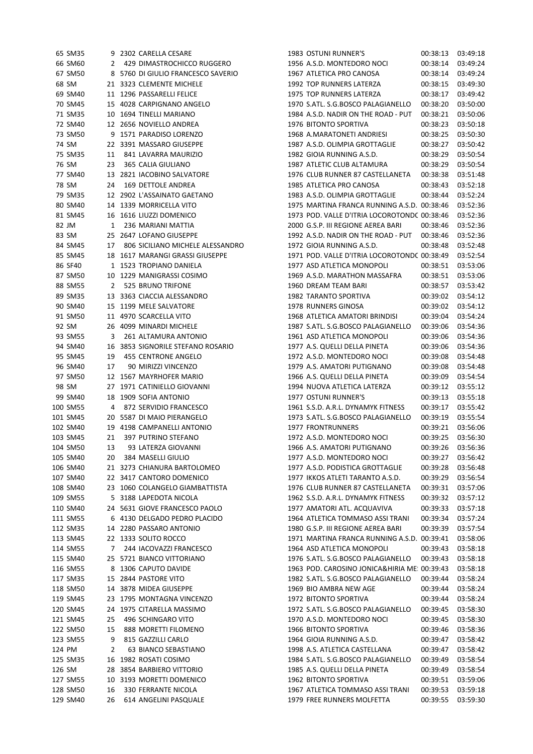| | | | | | | | |
|---|---|---|---|---|---|---|---|
| 65 | SM35 | 9 | 2302 | CARELLA CESARE | 1983 OSTUNI RUNNER'S | 00:38:13 | 03:49:18 |
| 66 | SM60 | 2 | 429 | DIMASTROCHICCO RUGGERO | 1956 A.S.D. MONTEDORO NOCI | 00:38:14 | 03:49:24 |
| 67 | SM50 | 8 | 5760 | DI GIULIO FRANCESCO SAVERIO | 1967 ATLETICA PRO CANOSA | 00:38:14 | 03:49:24 |
| 68 | SM | 21 | 3323 | CLEMENTE MICHELE | 1992 TOP RUNNERS LATERZA | 00:38:15 | 03:49:30 |
| 69 | SM40 | 11 | 1296 | PASSARELLI FELICE | 1975 TOP RUNNERS LATERZA | 00:38:17 | 03:49:42 |
| 70 | SM45 | 15 | 4028 | CARPIGNANO ANGELO | 1970 S.ATL. S.G.BOSCO PALAGIANELLO | 00:38:20 | 03:50:00 |
| 71 | SM35 | 10 | 1694 | TINELLI MARIANO | 1984 A.S.D. NADIR ON THE ROAD - PUT | 00:38:21 | 03:50:06 |
| 72 | SM40 | 12 | 2656 | NOVIELLO ANDREA | 1976 BITONTO SPORTIVA | 00:38:23 | 03:50:18 |
| 73 | SM50 | 9 | 1571 | PARADISO LORENZO | 1968 A.MARATONETI ANDRIESI | 00:38:25 | 03:50:30 |
| 74 | SM | 22 | 3391 | MASSARO GIUSEPPE | 1987 A.S.D. OLIMPIA GROTTAGLIE | 00:38:27 | 03:50:42 |
| 75 | SM35 | 11 | 841 | LAVARRA MAURIZIO | 1982 GIOIA RUNNING A.S.D. | 00:38:29 | 03:50:54 |
| 76 | SM | 23 | 365 | CALIA GIULIANO | 1987 ATLETIC CLUB ALTAMURA | 00:38:29 | 03:50:54 |
| 77 | SM40 | 13 | 2821 | IACOBINO SALVATORE | 1976 CLUB RUNNER 87 CASTELLANETA | 00:38:38 | 03:51:48 |
| 78 | SM | 24 | 169 | DETTOLE ANDREA | 1985 ATLETICA PRO CANOSA | 00:38:43 | 03:52:18 |
| 79 | SM35 | 12 | 2902 | L'ASSAINATO GAETANO | 1983 A.S.D. OLIMPIA GROTTAGLIE | 00:38:44 | 03:52:24 |
| 80 | SM40 | 14 | 1339 | MORRICELLA VITO | 1975 MARTINA FRANCA RUNNING A.S.D. | 00:38:46 | 03:52:36 |
| 81 | SM45 | 16 | 1616 | LIUZZI DOMENICO | 1973 POD. VALLE D'ITRIA LOCOROTONDO | 00:38:46 | 03:52:36 |
| 82 | JM | 1 | 236 | MARIANI MATTIA | 2000 G.S.P. III REGIONE AEREA BARI | 00:38:46 | 03:52:36 |
| 83 | SM | 25 | 2647 | LOFANO GIUSEPPE | 1992 A.S.D. NADIR ON THE ROAD - PUT | 00:38:46 | 03:52:36 |
| 84 | SM45 | 17 | 806 | SICILIANO MICHELE ALESSANDRO | 1972 GIOIA RUNNING A.S.D. | 00:38:48 | 03:52:48 |
| 85 | SM45 | 18 | 1617 | MARANGI GRASSI GIUSEPPE | 1971 POD. VALLE D'ITRIA LOCOROTONDO | 00:38:49 | 03:52:54 |
| 86 | SF40 | 1 | 1523 | TROPIANO DANIELA | 1977 ASD ATLETICA MONOPOLI | 00:38:51 | 03:53:06 |
| 87 | SM50 | 10 | 1229 | MANIGRASSI COSIMO | 1969 A.S.D. MARATHON MASSAFRA | 00:38:51 | 03:53:06 |
| 88 | SM55 | 2 | 525 | BRUNO TRIFONE | 1960 DREAM TEAM BARI | 00:38:57 | 03:53:42 |
| 89 | SM35 | 13 | 3363 | CIACCIA ALESSANDRO | 1982 TARANTO SPORTIVA | 00:39:02 | 03:54:12 |
| 90 | SM40 | 15 | 1199 | MELE SALVATORE | 1978 RUNNERS GINOSA | 00:39:02 | 03:54:12 |
| 91 | SM50 | 11 | 4970 | SCARCELLA VITO | 1968 ATLETICA AMATORI BRINDISI | 00:39:04 | 03:54:24 |
| 92 | SM | 26 | 4099 | MINARDI MICHELE | 1987 S.ATL. S.G.BOSCO PALAGIANELLO | 00:39:06 | 03:54:36 |
| 93 | SM55 | 3 | 261 | ALTAMURA ANTONIO | 1961 ASD ATLETICA MONOPOLI | 00:39:06 | 03:54:36 |
| 94 | SM40 | 16 | 3853 | SIGNORILE STEFANO ROSARIO | 1977 A.S. QUELLI DELLA PINETA | 00:39:06 | 03:54:36 |
| 95 | SM45 | 19 | 455 | CENTRONE ANGELO | 1972 A.S.D. MONTEDORO NOCI | 00:39:08 | 03:54:48 |
| 96 | SM40 | 17 | 90 | MIRIZZI VINCENZO | 1979 A.S. AMATORI PUTIGNANO | 00:39:08 | 03:54:48 |
| 97 | SM50 | 12 | 1567 | MAYRHOFER MARIO | 1966 A.S. QUELLI DELLA PINETA | 00:39:09 | 03:54:54 |
| 98 | SM | 27 | 1971 | CATINIELLO GIOVANNI | 1994 NUOVA ATLETICA LATERZA | 00:39:12 | 03:55:12 |
| 99 | SM40 | 18 | 1909 | SOFIA ANTONIO | 1977 OSTUNI RUNNER'S | 00:39:13 | 03:55:18 |
| 100 | SM55 | 4 | 872 | SERVIDIO FRANCESCO | 1961 S.S.D. A.R.L. DYNAMYK FITNESS | 00:39:17 | 03:55:42 |
| 101 | SM45 | 20 | 5587 | DI MAIO PIERANGELO | 1973 S.ATL. S.G.BOSCO PALAGIANELLO | 00:39:19 | 03:55:54 |
| 102 | SM40 | 19 | 4198 | CAMPANELLI ANTONIO | 1977 FRONTRUNNERS | 00:39:21 | 03:56:06 |
| 103 | SM45 | 21 | 397 | PUTRINO STEFANO | 1972 A.S.D. MONTEDORO NOCI | 00:39:25 | 03:56:30 |
| 104 | SM50 | 13 | 93 | LATERZA GIOVANNI | 1966 A.S. AMATORI PUTIGNANO | 00:39:26 | 03:56:36 |
| 105 | SM40 | 20 | 384 | MASELLI GIULIO | 1977 A.S.D. MONTEDORO NOCI | 00:39:27 | 03:56:42 |
| 106 | SM40 | 21 | 3273 | CHIANURA BARTOLOMEO | 1977 A.S.D. PODISTICA GROTTAGLIE | 00:39:28 | 03:56:48 |
| 107 | SM40 | 22 | 3417 | CANTORO DOMENICO | 1977 IKKOS ATLETI TARANTO A.S.D. | 00:39:29 | 03:56:54 |
| 108 | SM40 | 23 | 1060 | COLANGELO GIAMBATTISTA | 1976 CLUB RUNNER 87 CASTELLANETA | 00:39:31 | 03:57:06 |
| 109 | SM55 | 5 | 3188 | LAPEDOTA NICOLA | 1962 S.S.D. A.R.L. DYNAMYK FITNESS | 00:39:32 | 03:57:12 |
| 110 | SM40 | 24 | 5631 | GIOVE FRANCESCO PAOLO | 1977 AMATORI ATL. ACQUAVIVA | 00:39:33 | 03:57:18 |
| 111 | SM55 | 6 | 4130 | DELGADO PEDRO PLACIDO | 1964 ATLETICA TOMMASO ASSI TRANI | 00:39:34 | 03:57:24 |
| 112 | SM35 | 14 | 2280 | PASSARO ANTONIO | 1980 G.S.P. III REGIONE AEREA BARI | 00:39:39 | 03:57:54 |
| 113 | SM45 | 22 | 1333 | SOLITO ROCCO | 1971 MARTINA FRANCA RUNNING A.S.D. | 00:39:41 | 03:58:06 |
| 114 | SM55 | 7 | 244 | IACOVAZZI FRANCESCO | 1964 ASD ATLETICA MONOPOLI | 00:39:43 | 03:58:18 |
| 115 | SM40 | 25 | 5721 | BIANCO VITTORIANO | 1976 S.ATL. S.G.BOSCO PALAGIANELLO | 00:39:43 | 03:58:18 |
| 116 | SM55 | 8 | 1306 | CAPUTO DAVIDE | 1963 POD. CAROSINO JONICA&HIRIA ME | 00:39:43 | 03:58:18 |
| 117 | SM35 | 15 | 2844 | PASTORE VITO | 1982 S.ATL. S.G.BOSCO PALAGIANELLO | 00:39:44 | 03:58:24 |
| 118 | SM50 | 14 | 3878 | MIDEA GIUSEPPE | 1969 BIO AMBRA NEW AGE | 00:39:44 | 03:58:24 |
| 119 | SM45 | 23 | 1795 | MONTAGNA VINCENZO | 1972 BITONTO SPORTIVA | 00:39:44 | 03:58:24 |
| 120 | SM45 | 24 | 1975 | CITARELLA MASSIMO | 1972 S.ATL. S.G.BOSCO PALAGIANELLO | 00:39:45 | 03:58:30 |
| 121 | SM45 | 25 | 496 | SCHINGARO VITO | 1970 A.S.D. MONTEDORO NOCI | 00:39:45 | 03:58:30 |
| 122 | SM50 | 15 | 888 | MORETTI FILOMENO | 1966 BITONTO SPORTIVA | 00:39:46 | 03:58:36 |
| 123 | SM55 | 9 | 815 | GAZZILLI CARLO | 1964 GIOIA RUNNING A.S.D. | 00:39:47 | 03:58:42 |
| 124 | PM | 2 | 63 | BIANCO SEBASTIANO | 1998 A.S. ATLETICA CASTELLANA | 00:39:47 | 03:58:42 |
| 125 | SM35 | 16 | 1982 | ROSATI COSIMO | 1984 S.ATL. S.G.BOSCO PALAGIANELLO | 00:39:49 | 03:58:54 |
| 126 | SM | 28 | 3854 | BARBIERO VITTORIO | 1985 A.S. QUELLI DELLA PINETA | 00:39:49 | 03:58:54 |
| 127 | SM55 | 10 | 3193 | MORETTI DOMENICO | 1962 BITONTO SPORTIVA | 00:39:51 | 03:59:06 |
| 128 | SM50 | 16 | 330 | FERRANTE NICOLA | 1967 ATLETICA TOMMASO ASSI TRANI | 00:39:53 | 03:59:18 |
| 129 | SM40 | 26 | 614 | ANGELINI PASQUALE | 1979 FREE RUNNERS MOLFETTA | 00:39:55 | 03:59:30 |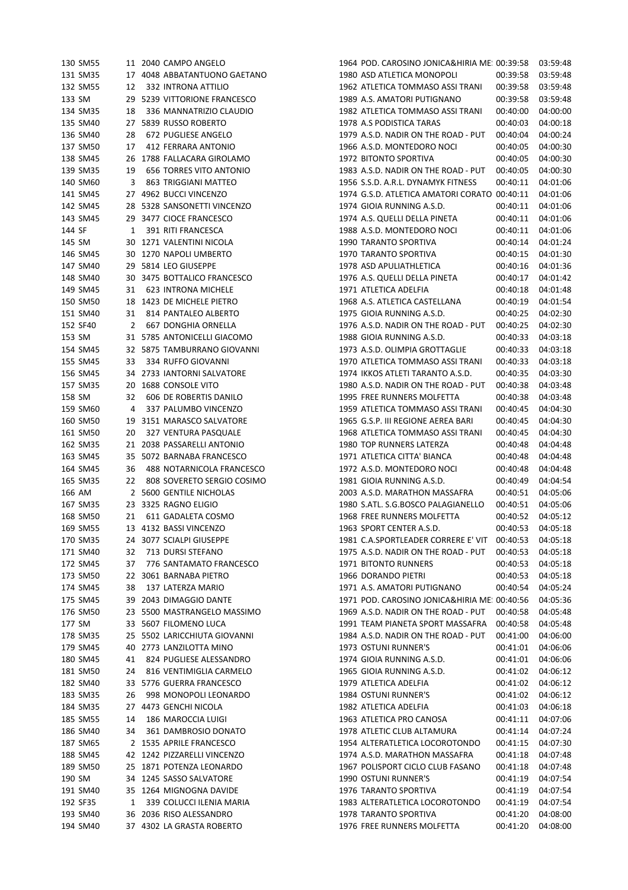| | | | | | | | | |
|---|---|---|---|---|---|---|---|---|
| 130 | SM55 | 11 | 2040 | CAMPO ANGELO | 1964 | POD. CAROSINO JONICA&HIRIA ME: | 00:39:58 | 03:59:48 |
| 131 | SM35 | 17 | 4048 | ABBATANTUONO GAETANO | 1980 | ASD ATLETICA MONOPOLI | 00:39:58 | 03:59:48 |
| 132 | SM55 | 12 | 332 | INTRONA ATTILIO | 1962 | ATLETICA TOMMASO ASSI TRANI | 00:39:58 | 03:59:48 |
| 133 | SM | 29 | 5239 | VITTORIONE FRANCESCO | 1989 | A.S. AMATORI PUTIGNANO | 00:39:58 | 03:59:48 |
| 134 | SM35 | 18 | 336 | MANNATRIZIO CLAUDIO | 1982 | ATLETICA TOMMASO ASSI TRANI | 00:40:00 | 04:00:00 |
| 135 | SM40 | 27 | 5839 | RUSSO ROBERTO | 1978 | A.S PODISTICA TARAS | 00:40:03 | 04:00:18 |
| 136 | SM40 | 28 | 672 | PUGLIESE ANGELO | 1979 | A.S.D. NADIR ON THE ROAD - PUT | 00:40:04 | 04:00:24 |
| 137 | SM50 | 17 | 412 | FERRARA ANTONIO | 1966 | A.S.D. MONTEDORO NOCI | 00:40:05 | 04:00:30 |
| 138 | SM45 | 26 | 1788 | FALLACARA GIROLAMO | 1972 | BITONTO SPORTIVA | 00:40:05 | 04:00:30 |
| 139 | SM35 | 19 | 656 | TORRES VITO ANTONIO | 1983 | A.S.D. NADIR ON THE ROAD - PUT | 00:40:05 | 04:00:30 |
| 140 | SM60 | 3 | 863 | TRIGGIANI MATTEO | 1956 | S.S.D. A.R.L. DYNAMYK FITNESS | 00:40:11 | 04:01:06 |
| 141 | SM45 | 27 | 4962 | BUCCI VINCENZO | 1974 | G.S.D. ATLETICA AMATORI CORATO | 00:40:11 | 04:01:06 |
| 142 | SM45 | 28 | 5328 | SANSONETTI VINCENZO | 1974 | GIOIA RUNNING A.S.D. | 00:40:11 | 04:01:06 |
| 143 | SM45 | 29 | 3477 | CIOCE FRANCESCO | 1974 | A.S. QUELLI DELLA PINETA | 00:40:11 | 04:01:06 |
| 144 | SF | 1 | 391 | RITI FRANCESCA | 1988 | A.S.D. MONTEDORO NOCI | 00:40:11 | 04:01:06 |
| 145 | SM | 30 | 1271 | VALENTINI NICOLA | 1990 | TARANTO SPORTIVA | 00:40:14 | 04:01:24 |
| 146 | SM45 | 30 | 1270 | NAPOLI UMBERTO | 1970 | TARANTO SPORTIVA | 00:40:15 | 04:01:30 |
| 147 | SM40 | 29 | 5814 | LEO GIUSEPPE | 1978 | ASD APULIATHLETICA | 00:40:16 | 04:01:36 |
| 148 | SM40 | 30 | 3475 | BOTTALICO FRANCESCO | 1976 | A.S. QUELLI DELLA PINETA | 00:40:17 | 04:01:42 |
| 149 | SM45 | 31 | 623 | INTRONA MICHELE | 1971 | ATLETICA ADELFIA | 00:40:18 | 04:01:48 |
| 150 | SM50 | 18 | 1423 | DE MICHELE PIETRO | 1968 | A.S. ATLETICA CASTELLANA | 00:40:19 | 04:01:54 |
| 151 | SM40 | 31 | 814 | PANTALEO ALBERTO | 1975 | GIOIA RUNNING A.S.D. | 00:40:25 | 04:02:30 |
| 152 | SF40 | 2 | 667 | DONGHIA ORNELLA | 1976 | A.S.D. NADIR ON THE ROAD - PUT | 00:40:25 | 04:02:30 |
| 153 | SM | 31 | 5785 | ANTONICELLI GIACOMO | 1988 | GIOIA RUNNING A.S.D. | 00:40:33 | 04:03:18 |
| 154 | SM45 | 32 | 5875 | TAMBURRANO GIOVANNI | 1973 | A.S.D. OLIMPIA GROTTAGLIE | 00:40:33 | 04:03:18 |
| 155 | SM45 | 33 | 334 | RUFFO GIOVANNI | 1970 | ATLETICA TOMMASO ASSI TRANI | 00:40:33 | 04:03:18 |
| 156 | SM45 | 34 | 2733 | IANTORNI SALVATORE | 1974 | IKKOS ATLETI TARANTO A.S.D. | 00:40:35 | 04:03:30 |
| 157 | SM35 | 20 | 1688 | CONSOLE VITO | 1980 | A.S.D. NADIR ON THE ROAD - PUT | 00:40:38 | 04:03:48 |
| 158 | SM | 32 | 606 | DE ROBERTIS DANILO | 1995 | FREE RUNNERS MOLFETTA | 00:40:38 | 04:03:48 |
| 159 | SM60 | 4 | 337 | PALUMBO VINCENZO | 1959 | ATLETICA TOMMASO ASSI TRANI | 00:40:45 | 04:04:30 |
| 160 | SM50 | 19 | 3151 | MARASCO SALVATORE | 1965 | G.S.P. III REGIONE AEREA BARI | 00:40:45 | 04:04:30 |
| 161 | SM50 | 20 | 327 | VENTURA PASQUALE | 1968 | ATLETICA TOMMASO ASSI TRANI | 00:40:45 | 04:04:30 |
| 162 | SM35 | 21 | 2038 | PASSARELLI ANTONIO | 1980 | TOP RUNNERS LATERZA | 00:40:48 | 04:04:48 |
| 163 | SM45 | 35 | 5072 | BARNABA FRANCESCO | 1971 | ATLETICA CITTA' BIANCA | 00:40:48 | 04:04:48 |
| 164 | SM45 | 36 | 488 | NOTARNICOLA FRANCESCO | 1972 | A.S.D. MONTEDORO NOCI | 00:40:48 | 04:04:48 |
| 165 | SM35 | 22 | 808 | SOVERETO SERGIO COSIMO | 1981 | GIOIA RUNNING A.S.D. | 00:40:49 | 04:04:54 |
| 166 | AM | 2 | 5600 | GENTILE NICHOLAS | 2003 | A.S.D. MARATHON MASSAFRA | 00:40:51 | 04:05:06 |
| 167 | SM35 | 23 | 3325 | RAGNO ELIGIO | 1980 | S.ATL. S.G.BOSCO PALAGIANELLO | 00:40:51 | 04:05:06 |
| 168 | SM50 | 21 | 611 | GADALETA COSMO | 1968 | FREE RUNNERS MOLFETTA | 00:40:52 | 04:05:12 |
| 169 | SM55 | 13 | 4132 | BASSI VINCENZO | 1963 | SPORT CENTER A.S.D. | 00:40:53 | 04:05:18 |
| 170 | SM35 | 24 | 3077 | SCIALPI GIUSEPPE | 1981 | C.A.SPORTLEADER CORRERE E' VIT | 00:40:53 | 04:05:18 |
| 171 | SM40 | 32 | 713 | DURSI STEFANO | 1975 | A.S.D. NADIR ON THE ROAD - PUT | 00:40:53 | 04:05:18 |
| 172 | SM45 | 37 | 776 | SANTAMATO FRANCESCO | 1971 | BITONTO RUNNERS | 00:40:53 | 04:05:18 |
| 173 | SM50 | 22 | 3061 | BARNABA PIETRO | 1966 | DORANDO PIETRI | 00:40:53 | 04:05:18 |
| 174 | SM45 | 38 | 137 | LATERZA MARIO | 1971 | A.S. AMATORI PUTIGNANO | 00:40:54 | 04:05:24 |
| 175 | SM45 | 39 | 2043 | DIMAGGIO DANTE | 1971 | POD. CAROSINO JONICA&HIRIA ME: | 00:40:56 | 04:05:36 |
| 176 | SM50 | 23 | 5500 | MASTRANGELO MASSIMO | 1969 | A.S.D. NADIR ON THE ROAD - PUT | 00:40:58 | 04:05:48 |
| 177 | SM | 33 | 5607 | FILOMENO LUCA | 1991 | TEAM PIANETA SPORT MASSAFRA | 00:40:58 | 04:05:48 |
| 178 | SM35 | 25 | 5502 | LARICCHIUTA GIOVANNI | 1984 | A.S.D. NADIR ON THE ROAD - PUT | 00:41:00 | 04:06:00 |
| 179 | SM45 | 40 | 2773 | LANZILOTTA MINO | 1973 | OSTUNI RUNNER'S | 00:41:01 | 04:06:06 |
| 180 | SM45 | 41 | 824 | PUGLIESE ALESSANDRO | 1974 | GIOIA RUNNING A.S.D. | 00:41:01 | 04:06:06 |
| 181 | SM50 | 24 | 816 | VENTIMIGLIA CARMELO | 1965 | GIOIA RUNNING A.S.D. | 00:41:02 | 04:06:12 |
| 182 | SM40 | 33 | 5776 | GUERRA FRANCESCO | 1979 | ATLETICA ADELFIA | 00:41:02 | 04:06:12 |
| 183 | SM35 | 26 | 998 | MONOPOLI LEONARDO | 1984 | OSTUNI RUNNER'S | 00:41:02 | 04:06:12 |
| 184 | SM35 | 27 | 4473 | GENCHI NICOLA | 1982 | ATLETICA ADELFIA | 00:41:03 | 04:06:18 |
| 185 | SM55 | 14 | 186 | MAROCCIA LUIGI | 1963 | ATLETICA PRO CANOSA | 00:41:11 | 04:07:06 |
| 186 | SM40 | 34 | 361 | DAMBROSIO DONATO | 1978 | ATLETIC CLUB ALTAMURA | 00:41:14 | 04:07:24 |
| 187 | SM65 | 2 | 1535 | APRILE FRANCESCO | 1954 | ALTERATLETICA LOCOROTONDO | 00:41:15 | 04:07:30 |
| 188 | SM45 | 42 | 1242 | PIZZARELLI VINCENZO | 1974 | A.S.D. MARATHON MASSAFRA | 00:41:18 | 04:07:48 |
| 189 | SM50 | 25 | 1871 | POTENZA LEONARDO | 1967 | POLISPORT CICLO CLUB FASANO | 00:41:18 | 04:07:48 |
| 190 | SM | 34 | 1245 | SASSO SALVATORE | 1990 | OSTUNI RUNNER'S | 00:41:19 | 04:07:54 |
| 191 | SM40 | 35 | 1264 | MIGNOGNA DAVIDE | 1976 | TARANTO SPORTIVA | 00:41:19 | 04:07:54 |
| 192 | SF35 | 1 | 339 | COLUCCI ILENIA MARIA | 1983 | ALTERATLETICA LOCOROTONDO | 00:41:19 | 04:07:54 |
| 193 | SM40 | 36 | 2036 | RISO ALESSANDRO | 1978 | TARANTO SPORTIVA | 00:41:20 | 04:08:00 |
| 194 | SM40 | 37 | 4302 | LA GRASTA ROBERTO | 1976 | FREE RUNNERS MOLFETTA | 00:41:20 | 04:08:00 |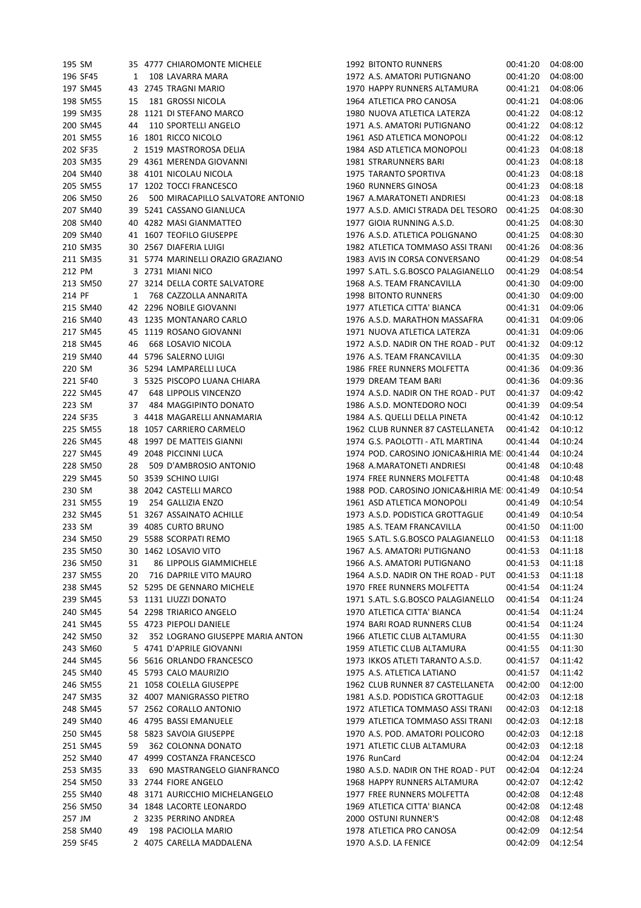| | | | | | | | | |
|---|---|---|---|---|---|---|---|---|
| 195 | SM | 35 | 4777 | CHIAROMONTE MICHELE | 1992 | BITONTO RUNNERS | 00:41:20 | 04:08:00 |
| 196 | SF45 | 1 | 108 | LAVARRA MARA | 1972 | A.S. AMATORI PUTIGNANO | 00:41:20 | 04:08:00 |
| 197 | SM45 | 43 | 2745 | TRAGNI MARIO | 1970 | HAPPY RUNNERS ALTAMURA | 00:41:21 | 04:08:06 |
| 198 | SM55 | 15 | 181 | GROSSI NICOLA | 1964 | ATLETICA PRO CANOSA | 00:41:21 | 04:08:06 |
| 199 | SM35 | 28 | 1121 | DI STEFANO MARCO | 1980 | NUOVA ATLETICA LATERZA | 00:41:22 | 04:08:12 |
| 200 | SM45 | 44 | 110 | SPORTELLI ANGELO | 1971 | A.S. AMATORI PUTIGNANO | 00:41:22 | 04:08:12 |
| 201 | SM55 | 16 | 1801 | RICCO NICOLO | 1961 | ASD ATLETICA MONOPOLI | 00:41:22 | 04:08:12 |
| 202 | SF35 | 2 | 1519 | MASTROROSA DELIA | 1984 | ASD ATLETICA MONOPOLI | 00:41:23 | 04:08:18 |
| 203 | SM35 | 29 | 4361 | MERENDA GIOVANNI | 1981 | STRARUNNERS BARI | 00:41:23 | 04:08:18 |
| 204 | SM40 | 38 | 4101 | NICOLAU NICOLA | 1975 | TARANTO SPORTIVA | 00:41:23 | 04:08:18 |
| 205 | SM55 | 17 | 1202 | TOCCI FRANCESCO | 1960 | RUNNERS GINOSA | 00:41:23 | 04:08:18 |
| 206 | SM50 | 26 | 500 | MIRACAPILLO SALVATORE ANTONIO | 1967 | A.MARATONETI ANDRIESI | 00:41:23 | 04:08:18 |
| 207 | SM40 | 39 | 5241 | CASSANO GIANLUCA | 1977 | A.S.D. AMICI STRADA DEL TESORO | 00:41:25 | 04:08:30 |
| 208 | SM40 | 40 | 4282 | MASI GIANMATTEO | 1977 | GIOIA RUNNING A.S.D. | 00:41:25 | 04:08:30 |
| 209 | SM40 | 41 | 1607 | TEOFILO GIUSEPPE | 1976 | A.S.D. ATLETICA POLIGNANO | 00:41:25 | 04:08:30 |
| 210 | SM35 | 30 | 2567 | DIAFERIA LUIGI | 1982 | ATLETICA TOMMASO ASSI TRANI | 00:41:26 | 04:08:36 |
| 211 | SM35 | 31 | 5774 | MARINELLI ORAZIO GRAZIANO | 1983 | AVIS IN CORSA CONVERSANO | 00:41:29 | 04:08:54 |
| 212 | PM | 3 | 2731 | MIANI NICO | 1997 | S.ATL. S.G.BOSCO PALAGIANELLO | 00:41:29 | 04:08:54 |
| 213 | SM50 | 27 | 3214 | DELLA CORTE SALVATORE | 1968 | A.S. TEAM FRANCAVILLA | 00:41:30 | 04:09:00 |
| 214 | PF | 1 | 768 | CAZZOLLA ANNARITA | 1998 | BITONTO RUNNERS | 00:41:30 | 04:09:00 |
| 215 | SM40 | 42 | 2296 | NOBILE GIOVANNI | 1977 | ATLETICA CITTA' BIANCA | 00:41:31 | 04:09:06 |
| 216 | SM40 | 43 | 1235 | MONTANARO CARLO | 1976 | A.S.D. MARATHON MASSAFRA | 00:41:31 | 04:09:06 |
| 217 | SM45 | 45 | 1119 | ROSANO GIOVANNI | 1971 | NUOVA ATLETICA LATERZA | 00:41:31 | 04:09:06 |
| 218 | SM45 | 46 | 668 | LOSAVIO NICOLA | 1972 | A.S.D. NADIR ON THE ROAD - PUT | 00:41:32 | 04:09:12 |
| 219 | SM40 | 44 | 5796 | SALERNO LUIGI | 1976 | A.S. TEAM FRANCAVILLA | 00:41:35 | 04:09:30 |
| 220 | SM | 36 | 5294 | LAMPARELLI LUCA | 1986 | FREE RUNNERS MOLFETTA | 00:41:36 | 04:09:36 |
| 221 | SF40 | 3 | 5325 | PISCOPO LUANA CHIARA | 1979 | DREAM TEAM BARI | 00:41:36 | 04:09:36 |
| 222 | SM45 | 47 | 648 | LIPPOLIS VINCENZO | 1974 | A.S.D. NADIR ON THE ROAD - PUT | 00:41:37 | 04:09:42 |
| 223 | SM | 37 | 484 | MAGGIPINTO DONATO | 1986 | A.S.D. MONTEDORO NOCI | 00:41:39 | 04:09:54 |
| 224 | SF35 | 3 | 4418 | MAGARELLI ANNAMARIA | 1984 | A.S. QUELLI DELLA PINETA | 00:41:42 | 04:10:12 |
| 225 | SM55 | 18 | 1057 | CARRIERO CARMELO | 1962 | CLUB RUNNER 87 CASTELLANETA | 00:41:42 | 04:10:12 |
| 226 | SM45 | 48 | 1997 | DE MATTEIS GIANNI | 1974 | G.S. PAOLOTTI - ATL MARTINA | 00:41:44 | 04:10:24 |
| 227 | SM45 | 49 | 2048 | PICCINNI LUCA | 1974 | POD. CAROSINO JONICA&HIRIA ME | 00:41:44 | 04:10:24 |
| 228 | SM50 | 28 | 509 | D'AMBROSIO ANTONIO | 1968 | A.MARATONETI ANDRIESI | 00:41:48 | 04:10:48 |
| 229 | SM45 | 50 | 3539 | SCHINO LUIGI | 1974 | FREE RUNNERS MOLFETTA | 00:41:48 | 04:10:48 |
| 230 | SM | 38 | 2042 | CASTELLI MARCO | 1988 | POD. CAROSINO JONICA&HIRIA ME | 00:41:49 | 04:10:54 |
| 231 | SM55 | 19 | 254 | GALLIZIA ENZO | 1961 | ASD ATLETICA MONOPOLI | 00:41:49 | 04:10:54 |
| 232 | SM45 | 51 | 3267 | ASSAINATO ACHILLE | 1973 | A.S.D. PODISTICA GROTTAGLIE | 00:41:49 | 04:10:54 |
| 233 | SM | 39 | 4085 | CURTO BRUNO | 1985 | A.S. TEAM FRANCAVILLA | 00:41:50 | 04:11:00 |
| 234 | SM50 | 29 | 5588 | SCORPATI REMO | 1965 | S.ATL. S.G.BOSCO PALAGIANELLO | 00:41:53 | 04:11:18 |
| 235 | SM50 | 30 | 1462 | LOSAVIO VITO | 1967 | A.S. AMATORI PUTIGNANO | 00:41:53 | 04:11:18 |
| 236 | SM50 | 31 | 86 | LIPPOLIS GIAMMICHELE | 1966 | A.S. AMATORI PUTIGNANO | 00:41:53 | 04:11:18 |
| 237 | SM55 | 20 | 716 | DAPRILE VITO MAURO | 1964 | A.S.D. NADIR ON THE ROAD - PUT | 00:41:53 | 04:11:18 |
| 238 | SM45 | 52 | 5295 | DE GENNARO MICHELE | 1970 | FREE RUNNERS MOLFETTA | 00:41:54 | 04:11:24 |
| 239 | SM45 | 53 | 1131 | LIUZZI DONATO | 1971 | S.ATL. S.G.BOSCO PALAGIANELLO | 00:41:54 | 04:11:24 |
| 240 | SM45 | 54 | 2298 | TRIARICO ANGELO | 1970 | ATLETICA CITTA' BIANCA | 00:41:54 | 04:11:24 |
| 241 | SM45 | 55 | 4723 | PIEPOLI DANIELE | 1974 | BARI ROAD RUNNERS CLUB | 00:41:54 | 04:11:24 |
| 242 | SM50 | 32 | 352 | LOGRANO GIUSEPPE MARIA ANTON | 1966 | ATLETIC CLUB ALTAMURA | 00:41:55 | 04:11:30 |
| 243 | SM60 | 5 | 4741 | D'APRILE GIOVANNI | 1959 | ATLETIC CLUB ALTAMURA | 00:41:55 | 04:11:30 |
| 244 | SM45 | 56 | 5616 | ORLANDO FRANCESCO | 1973 | IKKOS ATLETI TARANTO A.S.D. | 00:41:57 | 04:11:42 |
| 245 | SM40 | 45 | 5793 | CALO MAURIZIO | 1975 | A.S. ATLETICA LATIANO | 00:41:57 | 04:11:42 |
| 246 | SM55 | 21 | 1058 | COLELLA GIUSEPPE | 1962 | CLUB RUNNER 87 CASTELLANETA | 00:42:00 | 04:12:00 |
| 247 | SM35 | 32 | 4007 | MANIGRASSO PIETRO | 1981 | A.S.D. PODISTICA GROTTAGLIE | 00:42:03 | 04:12:18 |
| 248 | SM45 | 57 | 2562 | CORALLO ANTONIO | 1972 | ATLETICA TOMMASO ASSI TRANI | 00:42:03 | 04:12:18 |
| 249 | SM40 | 46 | 4795 | BASSI EMANUELE | 1979 | ATLETICA TOMMASO ASSI TRANI | 00:42:03 | 04:12:18 |
| 250 | SM45 | 58 | 5823 | SAVOIA GIUSEPPE | 1970 | A.S. POD. AMATORI POLICORO | 00:42:03 | 04:12:18 |
| 251 | SM45 | 59 | 362 | COLONNA DONATO | 1971 | ATLETIC CLUB ALTAMURA | 00:42:03 | 04:12:18 |
| 252 | SM40 | 47 | 4999 | COSTANZA FRANCESCO | 1976 | RunCard | 00:42:04 | 04:12:24 |
| 253 | SM35 | 33 | 690 | MASTRANGELO GIANFRANCO | 1980 | A.S.D. NADIR ON THE ROAD - PUT | 00:42:04 | 04:12:24 |
| 254 | SM50 | 33 | 2744 | FIORE ANGELO | 1968 | HAPPY RUNNERS ALTAMURA | 00:42:07 | 04:12:42 |
| 255 | SM40 | 48 | 3171 | AURICCHIO MICHELANGELO | 1977 | FREE RUNNERS MOLFETTA | 00:42:08 | 04:12:48 |
| 256 | SM50 | 34 | 1848 | LACORTE LEONARDO | 1969 | ATLETICA CITTA' BIANCA | 00:42:08 | 04:12:48 |
| 257 | JM | 2 | 3235 | PERRINO ANDREA | 2000 | OSTUNI RUNNER'S | 00:42:08 | 04:12:48 |
| 258 | SM40 | 49 | 198 | PACIOLLA MARIO | 1978 | ATLETICA PRO CANOSA | 00:42:09 | 04:12:54 |
| 259 | SF45 | 2 | 4075 | CARELLA MADDALENA | 1970 | A.S.D. LA FENICE | 00:42:09 | 04:12:54 |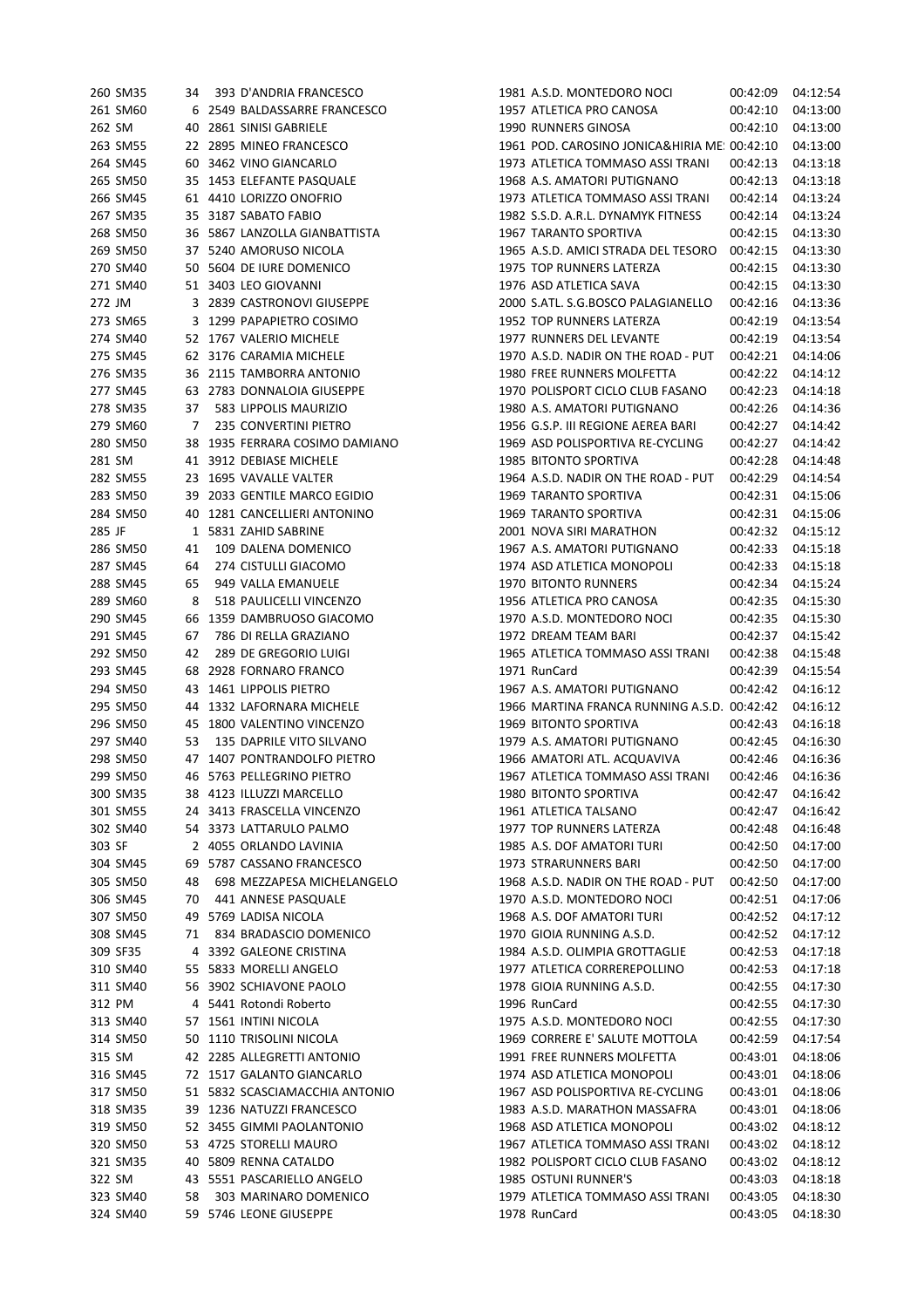| | | | | | | | | |
|---|---|---|---|---|---|---|---|---|
| 260 | SM35 | 34 | 393 | D'ANDRIA FRANCESCO | 1981 | A.S.D. MONTEDORO NOCI | 00:42:09 | 04:12:54 |
| 261 | SM60 | 6 | 2549 | BALDASSARRE FRANCESCO | 1957 | ATLETICA PRO CANOSA | 00:42:10 | 04:13:00 |
| 262 | SM | 40 | 2861 | SINISI GABRIELE | 1990 | RUNNERS GINOSA | 00:42:10 | 04:13:00 |
| 263 | SM55 | 22 | 2895 | MINEO FRANCESCO | 1961 | POD. CAROSINO JONICA&HIRIA ME | 00:42:10 | 04:13:00 |
| 264 | SM45 | 60 | 3462 | VINO GIANCARLO | 1973 | ATLETICA TOMMASO ASSI TRANI | 00:42:13 | 04:13:18 |
| 265 | SM50 | 35 | 1453 | ELEFANTE PASQUALE | 1968 | A.S. AMATORI PUTIGNANO | 00:42:13 | 04:13:18 |
| 266 | SM45 | 61 | 4410 | LORIZZO ONOFRIO | 1973 | ATLETICA TOMMASO ASSI TRANI | 00:42:14 | 04:13:24 |
| 267 | SM35 | 35 | 3187 | SABATO FABIO | 1982 | S.S.D. A.R.L. DYNAMYK FITNESS | 00:42:14 | 04:13:24 |
| 268 | SM50 | 36 | 5867 | LANZOLLA GIANBATTISTA | 1967 | TARANTO SPORTIVA | 00:42:15 | 04:13:30 |
| 269 | SM50 | 37 | 5240 | AMORUSO NICOLA | 1965 | A.S.D. AMICI STRADA DEL TESORO | 00:42:15 | 04:13:30 |
| 270 | SM40 | 50 | 5604 | DE IURE DOMENICO | 1975 | TOP RUNNERS LATERZA | 00:42:15 | 04:13:30 |
| 271 | SM40 | 51 | 3403 | LEO GIOVANNI | 1976 | ASD ATLETICA SAVA | 00:42:15 | 04:13:30 |
| 272 | JM | 3 | 2839 | CASTRONOVI GIUSEPPE | 2000 | S.ATL. S.G.BOSCO PALAGIANELLO | 00:42:16 | 04:13:36 |
| 273 | SM65 | 3 | 1299 | PAPAPIETRO COSIMO | 1952 | TOP RUNNERS LATERZA | 00:42:19 | 04:13:54 |
| 274 | SM40 | 52 | 1767 | VALERIO MICHELE | 1977 | RUNNERS DEL LEVANTE | 00:42:19 | 04:13:54 |
| 275 | SM45 | 62 | 3176 | CARAMIA MICHELE | 1970 | A.S.D. NADIR ON THE ROAD - PUT | 00:42:21 | 04:14:06 |
| 276 | SM35 | 36 | 2115 | TAMBORRA ANTONIO | 1980 | FREE RUNNERS MOLFETTA | 00:42:22 | 04:14:12 |
| 277 | SM45 | 63 | 2783 | DONNALOIA GIUSEPPE | 1970 | POLISPORT CICLO CLUB FASANO | 00:42:23 | 04:14:18 |
| 278 | SM35 | 37 | 583 | LIPPOLIS MAURIZIO | 1980 | A.S. AMATORI PUTIGNANO | 00:42:26 | 04:14:36 |
| 279 | SM60 | 7 | 235 | CONVERTINI PIETRO | 1956 | G.S.P. III REGIONE AEREA BARI | 00:42:27 | 04:14:42 |
| 280 | SM50 | 38 | 1935 | FERRARA COSIMO DAMIANO | 1969 | ASD POLISPORTIVA RE-CYCLING | 00:42:27 | 04:14:42 |
| 281 | SM | 41 | 3912 | DEBIASE MICHELE | 1985 | BITONTO SPORTIVA | 00:42:28 | 04:14:48 |
| 282 | SM55 | 23 | 1695 | VAVALLE VALTER | 1964 | A.S.D. NADIR ON THE ROAD - PUT | 00:42:29 | 04:14:54 |
| 283 | SM50 | 39 | 2033 | GENTILE MARCO EGIDIO | 1969 | TARANTO SPORTIVA | 00:42:31 | 04:15:06 |
| 284 | SM50 | 40 | 1281 | CANCELLIERI ANTONINO | 1969 | TARANTO SPORTIVA | 00:42:31 | 04:15:06 |
| 285 | JF | 1 | 5831 | ZAHID SABRINE | 2001 | NOVA SIRI MARATHON | 00:42:32 | 04:15:12 |
| 286 | SM50 | 41 | 109 | DALENA DOMENICO | 1967 | A.S. AMATORI PUTIGNANO | 00:42:33 | 04:15:18 |
| 287 | SM45 | 64 | 274 | CISTULLI GIACOMO | 1974 | ASD ATLETICA MONOPOLI | 00:42:33 | 04:15:18 |
| 288 | SM45 | 65 | 949 | VALLA EMANUELE | 1970 | BITONTO RUNNERS | 00:42:34 | 04:15:24 |
| 289 | SM60 | 8 | 518 | PAULICELLI VINCENZO | 1956 | ATLETICA PRO CANOSA | 00:42:35 | 04:15:30 |
| 290 | SM45 | 66 | 1359 | DAMBRUOSO GIACOMO | 1970 | A.S.D. MONTEDORO NOCI | 00:42:35 | 04:15:30 |
| 291 | SM45 | 67 | 786 | DI RELLA GRAZIANO | 1972 | DREAM TEAM BARI | 00:42:37 | 04:15:42 |
| 292 | SM50 | 42 | 289 | DE GREGORIO LUIGI | 1965 | ATLETICA TOMMASO ASSI TRANI | 00:42:38 | 04:15:48 |
| 293 | SM45 | 68 | 2928 | FORNARO FRANCO | 1971 | RunCard | 00:42:39 | 04:15:54 |
| 294 | SM50 | 43 | 1461 | LIPPOLIS PIETRO | 1967 | A.S. AMATORI PUTIGNANO | 00:42:42 | 04:16:12 |
| 295 | SM50 | 44 | 1332 | LAFORNARA MICHELE | 1966 | MARTINA FRANCA RUNNING A.S.D. | 00:42:42 | 04:16:12 |
| 296 | SM50 | 45 | 1800 | VALENTINO VINCENZO | 1969 | BITONTO SPORTIVA | 00:42:43 | 04:16:18 |
| 297 | SM40 | 53 | 135 | DAPRILE VITO SILVANO | 1979 | A.S. AMATORI PUTIGNANO | 00:42:45 | 04:16:30 |
| 298 | SM50 | 47 | 1407 | PONTRANDOLFO PIETRO | 1966 | AMATORI ATL. ACQUAVIVA | 00:42:46 | 04:16:36 |
| 299 | SM50 | 46 | 5763 | PELLEGRINO PIETRO | 1967 | ATLETICA TOMMASO ASSI TRANI | 00:42:46 | 04:16:36 |
| 300 | SM35 | 38 | 4123 | ILLUZZI MARCELLO | 1980 | BITONTO SPORTIVA | 00:42:47 | 04:16:42 |
| 301 | SM55 | 24 | 3413 | FRASCELLA VINCENZO | 1961 | ATLETICA TALSANO | 00:42:47 | 04:16:42 |
| 302 | SM40 | 54 | 3373 | LATTARULO PALMO | 1977 | TOP RUNNERS LATERZA | 00:42:48 | 04:16:48 |
| 303 | SF | 2 | 4055 | ORLANDO LAVINIA | 1985 | A.S. DOF AMATORI TURI | 00:42:50 | 04:17:00 |
| 304 | SM45 | 69 | 5787 | CASSANO FRANCESCO | 1973 | STRARUNNERS BARI | 00:42:50 | 04:17:00 |
| 305 | SM50 | 48 | 698 | MEZZAPESA MICHELANGELO | 1968 | A.S.D. NADIR ON THE ROAD - PUT | 00:42:50 | 04:17:00 |
| 306 | SM45 | 70 | 441 | ANNESE PASQUALE | 1970 | A.S.D. MONTEDORO NOCI | 00:42:51 | 04:17:06 |
| 307 | SM50 | 49 | 5769 | LADISA NICOLA | 1968 | A.S. DOF AMATORI TURI | 00:42:52 | 04:17:12 |
| 308 | SM45 | 71 | 834 | BRADASCIO DOMENICO | 1970 | GIOIA RUNNING A.S.D. | 00:42:52 | 04:17:12 |
| 309 | SF35 | 4 | 3392 | GALEONE CRISTINA | 1984 | A.S.D. OLIMPIA GROTTAGLIE | 00:42:53 | 04:17:18 |
| 310 | SM40 | 55 | 5833 | MORELLI ANGELO | 1977 | ATLETICA CORREREPOLLINO | 00:42:53 | 04:17:18 |
| 311 | SM40 | 56 | 3902 | SCHIAVONE PAOLO | 1978 | GIOIA RUNNING A.S.D. | 00:42:55 | 04:17:30 |
| 312 | PM | 4 | 5441 | Rotondi Roberto | 1996 | RunCard | 00:42:55 | 04:17:30 |
| 313 | SM40 | 57 | 1561 | INTINI NICOLA | 1975 | A.S.D. MONTEDORO NOCI | 00:42:55 | 04:17:30 |
| 314 | SM50 | 50 | 1110 | TRISOLINI NICOLA | 1969 | CORRERE E' SALUTE MOTTOLA | 00:42:59 | 04:17:54 |
| 315 | SM | 42 | 2285 | ALLEGRETTI ANTONIO | 1991 | FREE RUNNERS MOLFETTA | 00:43:01 | 04:18:06 |
| 316 | SM45 | 72 | 1517 | GALANTO GIANCARLO | 1974 | ASD ATLETICA MONOPOLI | 00:43:01 | 04:18:06 |
| 317 | SM50 | 51 | 5832 | SCASCIAMACCHIA ANTONIO | 1967 | ASD POLISPORTIVA RE-CYCLING | 00:43:01 | 04:18:06 |
| 318 | SM35 | 39 | 1236 | NATUZZI FRANCESCO | 1983 | A.S.D. MARATHON MASSAFRA | 00:43:01 | 04:18:06 |
| 319 | SM50 | 52 | 3455 | GIMMI PAOLANTONIO | 1968 | ASD ATLETICA MONOPOLI | 00:43:02 | 04:18:12 |
| 320 | SM50 | 53 | 4725 | STORELLI MAURO | 1967 | ATLETICA TOMMASO ASSI TRANI | 00:43:02 | 04:18:12 |
| 321 | SM35 | 40 | 5809 | RENNA CATALDO | 1982 | POLISPORT CICLO CLUB FASANO | 00:43:02 | 04:18:12 |
| 322 | SM | 43 | 5551 | PASCARIELLO ANGELO | 1985 | OSTUNI RUNNER'S | 00:43:03 | 04:18:18 |
| 323 | SM40 | 58 | 303 | MARINARO DOMENICO | 1979 | ATLETICA TOMMASO ASSI TRANI | 00:43:05 | 04:18:30 |
| 324 | SM40 | 59 | 5746 | LEONE GIUSEPPE | 1978 | RunCard | 00:43:05 | 04:18:30 |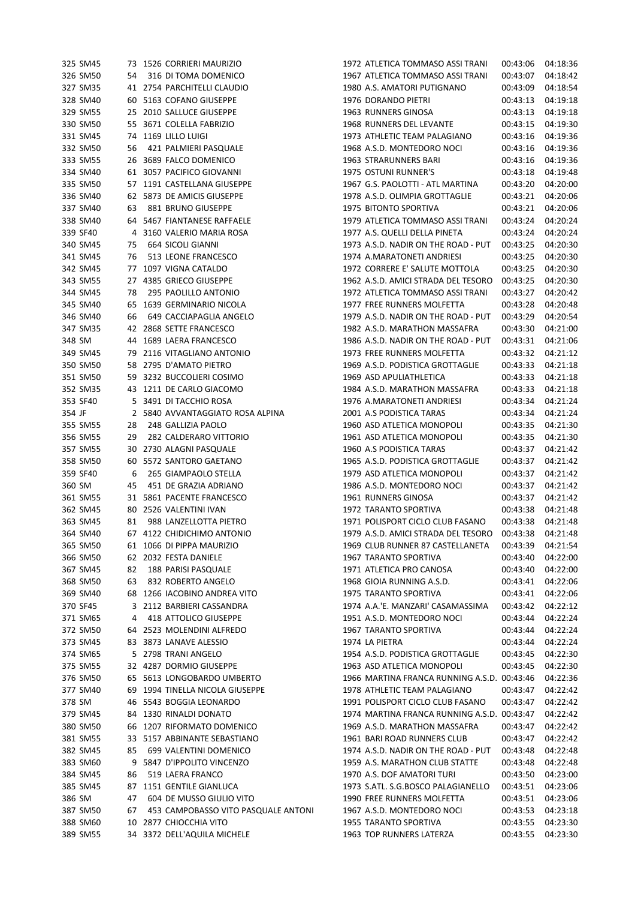| | | | | | | | | |
|---|---|---|---|---|---|---|---|---|
| 325 | SM45 | 73 | 1526 | CORRIERI MAURIZIO | 1972 | ATLETICA TOMMASO ASSI TRANI | 00:43:06 | 04:18:36 |
| 326 | SM50 | 54 | 316 | DI TOMA DOMENICO | 1967 | ATLETICA TOMMASO ASSI TRANI | 00:43:07 | 04:18:42 |
| 327 | SM35 | 41 | 2754 | PARCHITELLI CLAUDIO | 1980 | A.S. AMATORI PUTIGNANO | 00:43:09 | 04:18:54 |
| 328 | SM40 | 60 | 5163 | COFANO GIUSEPPE | 1976 | DORANDO PIETRI | 00:43:13 | 04:19:18 |
| 329 | SM55 | 25 | 2010 | SALLUCE GIUSEPPE | 1963 | RUNNERS GINOSA | 00:43:13 | 04:19:18 |
| 330 | SM50 | 55 | 3671 | COLELLA FABRIZIO | 1968 | RUNNERS DEL LEVANTE | 00:43:15 | 04:19:30 |
| 331 | SM45 | 74 | 1169 | LILLO LUIGI | 1973 | ATHLETIC TEAM PALAGIANO | 00:43:16 | 04:19:36 |
| 332 | SM50 | 56 | 421 | PALMIERI PASQUALE | 1968 | A.S.D. MONTEDORO NOCI | 00:43:16 | 04:19:36 |
| 333 | SM55 | 26 | 3689 | FALCO DOMENICO | 1963 | STRARUNNERS BARI | 00:43:16 | 04:19:36 |
| 334 | SM40 | 61 | 3057 | PACIFICO GIOVANNI | 1975 | OSTUNI RUNNER'S | 00:43:18 | 04:19:48 |
| 335 | SM50 | 57 | 1191 | CASTELLANA GIUSEPPE | 1967 | G.S. PAOLOTTI - ATL MARTINA | 00:43:20 | 04:20:00 |
| 336 | SM40 | 62 | 5873 | DE AMICIS GIUSEPPE | 1978 | A.S.D. OLIMPIA GROTTAGLIE | 00:43:21 | 04:20:06 |
| 337 | SM40 | 63 | 881 | BRUNO GIUSEPPE | 1975 | BITONTO SPORTIVA | 00:43:21 | 04:20:06 |
| 338 | SM40 | 64 | 5467 | FIANTANESE RAFFAELE | 1979 | ATLETICA TOMMASO ASSI TRANI | 00:43:24 | 04:20:24 |
| 339 | SF40 | 4 | 3160 | VALERIO MARIA ROSA | 1977 | A.S. QUELLI DELLA PINETA | 00:43:24 | 04:20:24 |
| 340 | SM45 | 75 | 664 | SICOLI GIANNI | 1973 | A.S.D. NADIR ON THE ROAD - PUT | 00:43:25 | 04:20:30 |
| 341 | SM45 | 76 | 513 | LEONE FRANCESCO | 1974 | A.MARATONETI ANDRIESI | 00:43:25 | 04:20:30 |
| 342 | SM45 | 77 | 1097 | VIGNA CATALDO | 1972 | CORRERE E' SALUTE MOTTOLA | 00:43:25 | 04:20:30 |
| 343 | SM55 | 27 | 4385 | GRIECO GIUSEPPE | 1962 | A.S.D. AMICI STRADA DEL TESORO | 00:43:25 | 04:20:30 |
| 344 | SM45 | 78 | 295 | PAOLILLO ANTONIO | 1972 | ATLETICA TOMMASO ASSI TRANI | 00:43:27 | 04:20:42 |
| 345 | SM40 | 65 | 1639 | GERMINARIO NICOLA | 1977 | FREE RUNNERS MOLFETTA | 00:43:28 | 04:20:48 |
| 346 | SM40 | 66 | 649 | CACCIAPAGLIA ANGELO | 1979 | A.S.D. NADIR ON THE ROAD - PUT | 00:43:29 | 04:20:54 |
| 347 | SM35 | 42 | 2868 | SETTE FRANCESCO | 1982 | A.S.D. MARATHON MASSAFRA | 00:43:30 | 04:21:00 |
| 348 | SM | 44 | 1689 | LAERA FRANCESCO | 1986 | A.S.D. NADIR ON THE ROAD - PUT | 00:43:31 | 04:21:06 |
| 349 | SM45 | 79 | 2116 | VITAGLIANO ANTONIO | 1973 | FREE RUNNERS MOLFETTA | 00:43:32 | 04:21:12 |
| 350 | SM50 | 58 | 2795 | D'AMATO PIETRO | 1969 | A.S.D. PODISTICA GROTTAGLIE | 00:43:33 | 04:21:18 |
| 351 | SM50 | 59 | 3232 | BUCCOLIERI COSIMO | 1969 | ASD APULIATHLETICA | 00:43:33 | 04:21:18 |
| 352 | SM35 | 43 | 1211 | DE CARLO GIACOMO | 1984 | A.S.D. MARATHON MASSAFRA | 00:43:33 | 04:21:18 |
| 353 | SF40 | 5 | 3491 | DI TACCHIO ROSA | 1976 | A.MARATONETI ANDRIESI | 00:43:34 | 04:21:24 |
| 354 | JF | 2 | 5840 | AVVANTAGGIATO ROSA ALPINA | 2001 | A.S PODISTICA TARAS | 00:43:34 | 04:21:24 |
| 355 | SM55 | 28 | 248 | GALLIZIA PAOLO | 1960 | ASD ATLETICA MONOPOLI | 00:43:35 | 04:21:30 |
| 356 | SM55 | 29 | 282 | CALDERARO VITTORIO | 1961 | ASD ATLETICA MONOPOLI | 00:43:35 | 04:21:30 |
| 357 | SM55 | 30 | 2730 | ALAGNI PASQUALE | 1960 | A.S PODISTICA TARAS | 00:43:37 | 04:21:42 |
| 358 | SM50 | 60 | 5572 | SANTORO GAETANO | 1965 | A.S.D. PODISTICA GROTTAGLIE | 00:43:37 | 04:21:42 |
| 359 | SF40 | 6 | 265 | GIAMPAOLO STELLA | 1979 | ASD ATLETICA MONOPOLI | 00:43:37 | 04:21:42 |
| 360 | SM | 45 | 451 | DE GRAZIA ADRIANO | 1986 | A.S.D. MONTEDORO NOCI | 00:43:37 | 04:21:42 |
| 361 | SM55 | 31 | 5861 | PACENTE FRANCESCO | 1961 | RUNNERS GINOSA | 00:43:37 | 04:21:42 |
| 362 | SM45 | 80 | 2526 | VALENTINI IVAN | 1972 | TARANTO SPORTIVA | 00:43:38 | 04:21:48 |
| 363 | SM45 | 81 | 988 | LANZELLOTTA PIETRO | 1971 | POLISPORT CICLO CLUB FASANO | 00:43:38 | 04:21:48 |
| 364 | SM40 | 67 | 4122 | CHIDICHIMO ANTONIO | 1979 | A.S.D. AMICI STRADA DEL TESORO | 00:43:38 | 04:21:48 |
| 365 | SM50 | 61 | 1066 | DI PIPPA MAURIZIO | 1969 | CLUB RUNNER 87 CASTELLANETA | 00:43:39 | 04:21:54 |
| 366 | SM50 | 62 | 2032 | FESTA DANIELE | 1967 | TARANTO SPORTIVA | 00:43:40 | 04:22:00 |
| 367 | SM45 | 82 | 188 | PARISI PASQUALE | 1971 | ATLETICA PRO CANOSA | 00:43:40 | 04:22:00 |
| 368 | SM50 | 63 | 832 | ROBERTO ANGELO | 1968 | GIOIA RUNNING A.S.D. | 00:43:41 | 04:22:06 |
| 369 | SM40 | 68 | 1266 | IACOBINO ANDREA VITO | 1975 | TARANTO SPORTIVA | 00:43:41 | 04:22:06 |
| 370 | SF45 | 3 | 2112 | BARBIERI CASSANDRA | 1974 | A.A.'E. MANZARI' CASAMASSIMA | 00:43:42 | 04:22:12 |
| 371 | SM65 | 4 | 418 | ATTOLICO GIUSEPPE | 1951 | A.S.D. MONTEDORO NOCI | 00:43:44 | 04:22:24 |
| 372 | SM50 | 64 | 2523 | MOLENDINI ALFREDO | 1967 | TARANTO SPORTIVA | 00:43:44 | 04:22:24 |
| 373 | SM45 | 83 | 3873 | LANAVE ALESSIO | 1974 | LA PIETRA | 00:43:44 | 04:22:24 |
| 374 | SM65 | 5 | 2798 | TRANI ANGELO | 1954 | A.S.D. PODISTICA GROTTAGLIE | 00:43:45 | 04:22:30 |
| 375 | SM55 | 32 | 4287 | DORMIO GIUSEPPE | 1963 | ASD ATLETICA MONOPOLI | 00:43:45 | 04:22:30 |
| 376 | SM50 | 65 | 5613 | LONGOBARDO UMBERTO | 1966 | MARTINA FRANCA RUNNING A.S.D. | 00:43:46 | 04:22:36 |
| 377 | SM40 | 69 | 1994 | TINELLA NICOLA GIUSEPPE | 1978 | ATHLETIC TEAM PALAGIANO | 00:43:47 | 04:22:42 |
| 378 | SM | 46 | 5543 | BOGGIA LEONARDO | 1991 | POLISPORT CICLO CLUB FASANO | 00:43:47 | 04:22:42 |
| 379 | SM45 | 84 | 1330 | RINALDI DONATO | 1974 | MARTINA FRANCA RUNNING A.S.D. | 00:43:47 | 04:22:42 |
| 380 | SM50 | 66 | 1207 | RIFORMATO DOMENICO | 1969 | A.S.D. MARATHON MASSAFRA | 00:43:47 | 04:22:42 |
| 381 | SM55 | 33 | 5157 | ABBINANTE SEBASTIANO | 1961 | BARI ROAD RUNNERS CLUB | 00:43:47 | 04:22:42 |
| 382 | SM45 | 85 | 699 | VALENTINI DOMENICO | 1974 | A.S.D. NADIR ON THE ROAD - PUT | 00:43:48 | 04:22:48 |
| 383 | SM60 | 9 | 5847 | D'IPPOLITO VINCENZO | 1959 | A.S. MARATHON CLUB STATTE | 00:43:48 | 04:22:48 |
| 384 | SM45 | 86 | 519 | LAERA FRANCO | 1970 | A.S.D. DOF AMATORI TURI | 00:43:50 | 04:23:00 |
| 385 | SM45 | 87 | 1151 | GENTILE GIANLUCA | 1973 | S.ATL. S.G.BOSCO PALAGIANELLO | 00:43:51 | 04:23:06 |
| 386 | SM | 47 | 604 | DE MUSSO GIULIO VITO | 1990 | FREE RUNNERS MOLFETTA | 00:43:51 | 04:23:06 |
| 387 | SM50 | 67 | 453 | CAMPOBASSO VITO PASQUALE ANTONI | 1967 | A.S.D. MONTEDORO NOCI | 00:43:53 | 04:23:18 |
| 388 | SM60 | 10 | 2877 | CHIOCCHIA VITO | 1955 | TARANTO SPORTIVA | 00:43:55 | 04:23:30 |
| 389 | SM55 | 34 | 3372 | DELL'AQUILA MICHELE | 1963 | TOP RUNNERS LATERZA | 00:43:55 | 04:23:30 |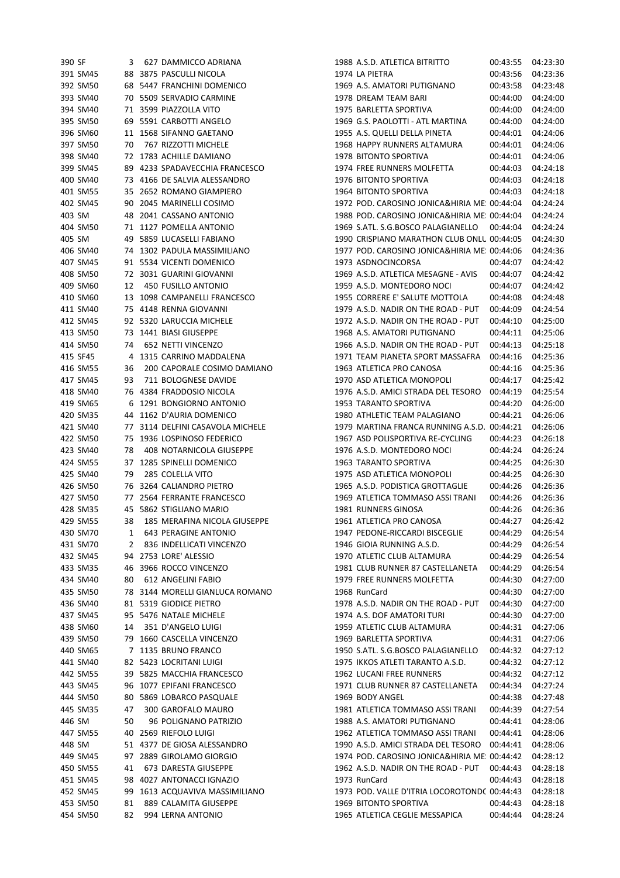| | | | | | | | | |
|---|---|---|---|---|---|---|---|---|
| 390 | SF | 3 | 627 | DAMMICCO ADRIANA | 1988 | A.S.D. ATLETICA BITRITTO | 00:43:55 | 04:23:30 |
| 391 | SM45 | 88 | 3875 | PASCULLI NICOLA | 1974 | LA PIETRA | 00:43:56 | 04:23:36 |
| 392 | SM50 | 68 | 5447 | FRANCHINI DOMENICO | 1969 | A.S. AMATORI PUTIGNANO | 00:43:58 | 04:23:48 |
| 393 | SM40 | 70 | 5509 | SERVADIO CARMINE | 1978 | DREAM TEAM BARI | 00:44:00 | 04:24:00 |
| 394 | SM40 | 71 | 3599 | PIAZZOLLA VITO | 1975 | BARLETTA SPORTIVA | 00:44:00 | 04:24:00 |
| 395 | SM50 | 69 | 5591 | CARBOTTI ANGELO | 1969 | G.S. PAOLOTTI - ATL MARTINA | 00:44:00 | 04:24:00 |
| 396 | SM60 | 11 | 1568 | SIFANNO GAETANO | 1955 | A.S. QUELLI DELLA PINETA | 00:44:01 | 04:24:06 |
| 397 | SM50 | 70 | 767 | RIZZOTTI MICHELE | 1968 | HAPPY RUNNERS ALTAMURA | 00:44:01 | 04:24:06 |
| 398 | SM40 | 72 | 1783 | ACHILLE DAMIANO | 1978 | BITONTO SPORTIVA | 00:44:01 | 04:24:06 |
| 399 | SM45 | 89 | 4233 | SPADAVECCHIA FRANCESCO | 1974 | FREE RUNNERS MOLFETTA | 00:44:03 | 04:24:18 |
| 400 | SM40 | 73 | 4166 | DE SALVIA ALESSANDRO | 1976 | BITONTO SPORTIVA | 00:44:03 | 04:24:18 |
| 401 | SM55 | 35 | 2652 | ROMANO GIAMPIERO | 1964 | BITONTO SPORTIVA | 00:44:03 | 04:24:18 |
| 402 | SM45 | 90 | 2045 | MARINELLI COSIMO | 1972 | POD. CAROSINO JONICA&HIRIA ME | 00:44:04 | 04:24:24 |
| 403 | SM | 48 | 2041 | CASSANO ANTONIO | 1988 | POD. CAROSINO JONICA&HIRIA ME | 00:44:04 | 04:24:24 |
| 404 | SM50 | 71 | 1127 | POMELLA ANTONIO | 1969 | S.ATL. S.G.BOSCO PALAGIANELLO | 00:44:04 | 04:24:24 |
| 405 | SM | 49 | 5859 | LUCASELLI FABIANO | 1990 | CRISPIANO MARATHON CLUB ONLU | 00:44:05 | 04:24:30 |
| 406 | SM40 | 74 | 1302 | PADULA MASSIMILIANO | 1977 | POD. CAROSINO JONICA&HIRIA ME | 00:44:06 | 04:24:36 |
| 407 | SM45 | 91 | 5534 | VICENTI DOMENICO | 1973 | ASDNOCINCORSA | 00:44:07 | 04:24:42 |
| 408 | SM50 | 72 | 3031 | GUARINI GIOVANNI | 1969 | A.S.D. ATLETICA MESAGNE - AVIS | 00:44:07 | 04:24:42 |
| 409 | SM60 | 12 | 450 | FUSILLO ANTONIO | 1959 | A.S.D. MONTEDORO NOCI | 00:44:07 | 04:24:42 |
| 410 | SM60 | 13 | 1098 | CAMPANELLI FRANCESCO | 1955 | CORRERE E' SALUTE MOTTOLA | 00:44:08 | 04:24:48 |
| 411 | SM40 | 75 | 4148 | RENNA GIOVANNI | 1979 | A.S.D. NADIR ON THE ROAD - PUT | 00:44:09 | 04:24:54 |
| 412 | SM45 | 92 | 5320 | LARUCCIA MICHELE | 1972 | A.S.D. NADIR ON THE ROAD - PUT | 00:44:10 | 04:25:00 |
| 413 | SM50 | 73 | 1441 | BIASI GIUSEPPE | 1968 | A.S. AMATORI PUTIGNANO | 00:44:11 | 04:25:06 |
| 414 | SM50 | 74 | 652 | NETTI VINCENZO | 1966 | A.S.D. NADIR ON THE ROAD - PUT | 00:44:13 | 04:25:18 |
| 415 | SF45 | 4 | 1315 | CARRINO MADDALENA | 1971 | TEAM PIANETA SPORT MASSAFRA | 00:44:16 | 04:25:36 |
| 416 | SM55 | 36 | 200 | CAPORALE COSIMO DAMIANO | 1963 | ATLETICA PRO CANOSA | 00:44:16 | 04:25:36 |
| 417 | SM45 | 93 | 711 | BOLOGNESE DAVIDE | 1970 | ASD ATLETICA MONOPOLI | 00:44:17 | 04:25:42 |
| 418 | SM40 | 76 | 4384 | FRADDOSIO NICOLA | 1976 | A.S.D. AMICI STRADA DEL TESORO | 00:44:19 | 04:25:54 |
| 419 | SM65 | 6 | 1291 | BONGIORNO ANTONIO | 1953 | TARANTO SPORTIVA | 00:44:20 | 04:26:00 |
| 420 | SM35 | 44 | 1162 | D'AURIA DOMENICO | 1980 | ATHLETIC TEAM PALAGIANO | 00:44:21 | 04:26:06 |
| 421 | SM40 | 77 | 3114 | DELFINI CASAVOLA MICHELE | 1979 | MARTINA FRANCA RUNNING A.S.D. | 00:44:21 | 04:26:06 |
| 422 | SM50 | 75 | 1936 | LOSPINOSO FEDERICO | 1967 | ASD POLISPORTIVA RE-CYCLING | 00:44:23 | 04:26:18 |
| 423 | SM40 | 78 | 408 | NOTARNICOLA GIUSEPPE | 1976 | A.S.D. MONTEDORO NOCI | 00:44:24 | 04:26:24 |
| 424 | SM55 | 37 | 1285 | SPINELLI DOMENICO | 1963 | TARANTO SPORTIVA | 00:44:25 | 04:26:30 |
| 425 | SM40 | 79 | 285 | COLELLA VITO | 1975 | ASD ATLETICA MONOPOLI | 00:44:25 | 04:26:30 |
| 426 | SM50 | 76 | 3264 | CALIANDRO PIETRO | 1965 | A.S.D. PODISTICA GROTTAGLIE | 00:44:26 | 04:26:36 |
| 427 | SM50 | 77 | 2564 | FERRANTE FRANCESCO | 1969 | ATLETICA TOMMASO ASSI TRANI | 00:44:26 | 04:26:36 |
| 428 | SM35 | 45 | 5862 | STIGLIANO MARIO | 1981 | RUNNERS GINOSA | 00:44:26 | 04:26:36 |
| 429 | SM55 | 38 | 185 | MERAFINA NICOLA GIUSEPPE | 1961 | ATLETICA PRO CANOSA | 00:44:27 | 04:26:42 |
| 430 | SM70 | 1 | 643 | PERAGINE ANTONIO | 1947 | PEDONE-RICCARDI BISCEGLIE | 00:44:29 | 04:26:54 |
| 431 | SM70 | 2 | 836 | INDELLICATI VINCENZO | 1946 | GIOIA RUNNING A.S.D. | 00:44:29 | 04:26:54 |
| 432 | SM45 | 94 | 2753 | LORE' ALESSIO | 1970 | ATLETIC CLUB ALTAMURA | 00:44:29 | 04:26:54 |
| 433 | SM35 | 46 | 3966 | ROCCO VINCENZO | 1981 | CLUB RUNNER 87 CASTELLANETA | 00:44:29 | 04:26:54 |
| 434 | SM40 | 80 | 612 | ANGELINI FABIO | 1979 | FREE RUNNERS MOLFETTA | 00:44:30 | 04:27:00 |
| 435 | SM50 | 78 | 3144 | MORELLI GIANLUCA ROMANO | 1968 | RunCard | 00:44:30 | 04:27:00 |
| 436 | SM40 | 81 | 5319 | GIODICE PIETRO | 1978 | A.S.D. NADIR ON THE ROAD - PUT | 00:44:30 | 04:27:00 |
| 437 | SM45 | 95 | 5476 | NATALE MICHELE | 1974 | A.S. DOF AMATORI TURI | 00:44:30 | 04:27:00 |
| 438 | SM60 | 14 | 351 | D'ANGELO LUIGI | 1959 | ATLETIC CLUB ALTAMURA | 00:44:31 | 04:27:06 |
| 439 | SM50 | 79 | 1660 | CASCELLA VINCENZO | 1969 | BARLETTA SPORTIVA | 00:44:31 | 04:27:06 |
| 440 | SM65 | 7 | 1135 | BRUNO FRANCO | 1950 | S.ATL. S.G.BOSCO PALAGIANELLO | 00:44:32 | 04:27:12 |
| 441 | SM40 | 82 | 5423 | LOCRITANI LUIGI | 1975 | IKKOS ATLETI TARANTO A.S.D. | 00:44:32 | 04:27:12 |
| 442 | SM55 | 39 | 5825 | MACCHIA FRANCESCO | 1962 | LUCANI FREE RUNNERS | 00:44:32 | 04:27:12 |
| 443 | SM45 | 96 | 1077 | EPIFANI FRANCESCO | 1971 | CLUB RUNNER 87 CASTELLANETA | 00:44:34 | 04:27:24 |
| 444 | SM50 | 80 | 5869 | LOBARCO PASQUALE | 1969 | BODY ANGEL | 00:44:38 | 04:27:48 |
| 445 | SM35 | 47 | 300 | GAROFALO MAURO | 1981 | ATLETICA TOMMASO ASSI TRANI | 00:44:39 | 04:27:54 |
| 446 | SM | 50 | 96 | POLIGNANO PATRIZIO | 1988 | A.S. AMATORI PUTIGNANO | 00:44:41 | 04:28:06 |
| 447 | SM55 | 40 | 2569 | RIEFOLO LUIGI | 1962 | ATLETICA TOMMASO ASSI TRANI | 00:44:41 | 04:28:06 |
| 448 | SM | 51 | 4377 | DE GIOSA ALESSANDRO | 1990 | A.S.D. AMICI STRADA DEL TESORO | 00:44:41 | 04:28:06 |
| 449 | SM45 | 97 | 2889 | GIROLAMO GIORGIO | 1974 | POD. CAROSINO JONICA&HIRIA ME | 00:44:42 | 04:28:12 |
| 450 | SM55 | 41 | 673 | DARESTA GIUSEPPE | 1962 | A.S.D. NADIR ON THE ROAD - PUT | 00:44:43 | 04:28:18 |
| 451 | SM45 | 98 | 4027 | ANTONACCI IGNAZIO | 1973 | RunCard | 00:44:43 | 04:28:18 |
| 452 | SM45 | 99 | 1613 | ACQUAVIVA MASSIMILIANO | 1973 | POD. VALLE D'ITRIA LOCOROTONDO | 00:44:43 | 04:28:18 |
| 453 | SM50 | 81 | 889 | CALAMITA GIUSEPPE | 1969 | BITONTO SPORTIVA | 00:44:43 | 04:28:18 |
| 454 | SM50 | 82 | 994 | LERNA ANTONIO | 1965 | ATLETICA CEGLIE MESSAPICA | 00:44:44 | 04:28:24 |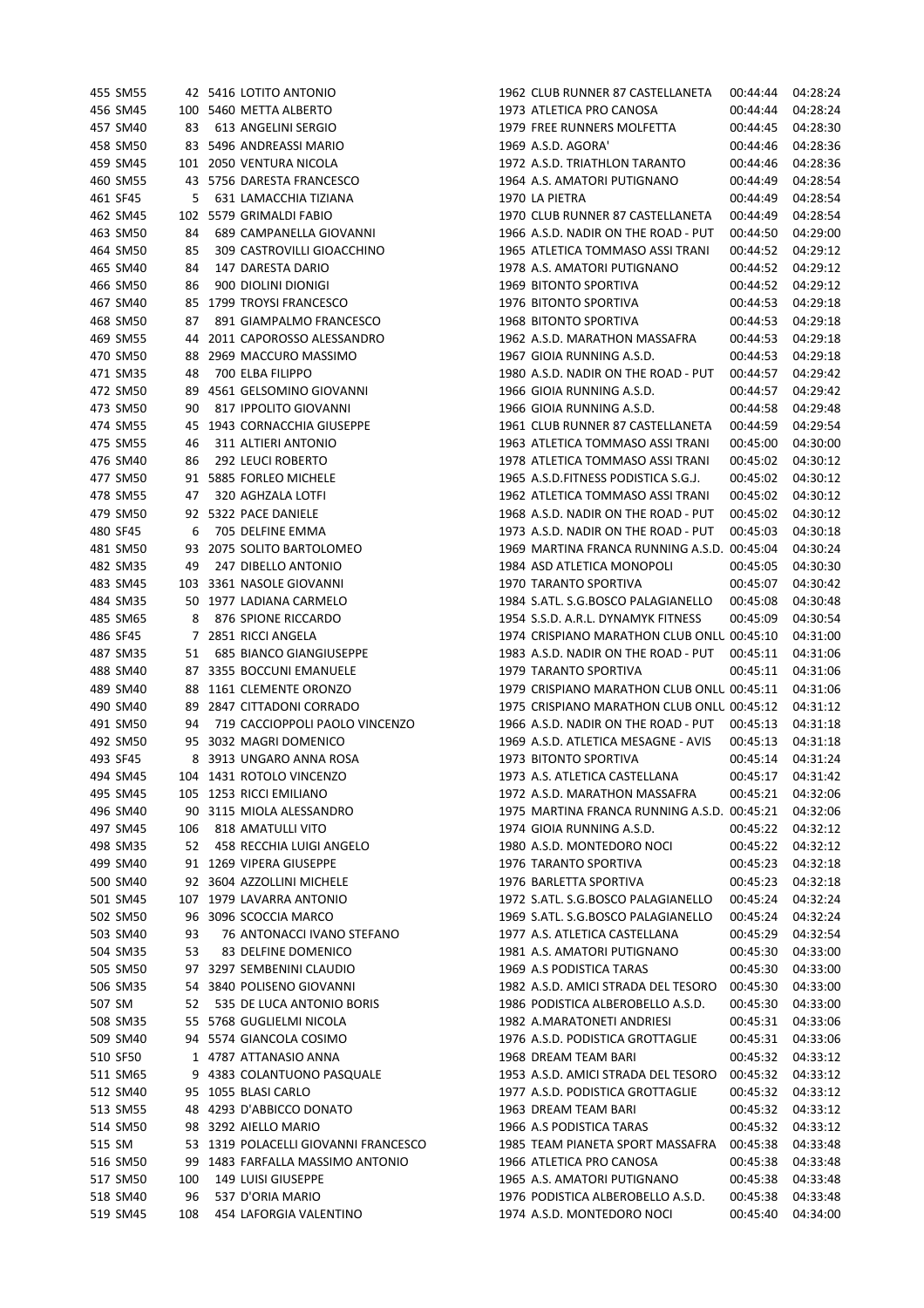| | | | | | | | |
|---|---|---|---|---|---|---|---|
| 455 | SM55 | 42 | 5416 | LOTITO ANTONIO | 1962 CLUB RUNNER 87 CASTELLANETA | 00:44:44 | 04:28:24 |
| 456 | SM45 | 100 | 5460 | METTA ALBERTO | 1973 ATLETICA PRO CANOSA | 00:44:44 | 04:28:24 |
| 457 | SM40 | 83 | 613 | ANGELINI SERGIO | 1979 FREE RUNNERS MOLFETTA | 00:44:45 | 04:28:30 |
| 458 | SM50 | 83 | 5496 | ANDREASSI MARIO | 1969 A.S.D. AGORA' | 00:44:46 | 04:28:36 |
| 459 | SM45 | 101 | 2050 | VENTURA NICOLA | 1972 A.S.D. TRIATHLON TARANTO | 00:44:46 | 04:28:36 |
| 460 | SM55 | 43 | 5756 | DARESTA FRANCESCO | 1964 A.S. AMATORI PUTIGNANO | 00:44:49 | 04:28:54 |
| 461 | SF45 | 5 | 631 | LAMACCHIA TIZIANA | 1970 LA PIETRA | 00:44:49 | 04:28:54 |
| 462 | SM45 | 102 | 5579 | GRIMALDI FABIO | 1970 CLUB RUNNER 87 CASTELLANETA | 00:44:49 | 04:28:54 |
| 463 | SM50 | 84 | 689 | CAMPANELLA GIOVANNI | 1966 A.S.D. NADIR ON THE ROAD - PUT | 00:44:50 | 04:29:00 |
| 464 | SM50 | 85 | 309 | CASTROVILLI GIOACCHINO | 1965 ATLETICA TOMMASO ASSI TRANI | 00:44:52 | 04:29:12 |
| 465 | SM40 | 84 | 147 | DARESTA DARIO | 1978 A.S. AMATORI PUTIGNANO | 00:44:52 | 04:29:12 |
| 466 | SM50 | 86 | 900 | DIOLINI DIONIGI | 1969 BITONTO SPORTIVA | 00:44:52 | 04:29:12 |
| 467 | SM40 | 85 | 1799 | TROYSI FRANCESCO | 1976 BITONTO SPORTIVA | 00:44:53 | 04:29:18 |
| 468 | SM50 | 87 | 891 | GIAMPALMO FRANCESCO | 1968 BITONTO SPORTIVA | 00:44:53 | 04:29:18 |
| 469 | SM55 | 44 | 2011 | CAPOROSSO ALESSANDRO | 1962 A.S.D. MARATHON MASSAFRA | 00:44:53 | 04:29:18 |
| 470 | SM50 | 88 | 2969 | MACCURO MASSIMO | 1967 GIOIA RUNNING A.S.D. | 00:44:53 | 04:29:18 |
| 471 | SM35 | 48 | 700 | ELBA FILIPPO | 1980 A.S.D. NADIR ON THE ROAD - PUT | 00:44:57 | 04:29:42 |
| 472 | SM50 | 89 | 4561 | GELSOMINO GIOVANNI | 1966 GIOIA RUNNING A.S.D. | 00:44:57 | 04:29:42 |
| 473 | SM50 | 90 | 817 | IPPOLITO GIOVANNI | 1966 GIOIA RUNNING A.S.D. | 00:44:58 | 04:29:48 |
| 474 | SM55 | 45 | 1943 | CORNACCHIA GIUSEPPE | 1961 CLUB RUNNER 87 CASTELLANETA | 00:44:59 | 04:29:54 |
| 475 | SM55 | 46 | 311 | ALTIERI ANTONIO | 1963 ATLETICA TOMMASO ASSI TRANI | 00:45:00 | 04:30:00 |
| 476 | SM40 | 86 | 292 | LEUCI ROBERTO | 1978 ATLETICA TOMMASO ASSI TRANI | 00:45:02 | 04:30:12 |
| 477 | SM50 | 91 | 5885 | FORLEO MICHELE | 1965 A.S.D.FITNESS PODISTICA S.G.J. | 00:45:02 | 04:30:12 |
| 478 | SM55 | 47 | 320 | AGHZALA LOTFI | 1962 ATLETICA TOMMASO ASSI TRANI | 00:45:02 | 04:30:12 |
| 479 | SM50 | 92 | 5322 | PACE DANIELE | 1968 A.S.D. NADIR ON THE ROAD - PUT | 00:45:02 | 04:30:12 |
| 480 | SF45 | 6 | 705 | DELFINE EMMA | 1973 A.S.D. NADIR ON THE ROAD - PUT | 00:45:03 | 04:30:18 |
| 481 | SM50 | 93 | 2075 | SOLITO BARTOLOMEO | 1969 MARTINA FRANCA RUNNING A.S.D. | 00:45:04 | 04:30:24 |
| 482 | SM35 | 49 | 247 | DIBELLO ANTONIO | 1984 ASD ATLETICA MONOPOLI | 00:45:05 | 04:30:30 |
| 483 | SM45 | 103 | 3361 | NASOLE GIOVANNI | 1970 TARANTO SPORTIVA | 00:45:07 | 04:30:42 |
| 484 | SM35 | 50 | 1977 | LADIANA CARMELO | 1984 S.ATL. S.G.BOSCO PALAGIANELLO | 00:45:08 | 04:30:48 |
| 485 | SM65 | 8 | 876 | SPIONE RICCARDO | 1954 S.S.D. A.R.L. DYNAMYK FITNESS | 00:45:09 | 04:30:54 |
| 486 | SF45 | 7 | 2851 | RICCI ANGELA | 1974 CRISPIANO MARATHON CLUB ONLL | 00:45:10 | 04:31:00 |
| 487 | SM35 | 51 | 685 | BIANCO GIANGIUSEPPE | 1983 A.S.D. NADIR ON THE ROAD - PUT | 00:45:11 | 04:31:06 |
| 488 | SM40 | 87 | 3355 | BOCCUNI EMANUELE | 1979 TARANTO SPORTIVA | 00:45:11 | 04:31:06 |
| 489 | SM40 | 88 | 1161 | CLEMENTE ORONZO | 1979 CRISPIANO MARATHON CLUB ONLL | 00:45:11 | 04:31:06 |
| 490 | SM40 | 89 | 2847 | CITTADONI CORRADO | 1975 CRISPIANO MARATHON CLUB ONLL | 00:45:12 | 04:31:12 |
| 491 | SM50 | 94 | 719 | CACCIOPPOLI PAOLO VINCENZO | 1966 A.S.D. NADIR ON THE ROAD - PUT | 00:45:13 | 04:31:18 |
| 492 | SM50 | 95 | 3032 | MAGRI DOMENICO | 1969 A.S.D. ATLETICA MESAGNE - AVIS | 00:45:13 | 04:31:18 |
| 493 | SF45 | 8 | 3913 | UNGARO ANNA ROSA | 1973 BITONTO SPORTIVA | 00:45:14 | 04:31:24 |
| 494 | SM45 | 104 | 1431 | ROTOLO VINCENZO | 1973 A.S. ATLETICA CASTELLANA | 00:45:17 | 04:31:42 |
| 495 | SM45 | 105 | 1253 | RICCI EMILIANO | 1972 A.S.D. MARATHON MASSAFRA | 00:45:21 | 04:32:06 |
| 496 | SM40 | 90 | 3115 | MIOLA ALESSANDRO | 1975 MARTINA FRANCA RUNNING A.S.D. | 00:45:21 | 04:32:06 |
| 497 | SM45 | 106 | 818 | AMATULLI VITO | 1974 GIOIA RUNNING A.S.D. | 00:45:22 | 04:32:12 |
| 498 | SM35 | 52 | 458 | RECCHIA LUIGI ANGELO | 1980 A.S.D. MONTEDORO NOCI | 00:45:22 | 04:32:12 |
| 499 | SM40 | 91 | 1269 | VIPERA GIUSEPPE | 1976 TARANTO SPORTIVA | 00:45:23 | 04:32:18 |
| 500 | SM40 | 92 | 3604 | AZZOLLINI MICHELE | 1976 BARLETTA SPORTIVA | 00:45:23 | 04:32:18 |
| 501 | SM45 | 107 | 1979 | LAVARRA ANTONIO | 1972 S.ATL. S.G.BOSCO PALAGIANELLO | 00:45:24 | 04:32:24 |
| 502 | SM50 | 96 | 3096 | SCOCCIA MARCO | 1969 S.ATL. S.G.BOSCO PALAGIANELLO | 00:45:24 | 04:32:24 |
| 503 | SM40 | 93 | 76 | ANTONACCI IVANO STEFANO | 1977 A.S. ATLETICA CASTELLANA | 00:45:29 | 04:32:54 |
| 504 | SM35 | 53 | 83 | DELFINE DOMENICO | 1981 A.S. AMATORI PUTIGNANO | 00:45:30 | 04:33:00 |
| 505 | SM50 | 97 | 3297 | SEMBENINI CLAUDIO | 1969 A.S PODISTICA TARAS | 00:45:30 | 04:33:00 |
| 506 | SM35 | 54 | 3840 | POLISENO GIOVANNI | 1982 A.S.D. AMICI STRADA DEL TESORO | 00:45:30 | 04:33:00 |
| 507 | SM | 52 | 535 | DE LUCA ANTONIO BORIS | 1986 PODISTICA ALBEROBELLO A.S.D. | 00:45:30 | 04:33:00 |
| 508 | SM35 | 55 | 5768 | GUGLIELMI NICOLA | 1982 A.MARATONETI ANDRIESI | 00:45:31 | 04:33:06 |
| 509 | SM40 | 94 | 5574 | GIANCOLA COSIMO | 1976 A.S.D. PODISTICA GROTTAGLIE | 00:45:31 | 04:33:06 |
| 510 | SF50 | 1 | 4787 | ATTANASIO ANNA | 1968 DREAM TEAM BARI | 00:45:32 | 04:33:12 |
| 511 | SM65 | 9 | 4383 | COLANTUONO PASQUALE | 1953 A.S.D. AMICI STRADA DEL TESORO | 00:45:32 | 04:33:12 |
| 512 | SM40 | 95 | 1055 | BLASI CARLO | 1977 A.S.D. PODISTICA GROTTAGLIE | 00:45:32 | 04:33:12 |
| 513 | SM55 | 48 | 4293 | D'ABBICCO DONATO | 1963 DREAM TEAM BARI | 00:45:32 | 04:33:12 |
| 514 | SM50 | 98 | 3292 | AIELLO MARIO | 1966 A.S PODISTICA TARAS | 00:45:32 | 04:33:12 |
| 515 | SM | 53 | 1319 | POLACELLI GIOVANNI FRANCESCO | 1985 TEAM PIANETA SPORT MASSAFRA | 00:45:38 | 04:33:48 |
| 516 | SM50 | 99 | 1483 | FARFALLA MASSIMO ANTONIO | 1966 ATLETICA PRO CANOSA | 00:45:38 | 04:33:48 |
| 517 | SM50 | 100 | 149 | LUISI GIUSEPPE | 1965 A.S. AMATORI PUTIGNANO | 00:45:38 | 04:33:48 |
| 518 | SM40 | 96 | 537 | D'ORIA MARIO | 1976 PODISTICA ALBEROBELLO A.S.D. | 00:45:38 | 04:33:48 |
| 519 | SM45 | 108 | 454 | LAFORGIA VALENTINO | 1974 A.S.D. MONTEDORO NOCI | 00:45:40 | 04:34:00 |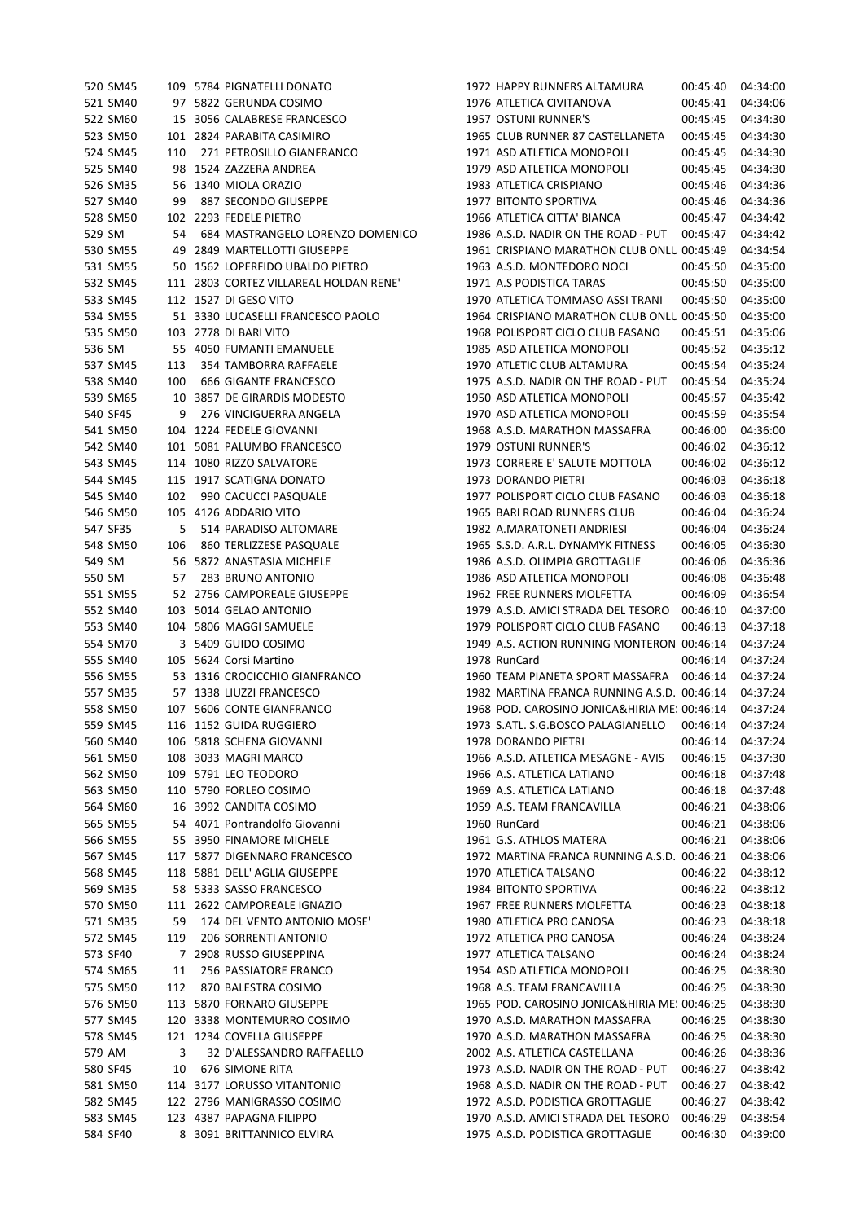| | | | | | | | | |
|---|---|---|---|---|---|---|---|---|
| 520 | SM45 | 109 | 5784 | PIGNATELLI DONATO | 1972 | HAPPY RUNNERS ALTAMURA | 00:45:40 | 04:34:00 |
| 521 | SM40 | 97 | 5822 | GERUNDA COSIMO | 1976 | ATLETICA CIVITANOVA | 00:45:41 | 04:34:06 |
| 522 | SM60 | 15 | 3056 | CALABRESE FRANCESCO | 1957 | OSTUNI RUNNER'S | 00:45:45 | 04:34:30 |
| 523 | SM50 | 101 | 2824 | PARABITA CASIMIRO | 1965 | CLUB RUNNER 87 CASTELLANETA | 00:45:45 | 04:34:30 |
| 524 | SM45 | 110 | 271 | PETROSILLO GIANFRANCO | 1971 | ASD ATLETICA MONOPOLI | 00:45:45 | 04:34:30 |
| 525 | SM40 | 98 | 1524 | ZAZZERA ANDREA | 1979 | ASD ATLETICA MONOPOLI | 00:45:45 | 04:34:30 |
| 526 | SM35 | 56 | 1340 | MIOLA ORAZIO | 1983 | ATLETICA CRISPIANO | 00:45:46 | 04:34:36 |
| 527 | SM40 | 99 | 887 | SECONDO GIUSEPPE | 1977 | BITONTO SPORTIVA | 00:45:46 | 04:34:36 |
| 528 | SM50 | 102 | 2293 | FEDELE PIETRO | 1966 | ATLETICA CITTA' BIANCA | 00:45:47 | 04:34:42 |
| 529 | SM | 54 | 684 | MASTRANGELO LORENZO DOMENICO | 1986 | A.S.D. NADIR ON THE ROAD - PUT | 00:45:47 | 04:34:42 |
| 530 | SM55 | 49 | 2849 | MARTELLOTTI GIUSEPPE | 1961 | CRISPIANO MARATHON CLUB ONLU | 00:45:49 | 04:34:54 |
| 531 | SM55 | 50 | 1562 | LOPERFIDO UBALDO PIETRO | 1963 | A.S.D. MONTEDORO NOCI | 00:45:50 | 04:35:00 |
| 532 | SM45 | 111 | 2803 | CORTEZ VILLAREAL HOLDAN RENE' | 1971 | A.S PODISTICA TARAS | 00:45:50 | 04:35:00 |
| 533 | SM45 | 112 | 1527 | DI GESO VITO | 1970 | ATLETICA TOMMASO ASSI TRANI | 00:45:50 | 04:35:00 |
| 534 | SM55 | 51 | 3330 | LUCASELLI FRANCESCO PAOLO | 1964 | CRISPIANO MARATHON CLUB ONLU | 00:45:50 | 04:35:00 |
| 535 | SM50 | 103 | 2778 | DI BARI VITO | 1968 | POLISPORT CICLO CLUB FASANO | 00:45:51 | 04:35:06 |
| 536 | SM | 55 | 4050 | FUMANTI EMANUELE | 1985 | ASD ATLETICA MONOPOLI | 00:45:52 | 04:35:12 |
| 537 | SM45 | 113 | 354 | TAMBORRA RAFFAELE | 1970 | ATLETIC CLUB ALTAMURA | 00:45:54 | 04:35:24 |
| 538 | SM40 | 100 | 666 | GIGANTE FRANCESCO | 1975 | A.S.D. NADIR ON THE ROAD - PUT | 00:45:54 | 04:35:24 |
| 539 | SM65 | 10 | 3857 | DE GIRARDIS MODESTO | 1950 | ASD ATLETICA MONOPOLI | 00:45:57 | 04:35:42 |
| 540 | SF45 | 9 | 276 | VINCIGUERRA ANGELA | 1970 | ASD ATLETICA MONOPOLI | 00:45:59 | 04:35:54 |
| 541 | SM50 | 104 | 1224 | FEDELE GIOVANNI | 1968 | A.S.D. MARATHON MASSAFRA | 00:46:00 | 04:36:00 |
| 542 | SM40 | 101 | 5081 | PALUMBO FRANCESCO | 1979 | OSTUNI RUNNER'S | 00:46:02 | 04:36:12 |
| 543 | SM45 | 114 | 1080 | RIZZO SALVATORE | 1973 | CORRERE E' SALUTE MOTTOLA | 00:46:02 | 04:36:12 |
| 544 | SM45 | 115 | 1917 | SCATIGNA DONATO | 1973 | DORANDO PIETRI | 00:46:03 | 04:36:18 |
| 545 | SM40 | 102 | 990 | CACUCCI PASQUALE | 1977 | POLISPORT CICLO CLUB FASANO | 00:46:03 | 04:36:18 |
| 546 | SM50 | 105 | 4126 | ADDARIO VITO | 1965 | BARI ROAD RUNNERS CLUB | 00:46:04 | 04:36:24 |
| 547 | SF35 | 5 | 514 | PARADISO ALTOMARE | 1982 | A.MARATONETI ANDRIESI | 00:46:04 | 04:36:24 |
| 548 | SM50 | 106 | 860 | TERLIZZESE PASQUALE | 1965 | S.S.D. A.R.L. DYNAMYK FITNESS | 00:46:05 | 04:36:30 |
| 549 | SM | 56 | 5872 | ANASTASIA MICHELE | 1986 | A.S.D. OLIMPIA GROTTAGLIE | 00:46:06 | 04:36:36 |
| 550 | SM | 57 | 283 | BRUNO ANTONIO | 1986 | ASD ATLETICA MONOPOLI | 00:46:08 | 04:36:48 |
| 551 | SM55 | 52 | 2756 | CAMPOREALE GIUSEPPE | 1962 | FREE RUNNERS MOLFETTA | 00:46:09 | 04:36:54 |
| 552 | SM40 | 103 | 5014 | GELAO ANTONIO | 1979 | A.S.D. AMICI STRADA DEL TESORO | 00:46:10 | 04:37:00 |
| 553 | SM40 | 104 | 5806 | MAGGI SAMUELE | 1979 | POLISPORT CICLO CLUB FASANO | 00:46:13 | 04:37:18 |
| 554 | SM70 | 3 | 5409 | GUIDO COSIMO | 1949 | A.S. ACTION RUNNING MONTERON | 00:46:14 | 04:37:24 |
| 555 | SM40 | 105 | 5624 | Corsi Martino | 1978 | RunCard | 00:46:14 | 04:37:24 |
| 556 | SM55 | 53 | 1316 | CROCICCHIO GIANFRANCO | 1960 | TEAM PIANETA SPORT MASSAFRA | 00:46:14 | 04:37:24 |
| 557 | SM35 | 57 | 1338 | LIUZZI FRANCESCO | 1982 | MARTINA FRANCA RUNNING A.S.D. | 00:46:14 | 04:37:24 |
| 558 | SM50 | 107 | 5606 | CONTE GIANFRANCO | 1968 | POD. CAROSINO JONICA&HIRIA ME | 00:46:14 | 04:37:24 |
| 559 | SM45 | 116 | 1152 | GUIDA RUGGIERO | 1973 | S.ATL. S.G.BOSCO PALAGIANELLO | 00:46:14 | 04:37:24 |
| 560 | SM40 | 106 | 5818 | SCHENA GIOVANNI | 1978 | DORANDO PIETRI | 00:46:14 | 04:37:24 |
| 561 | SM50 | 108 | 3033 | MAGRI MARCO | 1966 | A.S.D. ATLETICA MESAGNE - AVIS | 00:46:15 | 04:37:30 |
| 562 | SM50 | 109 | 5791 | LEO TEODORO | 1966 | A.S. ATLETICA LATIANO | 00:46:18 | 04:37:48 |
| 563 | SM50 | 110 | 5790 | FORLEO COSIMO | 1969 | A.S. ATLETICA LATIANO | 00:46:18 | 04:37:48 |
| 564 | SM60 | 16 | 3992 | CANDITA COSIMO | 1959 | A.S. TEAM FRANCAVILLA | 00:46:21 | 04:38:06 |
| 565 | SM55 | 54 | 4071 | Pontrandolfo Giovanni | 1960 | RunCard | 00:46:21 | 04:38:06 |
| 566 | SM55 | 55 | 3950 | FINAMORE MICHELE | 1961 | G.S. ATHLOS MATERA | 00:46:21 | 04:38:06 |
| 567 | SM45 | 117 | 5877 | DIGENNARO FRANCESCO | 1972 | MARTINA FRANCA RUNNING A.S.D. | 00:46:21 | 04:38:06 |
| 568 | SM45 | 118 | 5881 | DELL' AGLIA GIUSEPPE | 1970 | ATLETICA TALSANO | 00:46:22 | 04:38:12 |
| 569 | SM35 | 58 | 5333 | SASSO FRANCESCO | 1984 | BITONTO SPORTIVA | 00:46:22 | 04:38:12 |
| 570 | SM50 | 111 | 2622 | CAMPOREALE IGNAZIO | 1967 | FREE RUNNERS MOLFETTA | 00:46:23 | 04:38:18 |
| 571 | SM35 | 59 | 174 | DEL VENTO ANTONIO MOSE' | 1980 | ATLETICA PRO CANOSA | 00:46:23 | 04:38:18 |
| 572 | SM45 | 119 | 206 | SORRENTI ANTONIO | 1972 | ATLETICA PRO CANOSA | 00:46:24 | 04:38:24 |
| 573 | SF40 | 7 | 2908 | RUSSO GIUSEPPINA | 1977 | ATLETICA TALSANO | 00:46:24 | 04:38:24 |
| 574 | SM65 | 11 | 256 | PASSIATORE FRANCO | 1954 | ASD ATLETICA MONOPOLI | 00:46:25 | 04:38:30 |
| 575 | SM50 | 112 | 870 | BALESTRA COSIMO | 1968 | A.S. TEAM FRANCAVILLA | 00:46:25 | 04:38:30 |
| 576 | SM50 | 113 | 5870 | FORNARO GIUSEPPE | 1965 | POD. CAROSINO JONICA&HIRIA ME | 00:46:25 | 04:38:30 |
| 577 | SM45 | 120 | 3338 | MONTEMURRO COSIMO | 1970 | A.S.D. MARATHON MASSAFRA | 00:46:25 | 04:38:30 |
| 578 | SM45 | 121 | 1234 | COVELLA GIUSEPPE | 1970 | A.S.D. MARATHON MASSAFRA | 00:46:25 | 04:38:30 |
| 579 | AM | 3 | 32 | D'ALESSANDRO RAFFAELLO | 2002 | A.S. ATLETICA CASTELLANA | 00:46:26 | 04:38:36 |
| 580 | SF45 | 10 | 676 | SIMONE RITA | 1973 | A.S.D. NADIR ON THE ROAD - PUT | 00:46:27 | 04:38:42 |
| 581 | SM50 | 114 | 3177 | LORUSSO VITANTONIO | 1968 | A.S.D. NADIR ON THE ROAD - PUT | 00:46:27 | 04:38:42 |
| 582 | SM45 | 122 | 2796 | MANIGRASSO COSIMO | 1972 | A.S.D. PODISTICA GROTTAGLIE | 00:46:27 | 04:38:42 |
| 583 | SM45 | 123 | 4387 | PAPAGNA FILIPPO | 1970 | A.S.D. AMICI STRADA DEL TESORO | 00:46:29 | 04:38:54 |
| 584 | SF40 | 8 | 3091 | BRITTANNICO ELVIRA | 1975 | A.S.D. PODISTICA GROTTAGLIE | 00:46:30 | 04:39:00 |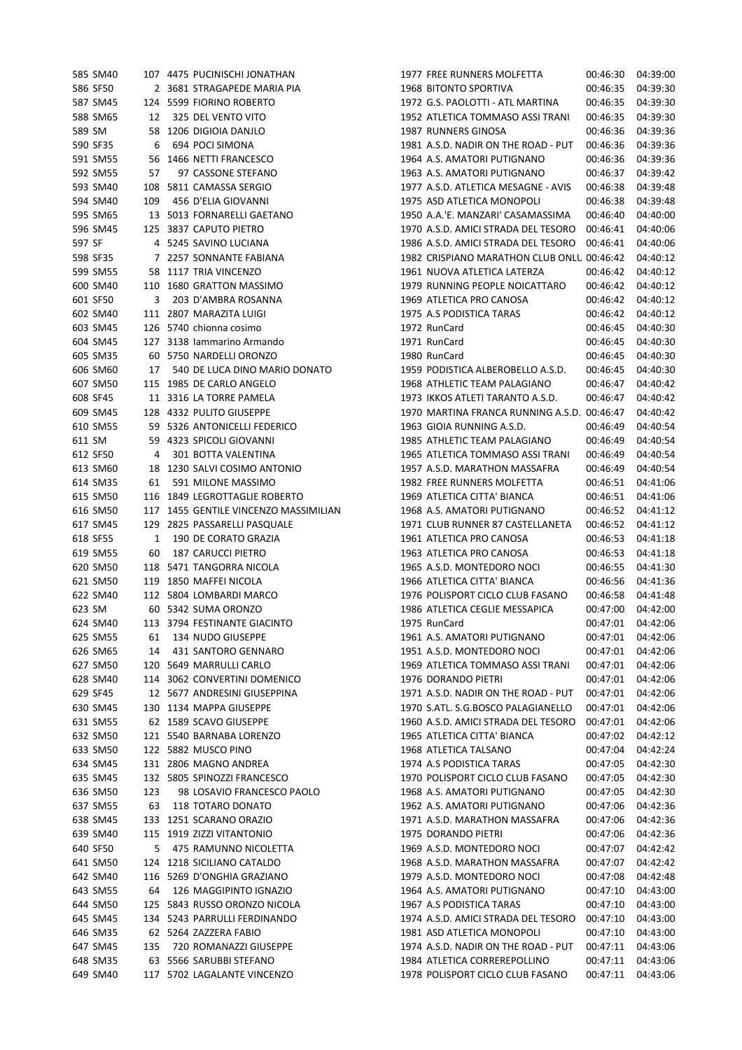| | | | | | | | | |
|---|---|---|---|---|---|---|---|---|
| 585 | SM40 | 107 | 4475 | PUCINISCHI JONATHAN | 1977 | FREE RUNNERS MOLFETTA | 00:46:30 | 04:39:00 |
| 586 | SF50 | 2 | 3681 | STRAGAPEDE MARIA PIA | 1968 | BITONTO SPORTIVA | 00:46:35 | 04:39:30 |
| 587 | SM45 | 124 | 5599 | FIORINO ROBERTO | 1972 | G.S. PAOLOTTI - ATL MARTINA | 00:46:35 | 04:39:30 |
| 588 | SM65 | 12 | 325 | DEL VENTO VITO | 1952 | ATLETICA TOMMASO ASSI TRANI | 00:46:35 | 04:39:30 |
| 589 | SM | 58 | 1206 | DIGIOIA DANJLO | 1987 | RUNNERS GINOSA | 00:46:36 | 04:39:36 |
| 590 | SF35 | 6 | 694 | POCI SIMONA | 1981 | A.S.D. NADIR ON THE ROAD - PUT | 00:46:36 | 04:39:36 |
| 591 | SM55 | 56 | 1466 | NETTI FRANCESCO | 1964 | A.S. AMATORI PUTIGNANO | 00:46:36 | 04:39:36 |
| 592 | SM55 | 57 | 97 | CASSONE STEFANO | 1963 | A.S. AMATORI PUTIGNANO | 00:46:37 | 04:39:42 |
| 593 | SM40 | 108 | 5811 | CAMASSA SERGIO | 1977 | A.S.D. ATLETICA MESAGNE - AVIS | 00:46:38 | 04:39:48 |
| 594 | SM40 | 109 | 456 | D'ELIA GIOVANNI | 1975 | ASD ATLETICA MONOPOLI | 00:46:38 | 04:39:48 |
| 595 | SM65 | 13 | 5013 | FORNARELLI GAETANO | 1950 | A.A.'E. MANZARI' CASAMASSIMA | 00:46:40 | 04:40:00 |
| 596 | SM45 | 125 | 3837 | CAPUTO PIETRO | 1970 | A.S.D. AMICI STRADA DEL TESORO | 00:46:41 | 04:40:06 |
| 597 | SF | 4 | 5245 | SAVINO LUCIANA | 1986 | A.S.D. AMICI STRADA DEL TESORO | 00:46:41 | 04:40:06 |
| 598 | SF35 | 7 | 2257 | SONNANTE FABIANA | 1982 | CRISPIANO MARATHON CLUB ONLU | 00:46:42 | 04:40:12 |
| 599 | SM55 | 58 | 1117 | TRIA VINCENZO | 1961 | NUOVA ATLETICA LATERZA | 00:46:42 | 04:40:12 |
| 600 | SM40 | 110 | 1680 | GRATTON MASSIMO | 1979 | RUNNING PEOPLE NOICATTARO | 00:46:42 | 04:40:12 |
| 601 | SF50 | 3 | 203 | D'AMBRA ROSANNA | 1969 | ATLETICA PRO CANOSA | 00:46:42 | 04:40:12 |
| 602 | SM40 | 111 | 2807 | MARAZITA LUIGI | 1975 | A.S PODISTICA TARAS | 00:46:42 | 04:40:12 |
| 603 | SM45 | 126 | 5740 | chionna cosimo | 1972 | RunCard | 00:46:45 | 04:40:30 |
| 604 | SM45 | 127 | 3138 | Iammarino Armando | 1971 | RunCard | 00:46:45 | 04:40:30 |
| 605 | SM35 | 60 | 5750 | NARDELLI ORONZO | 1980 | RunCard | 00:46:45 | 04:40:30 |
| 606 | SM60 | 17 | 540 | DE LUCA DINO MARIO DONATO | 1959 | PODISTICA ALBEROBELLO A.S.D. | 00:46:45 | 04:40:30 |
| 607 | SM50 | 115 | 1985 | DE CARLO ANGELO | 1968 | ATHLETIC TEAM PALAGIANO | 00:46:47 | 04:40:42 |
| 608 | SF45 | 11 | 3316 | LA TORRE PAMELA | 1973 | IKKOS ATLETI TARANTO A.S.D. | 00:46:47 | 04:40:42 |
| 609 | SM45 | 128 | 4332 | PULITO GIUSEPPE | 1970 | MARTINA FRANCA RUNNING A.S.D. | 00:46:47 | 04:40:42 |
| 610 | SM55 | 59 | 5326 | ANTONICELLI FEDERICO | 1963 | GIOIA RUNNING A.S.D. | 00:46:49 | 04:40:54 |
| 611 | SM | 59 | 4323 | SPICOLI GIOVANNI | 1985 | ATHLETIC TEAM PALAGIANO | 00:46:49 | 04:40:54 |
| 612 | SF50 | 4 | 301 | BOTTA VALENTINA | 1965 | ATLETICA TOMMASO ASSI TRANI | 00:46:49 | 04:40:54 |
| 613 | SM60 | 18 | 1230 | SALVI COSIMO ANTONIO | 1957 | A.S.D. MARATHON MASSAFRA | 00:46:49 | 04:40:54 |
| 614 | SM35 | 61 | 591 | MILONE MASSIMO | 1982 | FREE RUNNERS MOLFETTA | 00:46:51 | 04:41:06 |
| 615 | SM50 | 116 | 1849 | LEGROTTAGLIE ROBERTO | 1969 | ATLETICA CITTA' BIANCA | 00:46:51 | 04:41:06 |
| 616 | SM50 | 117 | 1455 | GENTILE VINCENZO MASSIMILIAN | 1968 | A.S. AMATORI PUTIGNANO | 00:46:52 | 04:41:12 |
| 617 | SM45 | 129 | 2825 | PASSARELLI PASQUALE | 1971 | CLUB RUNNER 87 CASTELLANETA | 00:46:52 | 04:41:12 |
| 618 | SF55 | 1 | 190 | DE CORATO GRAZIA | 1961 | ATLETICA PRO CANOSA | 00:46:53 | 04:41:18 |
| 619 | SM55 | 60 | 187 | CARUCCI PIETRO | 1963 | ATLETICA PRO CANOSA | 00:46:53 | 04:41:18 |
| 620 | SM50 | 118 | 5471 | TANGORRA NICOLA | 1965 | A.S.D. MONTEDORO NOCI | 00:46:55 | 04:41:30 |
| 621 | SM50 | 119 | 1850 | MAFFEI NICOLA | 1966 | ATLETICA CITTA' BIANCA | 00:46:56 | 04:41:36 |
| 622 | SM40 | 112 | 5804 | LOMBARDI MARCO | 1976 | POLISPORT CICLO CLUB FASANO | 00:46:58 | 04:41:48 |
| 623 | SM | 60 | 5342 | SUMA ORONZO | 1986 | ATLETICA CEGLIE MESSAPICA | 00:47:00 | 04:42:00 |
| 624 | SM40 | 113 | 3794 | FESTINANTE GIACINTO | 1975 | RunCard | 00:47:01 | 04:42:06 |
| 625 | SM55 | 61 | 134 | NUDO GIUSEPPE | 1961 | A.S. AMATORI PUTIGNANO | 00:47:01 | 04:42:06 |
| 626 | SM65 | 14 | 431 | SANTORO GENNARO | 1951 | A.S.D. MONTEDORO NOCI | 00:47:01 | 04:42:06 |
| 627 | SM50 | 120 | 5649 | MARRULLI CARLO | 1969 | ATLETICA TOMMASO ASSI TRANI | 00:47:01 | 04:42:06 |
| 628 | SM40 | 114 | 3062 | CONVERTINI DOMENICO | 1976 | DORANDO PIETRI | 00:47:01 | 04:42:06 |
| 629 | SF45 | 12 | 5677 | ANDRESINI GIUSEPPINA | 1971 | A.S.D. NADIR ON THE ROAD - PUT | 00:47:01 | 04:42:06 |
| 630 | SM45 | 130 | 1134 | MAPPA GIUSEPPE | 1970 | S.ATL. S.G.BOSCO PALAGIANELLO | 00:47:01 | 04:42:06 |
| 631 | SM55 | 62 | 1589 | SCAVO GIUSEPPE | 1960 | A.S.D. AMICI STRADA DEL TESORO | 00:47:01 | 04:42:06 |
| 632 | SM50 | 121 | 5540 | BARNABA LORENZO | 1965 | ATLETICA CITTA' BIANCA | 00:47:02 | 04:42:12 |
| 633 | SM50 | 122 | 5882 | MUSCO PINO | 1968 | ATLETICA TALSANO | 00:47:04 | 04:42:24 |
| 634 | SM45 | 131 | 2806 | MAGNO ANDREA | 1974 | A.S PODISTICA TARAS | 00:47:05 | 04:42:30 |
| 635 | SM45 | 132 | 5805 | SPINOZZI FRANCESCO | 1970 | POLISPORT CICLO CLUB FASANO | 00:47:05 | 04:42:30 |
| 636 | SM50 | 123 | 98 | LOSAVIO FRANCESCO PAOLO | 1968 | A.S. AMATORI PUTIGNANO | 00:47:05 | 04:42:30 |
| 637 | SM55 | 63 | 118 | TOTARO DONATO | 1962 | A.S. AMATORI PUTIGNANO | 00:47:06 | 04:42:36 |
| 638 | SM45 | 133 | 1251 | SCARANO ORAZIO | 1971 | A.S.D. MARATHON MASSAFRA | 00:47:06 | 04:42:36 |
| 639 | SM40 | 115 | 1919 | ZIZZI VITANTONIO | 1975 | DORANDO PIETRI | 00:47:06 | 04:42:36 |
| 640 | SF50 | 5 | 475 | RAMUNNO NICOLETTA | 1969 | A.S.D. MONTEDORO NOCI | 00:47:07 | 04:42:42 |
| 641 | SM50 | 124 | 1218 | SICILIANO CATALDO | 1968 | A.S.D. MARATHON MASSAFRA | 00:47:07 | 04:42:42 |
| 642 | SM40 | 116 | 5269 | D'ONGHIA GRAZIANO | 1979 | A.S.D. MONTEDORO NOCI | 00:47:08 | 04:42:48 |
| 643 | SM55 | 64 | 126 | MAGGIPINTO IGNAZIO | 1964 | A.S. AMATORI PUTIGNANO | 00:47:10 | 04:43:00 |
| 644 | SM50 | 125 | 5843 | RUSSO ORONZO NICOLA | 1967 | A.S PODISTICA TARAS | 00:47:10 | 04:43:00 |
| 645 | SM45 | 134 | 5243 | PARRULLI FERDINANDO | 1974 | A.S.D. AMICI STRADA DEL TESORO | 00:47:10 | 04:43:00 |
| 646 | SM35 | 62 | 5264 | ZAZZERA FABIO | 1981 | ASD ATLETICA MONOPOLI | 00:47:10 | 04:43:00 |
| 647 | SM45 | 135 | 720 | ROMANAZZI GIUSEPPE | 1974 | A.S.D. NADIR ON THE ROAD - PUT | 00:47:11 | 04:43:06 |
| 648 | SM35 | 63 | 5566 | SARUBBI STEFANO | 1984 | ATLETICA CORREREPOLLINO | 00:47:11 | 04:43:06 |
| 649 | SM40 | 117 | 5702 | LAGALANTE VINCENZO | 1978 | POLISPORT CICLO CLUB FASANO | 00:47:11 | 04:43:06 |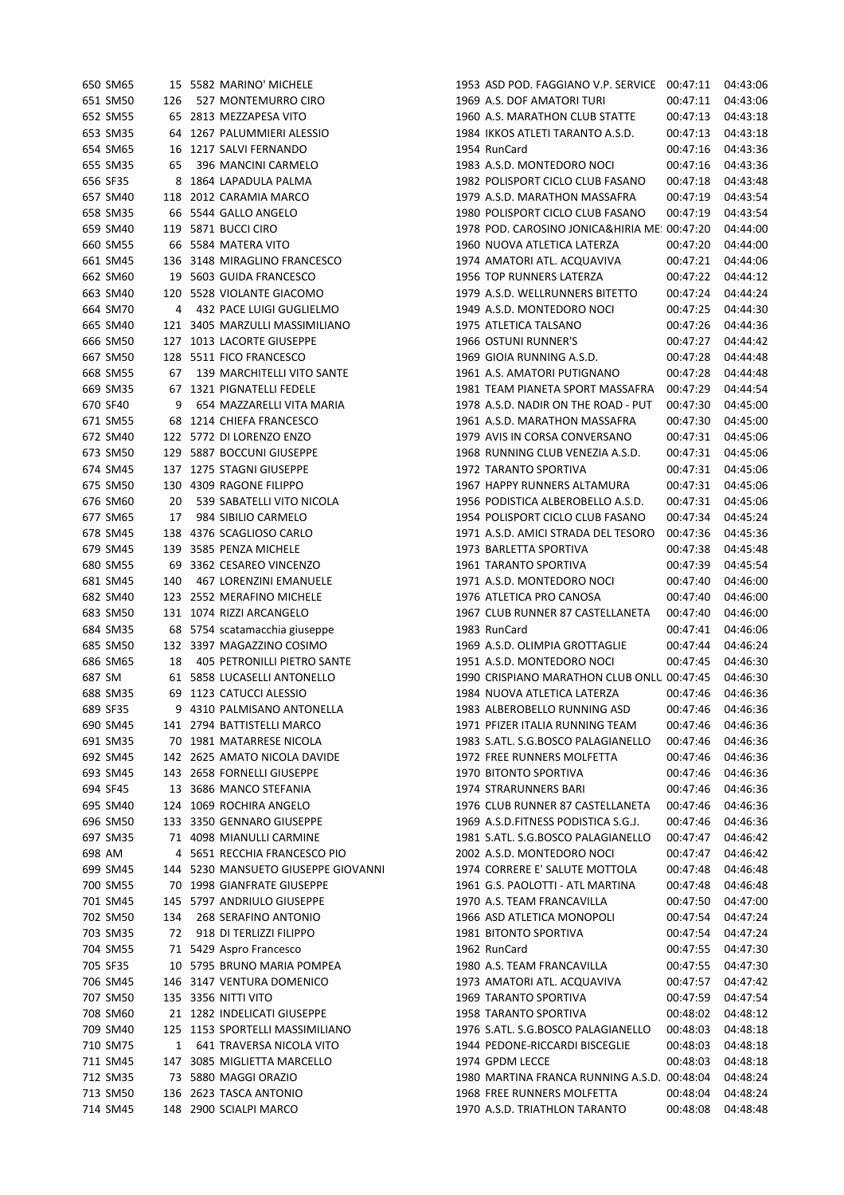| | | | | | | | | |
|---|---|---|---|---|---|---|---|---|
| 650 | SM65 | 15 | 5582 | MARINO' MICHELE | 1953 | ASD POD. FAGGIANO V.P. SERVICE | 00:47:11 | 04:43:06 |
| 651 | SM50 | 126 | 527 | MONTEMURRO CIRO | 1969 | A.S. DOF AMATORI TURI | 00:47:11 | 04:43:06 |
| 652 | SM55 | 65 | 2813 | MEZZAPESA VITO | 1960 | A.S. MARATHON CLUB STATTE | 00:47:13 | 04:43:18 |
| 653 | SM35 | 64 | 1267 | PALUMMIERI ALESSIO | 1984 | IKKOS ATLETI TARANTO A.S.D. | 00:47:13 | 04:43:18 |
| 654 | SM65 | 16 | 1217 | SALVI FERNANDO | 1954 | RunCard | 00:47:16 | 04:43:36 |
| 655 | SM35 | 65 | 396 | MANCINI CARMELO | 1983 | A.S.D. MONTEDORO NOCI | 00:47:16 | 04:43:36 |
| 656 | SF35 | 8 | 1864 | LAPADULA PALMA | 1982 | POLISPORT CICLO CLUB FASANO | 00:47:18 | 04:43:48 |
| 657 | SM40 | 118 | 2012 | CARAMIA MARCO | 1979 | A.S.D. MARATHON MASSAFRA | 00:47:19 | 04:43:54 |
| 658 | SM35 | 66 | 5544 | GALLO ANGELO | 1980 | POLISPORT CICLO CLUB FASANO | 00:47:19 | 04:43:54 |
| 659 | SM40 | 119 | 5871 | BUCCI CIRO | 1978 | POD. CAROSINO JONICA&HIRIA ME | 00:47:20 | 04:44:00 |
| 660 | SM55 | 66 | 5584 | MATERA VITO | 1960 | NUOVA ATLETICA LATERZA | 00:47:20 | 04:44:00 |
| 661 | SM45 | 136 | 3148 | MIRAGLINO FRANCESCO | 1974 | AMATORI ATL. ACQUAVIVA | 00:47:21 | 04:44:06 |
| 662 | SM60 | 19 | 5603 | GUIDA FRANCESCO | 1956 | TOP RUNNERS LATERZA | 00:47:22 | 04:44:12 |
| 663 | SM40 | 120 | 5528 | VIOLANTE GIACOMO | 1979 | A.S.D. WELLRUNNERS BITETTO | 00:47:24 | 04:44:24 |
| 664 | SM70 | 4 | 432 | PACE LUIGI GUGLIELMO | 1949 | A.S.D. MONTEDORO NOCI | 00:47:25 | 04:44:30 |
| 665 | SM40 | 121 | 3405 | MARZULLI MASSIMILIANO | 1975 | ATLETICA TALSANO | 00:47:26 | 04:44:36 |
| 666 | SM50 | 127 | 1013 | LACORTE GIUSEPPE | 1966 | OSTUNI RUNNER'S | 00:47:27 | 04:44:42 |
| 667 | SM50 | 128 | 5511 | FICO FRANCESCO | 1969 | GIOIA RUNNING A.S.D. | 00:47:28 | 04:44:48 |
| 668 | SM55 | 67 | 139 | MARCHITELLI VITO SANTE | 1961 | A.S. AMATORI PUTIGNANO | 00:47:28 | 04:44:48 |
| 669 | SM35 | 67 | 1321 | PIGNATELLI FEDELE | 1981 | TEAM PIANETA SPORT MASSAFRA | 00:47:29 | 04:44:54 |
| 670 | SF40 | 9 | 654 | MAZZARELLI VITA MARIA | 1978 | A.S.D. NADIR ON THE ROAD - PUT | 00:47:30 | 04:45:00 |
| 671 | SM55 | 68 | 1214 | CHIEFA FRANCESCO | 1961 | A.S.D. MARATHON MASSAFRA | 00:47:30 | 04:45:00 |
| 672 | SM40 | 122 | 5772 | DI LORENZO ENZO | 1979 | AVIS IN CORSA CONVERSANO | 00:47:31 | 04:45:06 |
| 673 | SM50 | 129 | 5887 | BOCCUNI GIUSEPPE | 1968 | RUNNING CLUB VENEZIA A.S.D. | 00:47:31 | 04:45:06 |
| 674 | SM45 | 137 | 1275 | STAGNI GIUSEPPE | 1972 | TARANTO SPORTIVA | 00:47:31 | 04:45:06 |
| 675 | SM50 | 130 | 4309 | RAGONE FILIPPO | 1967 | HAPPY RUNNERS ALTAMURA | 00:47:31 | 04:45:06 |
| 676 | SM60 | 20 | 539 | SABATELLI VITO NICOLA | 1956 | PODISTICA ALBEROBELLO A.S.D. | 00:47:31 | 04:45:06 |
| 677 | SM65 | 17 | 984 | SIBILIO CARMELO | 1954 | POLISPORT CICLO CLUB FASANO | 00:47:34 | 04:45:24 |
| 678 | SM45 | 138 | 4376 | SCAGLIOSO CARLO | 1971 | A.S.D. AMICI STRADA DEL TESORO | 00:47:36 | 04:45:36 |
| 679 | SM45 | 139 | 3585 | PENZA MICHELE | 1973 | BARLETTA SPORTIVA | 00:47:38 | 04:45:48 |
| 680 | SM55 | 69 | 3362 | CESAREO VINCENZO | 1961 | TARANTO SPORTIVA | 00:47:39 | 04:45:54 |
| 681 | SM45 | 140 | 467 | LORENZINI EMANUELE | 1971 | A.S.D. MONTEDORO NOCI | 00:47:40 | 04:46:00 |
| 682 | SM40 | 123 | 2552 | MERAFINO MICHELE | 1976 | ATLETICA PRO CANOSA | 00:47:40 | 04:46:00 |
| 683 | SM50 | 131 | 1074 | RIZZI ARCANGELO | 1967 | CLUB RUNNER 87 CASTELLANETA | 00:47:40 | 04:46:00 |
| 684 | SM35 | 68 | 5754 | scatamacchia giuseppe | 1983 | RunCard | 00:47:41 | 04:46:06 |
| 685 | SM50 | 132 | 3397 | MAGAZZINO COSIMO | 1969 | A.S.D. OLIMPIA GROTTAGLIE | 00:47:44 | 04:46:24 |
| 686 | SM65 | 18 | 405 | PETRONILLI PIETRO SANTE | 1951 | A.S.D. MONTEDORO NOCI | 00:47:45 | 04:46:30 |
| 687 | SM | 61 | 5858 | LUCASELLI ANTONELLO | 1990 | CRISPIANO MARATHON CLUB ONLU | 00:47:45 | 04:46:30 |
| 688 | SM35 | 69 | 1123 | CATUCCI ALESSIO | 1984 | NUOVA ATLETICA LATERZA | 00:47:46 | 04:46:36 |
| 689 | SF35 | 9 | 4310 | PALMISANO ANTONELLA | 1983 | ALBEROBELLO RUNNING ASD | 00:47:46 | 04:46:36 |
| 690 | SM45 | 141 | 2794 | BATTISTELLI MARCO | 1971 | PFIZER ITALIA RUNNING TEAM | 00:47:46 | 04:46:36 |
| 691 | SM35 | 70 | 1981 | MATARRESE NICOLA | 1983 | S.ATL. S.G.BOSCO PALAGIANELLO | 00:47:46 | 04:46:36 |
| 692 | SM45 | 142 | 2625 | AMATO NICOLA DAVIDE | 1972 | FREE RUNNERS MOLFETTA | 00:47:46 | 04:46:36 |
| 693 | SM45 | 143 | 2658 | FORNELLI GIUSEPPE | 1970 | BITONTO SPORTIVA | 00:47:46 | 04:46:36 |
| 694 | SF45 | 13 | 3686 | MANCO STEFANIA | 1974 | STRARUNNERS BARI | 00:47:46 | 04:46:36 |
| 695 | SM40 | 124 | 1069 | ROCHIRA ANGELO | 1976 | CLUB RUNNER 87 CASTELLANETA | 00:47:46 | 04:46:36 |
| 696 | SM50 | 133 | 3350 | GENNARO GIUSEPPE | 1969 | A.S.D.FITNESS PODISTICA S.G.J. | 00:47:46 | 04:46:36 |
| 697 | SM35 | 71 | 4098 | MIANULLI CARMINE | 1981 | S.ATL. S.G.BOSCO PALAGIANELLO | 00:47:47 | 04:46:42 |
| 698 | AM | 4 | 5651 | RECCHIA FRANCESCO PIO | 2002 | A.S.D. MONTEDORO NOCI | 00:47:47 | 04:46:42 |
| 699 | SM45 | 144 | 5230 | MANSUETO GIUSEPPE GIOVANNI | 1974 | CORRERE E' SALUTE MOTTOLA | 00:47:48 | 04:46:48 |
| 700 | SM55 | 70 | 1998 | GIANFRATE GIUSEPPE | 1961 | G.S. PAOLOTTI - ATL MARTINA | 00:47:48 | 04:46:48 |
| 701 | SM45 | 145 | 5797 | ANDRIULO GIUSEPPE | 1970 | A.S. TEAM FRANCAVILLA | 00:47:50 | 04:47:00 |
| 702 | SM50 | 134 | 268 | SERAFINO ANTONIO | 1966 | ASD ATLETICA MONOPOLI | 00:47:54 | 04:47:24 |
| 703 | SM35 | 72 | 918 | DI TERLIZZI FILIPPO | 1981 | BITONTO SPORTIVA | 00:47:54 | 04:47:24 |
| 704 | SM55 | 71 | 5429 | Aspro Francesco | 1962 | RunCard | 00:47:55 | 04:47:30 |
| 705 | SF35 | 10 | 5795 | BRUNO MARIA POMPEA | 1980 | A.S. TEAM FRANCAVILLA | 00:47:55 | 04:47:30 |
| 706 | SM45 | 146 | 3147 | VENTURA DOMENICO | 1973 | AMATORI ATL. ACQUAVIVA | 00:47:57 | 04:47:42 |
| 707 | SM50 | 135 | 3356 | NITTI VITO | 1969 | TARANTO SPORTIVA | 00:47:59 | 04:47:54 |
| 708 | SM60 | 21 | 1282 | INDELICATI GIUSEPPE | 1958 | TARANTO SPORTIVA | 00:48:02 | 04:48:12 |
| 709 | SM40 | 125 | 1153 | SPORTELLI MASSIMILIANO | 1976 | S.ATL. S.G.BOSCO PALAGIANELLO | 00:48:03 | 04:48:18 |
| 710 | SM75 | 1 | 641 | TRAVERSA NICOLA VITO | 1944 | PEDONE-RICCARDI BISCEGLIE | 00:48:03 | 04:48:18 |
| 711 | SM45 | 147 | 3085 | MIGLIETTA MARCELLO | 1974 | GPDM LECCE | 00:48:03 | 04:48:18 |
| 712 | SM35 | 73 | 5880 | MAGGI ORAZIO | 1980 | MARTINA FRANCA RUNNING A.S.D. | 00:48:04 | 04:48:24 |
| 713 | SM50 | 136 | 2623 | TASCA ANTONIO | 1968 | FREE RUNNERS MOLFETTA | 00:48:04 | 04:48:24 |
| 714 | SM45 | 148 | 2900 | SCIALPI MARCO | 1970 | A.S.D. TRIATHLON TARANTO | 00:48:08 | 04:48:48 |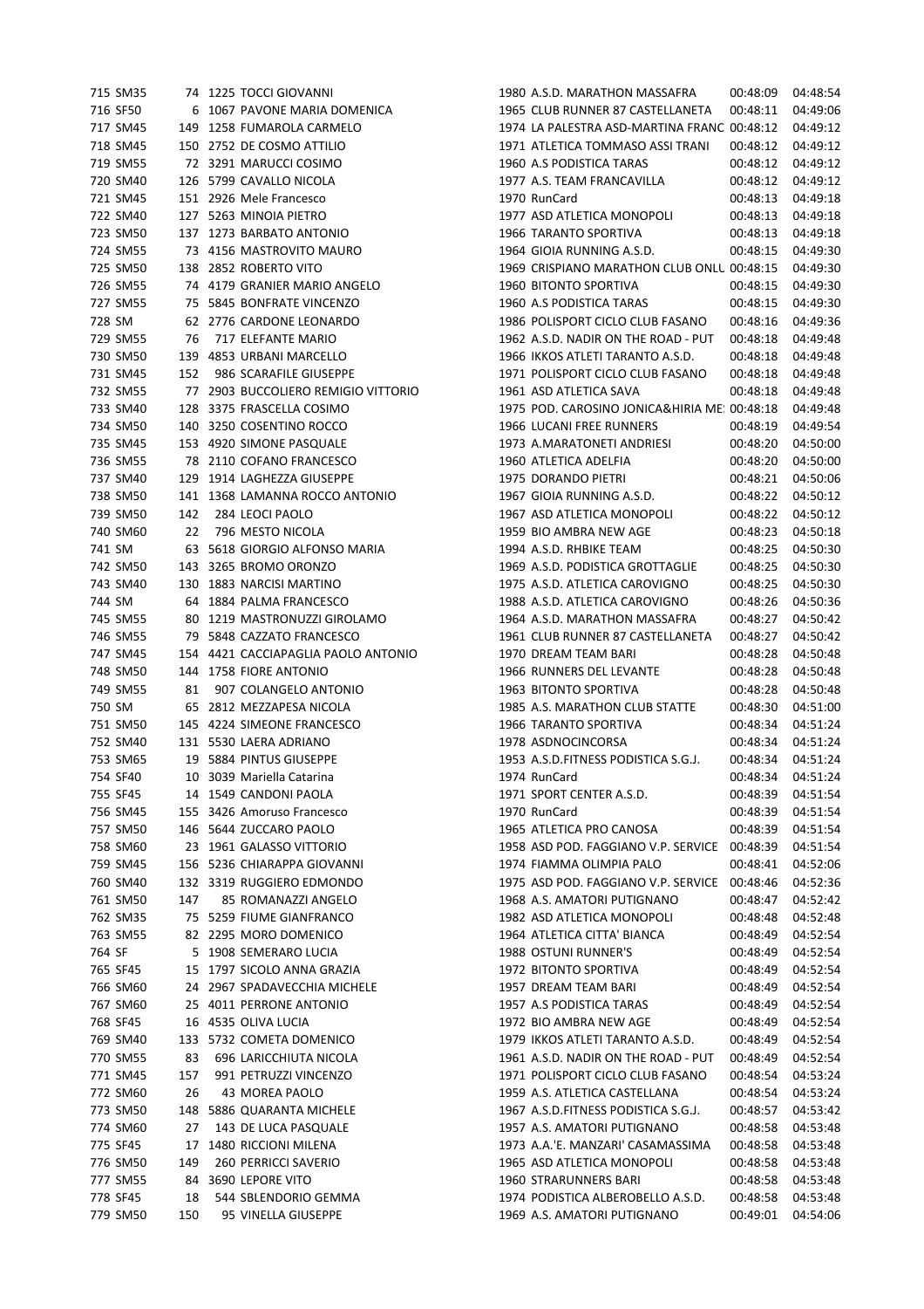| | | | | | | | | |
|---|---|---|---|---|---|---|---|---|
| 715 | SM35 | 74 | 1225 | TOCCI GIOVANNI | 1980 | A.S.D. MARATHON MASSAFRA | 00:48:09 | 04:48:54 |
| 716 | SF50 | 6 | 1067 | PAVONE MARIA DOMENICA | 1965 | CLUB RUNNER 87 CASTELLANETA | 00:48:11 | 04:49:06 |
| 717 | SM45 | 149 | 1258 | FUMAROLA CARMELO | 1974 | LA PALESTRA ASD-MARTINA FRANC | 00:48:12 | 04:49:12 |
| 718 | SM45 | 150 | 2752 | DE COSMO ATTILIO | 1971 | ATLETICA TOMMASO ASSI TRANI | 00:48:12 | 04:49:12 |
| 719 | SM55 | 72 | 3291 | MARUCCI COSIMO | 1960 | A.S PODISTICA TARAS | 00:48:12 | 04:49:12 |
| 720 | SM40 | 126 | 5799 | CAVALLO NICOLA | 1977 | A.S. TEAM FRANCAVILLA | 00:48:12 | 04:49:12 |
| 721 | SM45 | 151 | 2926 | Mele Francesco | 1970 | RunCard | 00:48:13 | 04:49:18 |
| 722 | SM40 | 127 | 5263 | MINOIA PIETRO | 1977 | ASD ATLETICA MONOPOLI | 00:48:13 | 04:49:18 |
| 723 | SM50 | 137 | 1273 | BARBATO ANTONIO | 1966 | TARANTO SPORTIVA | 00:48:13 | 04:49:18 |
| 724 | SM55 | 73 | 4156 | MASTROVITO MAURO | 1964 | GIOIA RUNNING A.S.D. | 00:48:15 | 04:49:30 |
| 725 | SM50 | 138 | 2852 | ROBERTO VITO | 1969 | CRISPIANO MARATHON CLUB ONLU | 00:48:15 | 04:49:30 |
| 726 | SM55 | 74 | 4179 | GRANIER MARIO ANGELO | 1960 | BITONTO SPORTIVA | 00:48:15 | 04:49:30 |
| 727 | SM55 | 75 | 5845 | BONFRATE VINCENZO | 1960 | A.S PODISTICA TARAS | 00:48:15 | 04:49:30 |
| 728 | SM | 62 | 2776 | CARDONE LEONARDO | 1986 | POLISPORT CICLO CLUB FASANO | 00:48:16 | 04:49:36 |
| 729 | SM55 | 76 | 717 | ELEFANTE MARIO | 1962 | A.S.D. NADIR ON THE ROAD - PUT | 00:48:18 | 04:49:48 |
| 730 | SM50 | 139 | 4853 | URBANI MARCELLO | 1966 | IKKOS ATLETI TARANTO A.S.D. | 00:48:18 | 04:49:48 |
| 731 | SM45 | 152 | 986 | SCARAFILE GIUSEPPE | 1971 | POLISPORT CICLO CLUB FASANO | 00:48:18 | 04:49:48 |
| 732 | SM55 | 77 | 2903 | BUCCOLIERO REMIGIO VITTORIO | 1961 | ASD ATLETICA SAVA | 00:48:18 | 04:49:48 |
| 733 | SM40 | 128 | 3375 | FRASCELLA COSIMO | 1975 | POD. CAROSINO JONICA&HIRIA ME | 00:48:18 | 04:49:48 |
| 734 | SM50 | 140 | 3250 | COSENTINO ROCCO | 1966 | LUCANI FREE RUNNERS | 00:48:19 | 04:49:54 |
| 735 | SM45 | 153 | 4920 | SIMONE PASQUALE | 1973 | A.MARATONETI ANDRIESI | 00:48:20 | 04:50:00 |
| 736 | SM55 | 78 | 2110 | COFANO FRANCESCO | 1960 | ATLETICA ADELFIA | 00:48:20 | 04:50:00 |
| 737 | SM40 | 129 | 1914 | LAGHEZZA GIUSEPPE | 1975 | DORANDO PIETRI | 00:48:21 | 04:50:06 |
| 738 | SM50 | 141 | 1368 | LAMANNA ROCCO ANTONIO | 1967 | GIOIA RUNNING A.S.D. | 00:48:22 | 04:50:12 |
| 739 | SM50 | 142 | 284 | LEOCI PAOLO | 1967 | ASD ATLETICA MONOPOLI | 00:48:22 | 04:50:12 |
| 740 | SM60 | 22 | 796 | MESTO NICOLA | 1959 | BIO AMBRA NEW AGE | 00:48:23 | 04:50:18 |
| 741 | SM | 63 | 5618 | GIORGIO ALFONSO MARIA | 1994 | A.S.D. RHBIKE TEAM | 00:48:25 | 04:50:30 |
| 742 | SM50 | 143 | 3265 | BROMO ORONZO | 1969 | A.S.D. PODISTICA GROTTAGLIE | 00:48:25 | 04:50:30 |
| 743 | SM40 | 130 | 1883 | NARCISI MARTINO | 1975 | A.S.D. ATLETICA CAROVIGNO | 00:48:25 | 04:50:30 |
| 744 | SM | 64 | 1884 | PALMA FRANCESCO | 1988 | A.S.D. ATLETICA CAROVIGNO | 00:48:26 | 04:50:36 |
| 745 | SM55 | 80 | 1219 | MASTRONUZZI GIROLAMO | 1964 | A.S.D. MARATHON MASSAFRA | 00:48:27 | 04:50:42 |
| 746 | SM55 | 79 | 5848 | CAZZATO FRANCESCO | 1961 | CLUB RUNNER 87 CASTELLANETA | 00:48:27 | 04:50:42 |
| 747 | SM45 | 154 | 4421 | CACCIAPAGLIA PAOLO ANTONIO | 1970 | DREAM TEAM BARI | 00:48:28 | 04:50:48 |
| 748 | SM50 | 144 | 1758 | FIORE ANTONIO | 1966 | RUNNERS DEL LEVANTE | 00:48:28 | 04:50:48 |
| 749 | SM55 | 81 | 907 | COLANGELO ANTONIO | 1963 | BITONTO SPORTIVA | 00:48:28 | 04:50:48 |
| 750 | SM | 65 | 2812 | MEZZAPESA NICOLA | 1985 | A.S. MARATHON CLUB STATTE | 00:48:30 | 04:51:00 |
| 751 | SM50 | 145 | 4224 | SIMEONE FRANCESCO | 1966 | TARANTO SPORTIVA | 00:48:34 | 04:51:24 |
| 752 | SM40 | 131 | 5530 | LAERA ADRIANO | 1978 | ASDNOCINCORSA | 00:48:34 | 04:51:24 |
| 753 | SM65 | 19 | 5884 | PINTUS GIUSEPPE | 1953 | A.S.D.FITNESS PODISTICA S.G.J. | 00:48:34 | 04:51:24 |
| 754 | SF40 | 10 | 3039 | Mariella Catarina | 1974 | RunCard | 00:48:34 | 04:51:24 |
| 755 | SF45 | 14 | 1549 | CANDONI PAOLA | 1971 | SPORT CENTER A.S.D. | 00:48:39 | 04:51:54 |
| 756 | SM45 | 155 | 3426 | Amoruso Francesco | 1970 | RunCard | 00:48:39 | 04:51:54 |
| 757 | SM50 | 146 | 5644 | ZUCCARO PAOLO | 1965 | ATLETICA PRO CANOSA | 00:48:39 | 04:51:54 |
| 758 | SM60 | 23 | 1961 | GALASSO VITTORIO | 1958 | ASD POD. FAGGIANO V.P. SERVICE | 00:48:39 | 04:51:54 |
| 759 | SM45 | 156 | 5236 | CHIARAPPA GIOVANNI | 1974 | FIAMMA OLIMPIA PALO | 00:48:41 | 04:52:06 |
| 760 | SM40 | 132 | 3319 | RUGGIERO EDMONDO | 1975 | ASD POD. FAGGIANO V.P. SERVICE | 00:48:46 | 04:52:36 |
| 761 | SM50 | 147 | 85 | ROMANAZZI ANGELO | 1968 | A.S. AMATORI PUTIGNANO | 00:48:47 | 04:52:42 |
| 762 | SM35 | 75 | 5259 | FIUME GIANFRANCO | 1982 | ASD ATLETICA MONOPOLI | 00:48:48 | 04:52:48 |
| 763 | SM55 | 82 | 2295 | MORO DOMENICO | 1964 | ATLETICA CITTA' BIANCA | 00:48:49 | 04:52:54 |
| 764 | SF | 5 | 1908 | SEMERARO LUCIA | 1988 | OSTUNI RUNNER'S | 00:48:49 | 04:52:54 |
| 765 | SF45 | 15 | 1797 | SICOLO ANNA GRAZIA | 1972 | BITONTO SPORTIVA | 00:48:49 | 04:52:54 |
| 766 | SM60 | 24 | 2967 | SPADAVECCHIA MICHELE | 1957 | DREAM TEAM BARI | 00:48:49 | 04:52:54 |
| 767 | SM60 | 25 | 4011 | PERRONE ANTONIO | 1957 | A.S PODISTICA TARAS | 00:48:49 | 04:52:54 |
| 768 | SF45 | 16 | 4535 | OLIVA LUCIA | 1972 | BIO AMBRA NEW AGE | 00:48:49 | 04:52:54 |
| 769 | SM40 | 133 | 5732 | COMETA DOMENICO | 1979 | IKKOS ATLETI TARANTO A.S.D. | 00:48:49 | 04:52:54 |
| 770 | SM55 | 83 | 696 | LARICCHIUTA NICOLA | 1961 | A.S.D. NADIR ON THE ROAD - PUT | 00:48:49 | 04:52:54 |
| 771 | SM45 | 157 | 991 | PETRUZZI VINCENZO | 1971 | POLISPORT CICLO CLUB FASANO | 00:48:54 | 04:53:24 |
| 772 | SM60 | 26 | 43 | MOREA PAOLO | 1959 | A.S. ATLETICA CASTELLANA | 00:48:54 | 04:53:24 |
| 773 | SM50 | 148 | 5886 | QUARANTA MICHELE | 1967 | A.S.D.FITNESS PODISTICA S.G.J. | 00:48:57 | 04:53:42 |
| 774 | SM60 | 27 | 143 | DE LUCA PASQUALE | 1957 | A.S. AMATORI PUTIGNANO | 00:48:58 | 04:53:48 |
| 775 | SF45 | 17 | 1480 | RICCIONI MILENA | 1973 | A.A.'E. MANZARI' CASAMASSIMA | 00:48:58 | 04:53:48 |
| 776 | SM50 | 149 | 260 | PERRICCI SAVERIO | 1965 | ASD ATLETICA MONOPOLI | 00:48:58 | 04:53:48 |
| 777 | SM55 | 84 | 3690 | LEPORE VITO | 1960 | STRARUNNERS BARI | 00:48:58 | 04:53:48 |
| 778 | SF45 | 18 | 544 | SBLENDORIO GEMMA | 1974 | PODISTICA ALBEROBELLO A.S.D. | 00:48:58 | 04:53:48 |
| 779 | SM50 | 150 | 95 | VINELLA GIUSEPPE | 1969 | A.S. AMATORI PUTIGNANO | 00:49:01 | 04:54:06 |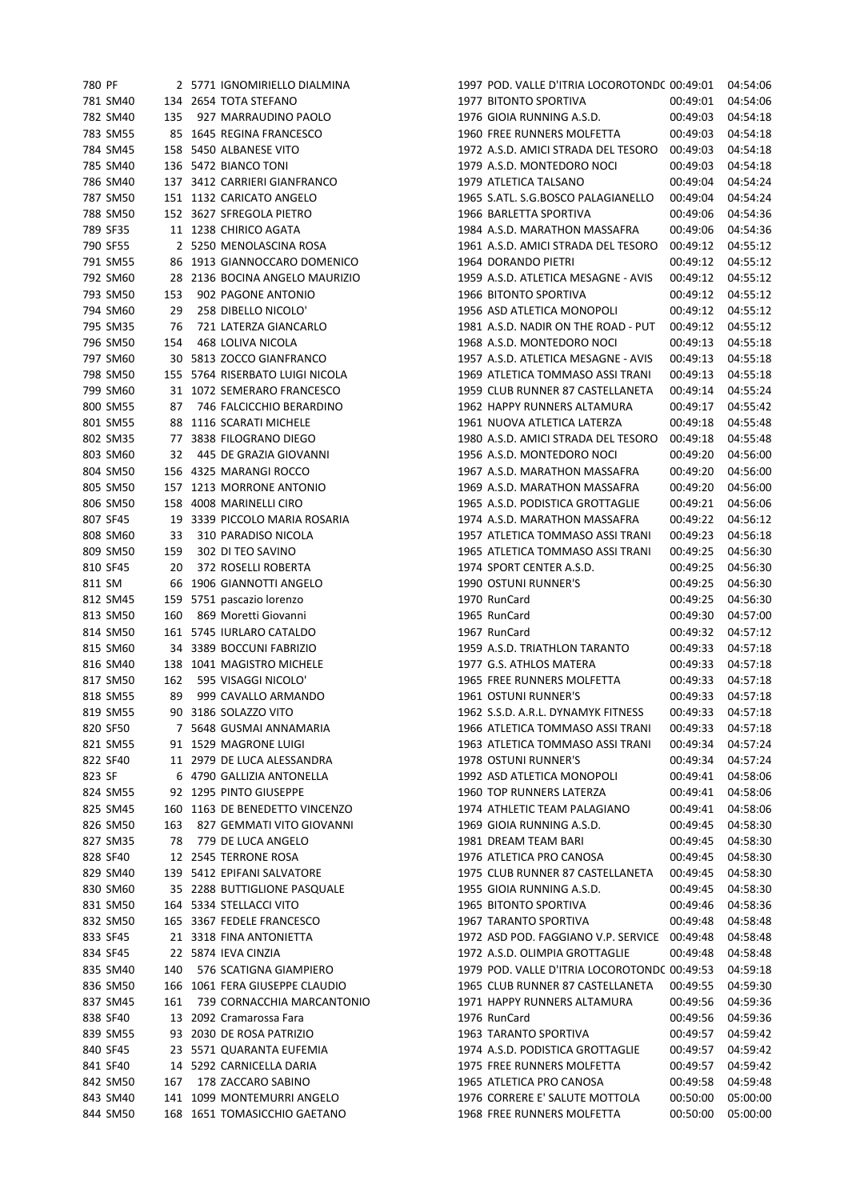| | | | | | | | | |
|---|---|---|---|---|---|---|---|---|
| 780 | PF | 2 | 5771 | IGNOMIRIELLO DIALMINA | 1997 | POD. VALLE D'ITRIA LOCOROTONDC | 00:49:01 | 04:54:06 |
| 781 | SM40 | 134 | 2654 | TOTA STEFANO | 1977 | BITONTO SPORTIVA | 00:49:01 | 04:54:06 |
| 782 | SM40 | 135 | 927 | MARRAUDINO PAOLO | 1976 | GIOIA RUNNING A.S.D. | 00:49:03 | 04:54:18 |
| 783 | SM55 | 85 | 1645 | REGINA FRANCESCO | 1960 | FREE RUNNERS MOLFETTA | 00:49:03 | 04:54:18 |
| 784 | SM45 | 158 | 5450 | ALBANESE VITO | 1972 | A.S.D. AMICI STRADA DEL TESORO | 00:49:03 | 04:54:18 |
| 785 | SM40 | 136 | 5472 | BIANCO TONI | 1979 | A.S.D. MONTEDORO NOCI | 00:49:03 | 04:54:18 |
| 786 | SM40 | 137 | 3412 | CARRIERI GIANFRANCO | 1979 | ATLETICA TALSANO | 00:49:04 | 04:54:24 |
| 787 | SM50 | 151 | 1132 | CARICATO ANGELO | 1965 | S.ATL. S.G.BOSCO PALAGIANELLO | 00:49:04 | 04:54:24 |
| 788 | SM50 | 152 | 3627 | SFREGOLA PIETRO | 1966 | BARLETTA SPORTIVA | 00:49:06 | 04:54:36 |
| 789 | SF35 | 11 | 1238 | CHIRICO AGATA | 1984 | A.S.D. MARATHON MASSAFRA | 00:49:06 | 04:54:36 |
| 790 | SF55 | 2 | 5250 | MENOLASCINA ROSA | 1961 | A.S.D. AMICI STRADA DEL TESORO | 00:49:12 | 04:55:12 |
| 791 | SM55 | 86 | 1913 | GIANNOCCARO DOMENICO | 1964 | DORANDO PIETRI | 00:49:12 | 04:55:12 |
| 792 | SM60 | 28 | 2136 | BOCINA ANGELO MAURIZIO | 1959 | A.S.D. ATLETICA MESAGNE - AVIS | 00:49:12 | 04:55:12 |
| 793 | SM50 | 153 | 902 | PAGONE ANTONIO | 1966 | BITONTO SPORTIVA | 00:49:12 | 04:55:12 |
| 794 | SM60 | 29 | 258 | DIBELLO NICOLO' | 1956 | ASD ATLETICA MONOPOLI | 00:49:12 | 04:55:12 |
| 795 | SM35 | 76 | 721 | LATERZA GIANCARLO | 1981 | A.S.D. NADIR ON THE ROAD - PUT | 00:49:12 | 04:55:12 |
| 796 | SM50 | 154 | 468 | LOLIVA NICOLA | 1968 | A.S.D. MONTEDORO NOCI | 00:49:13 | 04:55:18 |
| 797 | SM60 | 30 | 5813 | ZOCCO GIANFRANCO | 1957 | A.S.D. ATLETICA MESAGNE - AVIS | 00:49:13 | 04:55:18 |
| 798 | SM50 | 155 | 5764 | RISERBATO LUIGI NICOLA | 1969 | ATLETICA TOMMASO ASSI TRANI | 00:49:13 | 04:55:18 |
| 799 | SM60 | 31 | 1072 | SEMERARO FRANCESCO | 1959 | CLUB RUNNER 87 CASTELLANETA | 00:49:14 | 04:55:24 |
| 800 | SM55 | 87 | 746 | FALCICCHIO BERARDINO | 1962 | HAPPY RUNNERS ALTAMURA | 00:49:17 | 04:55:42 |
| 801 | SM55 | 88 | 1116 | SCARATI MICHELE | 1961 | NUOVA ATLETICA LATERZA | 00:49:18 | 04:55:48 |
| 802 | SM35 | 77 | 3838 | FILOGRANO DIEGO | 1980 | A.S.D. AMICI STRADA DEL TESORO | 00:49:18 | 04:55:48 |
| 803 | SM60 | 32 | 445 | DE GRAZIA GIOVANNI | 1956 | A.S.D. MONTEDORO NOCI | 00:49:20 | 04:56:00 |
| 804 | SM50 | 156 | 4325 | MARANGI ROCCO | 1967 | A.S.D. MARATHON MASSAFRA | 00:49:20 | 04:56:00 |
| 805 | SM50 | 157 | 1213 | MORRONE ANTONIO | 1969 | A.S.D. MARATHON MASSAFRA | 00:49:20 | 04:56:00 |
| 806 | SM50 | 158 | 4008 | MARINELLI CIRO | 1965 | A.S.D. PODISTICA GROTTAGLIE | 00:49:21 | 04:56:06 |
| 807 | SF45 | 19 | 3339 | PICCOLO MARIA ROSARIA | 1974 | A.S.D. MARATHON MASSAFRA | 00:49:22 | 04:56:12 |
| 808 | SM60 | 33 | 310 | PARADISO NICOLA | 1957 | ATLETICA TOMMASO ASSI TRANI | 00:49:23 | 04:56:18 |
| 809 | SM50 | 159 | 302 | DI TEO SAVINO | 1965 | ATLETICA TOMMASO ASSI TRANI | 00:49:25 | 04:56:30 |
| 810 | SF45 | 20 | 372 | ROSELLI ROBERTA | 1974 | SPORT CENTER A.S.D. | 00:49:25 | 04:56:30 |
| 811 | SM | 66 | 1906 | GIANNOTTI ANGELO | 1990 | OSTUNI RUNNER'S | 00:49:25 | 04:56:30 |
| 812 | SM45 | 159 | 5751 | pascazio lorenzo | 1970 | RunCard | 00:49:25 | 04:56:30 |
| 813 | SM50 | 160 | 869 | Moretti Giovanni | 1965 | RunCard | 00:49:30 | 04:57:00 |
| 814 | SM50 | 161 | 5745 | IURLARO CATALDO | 1967 | RunCard | 00:49:32 | 04:57:12 |
| 815 | SM60 | 34 | 3389 | BOCCUNI FABRIZIO | 1959 | A.S.D. TRIATHLON TARANTO | 00:49:33 | 04:57:18 |
| 816 | SM40 | 138 | 1041 | MAGISTRO MICHELE | 1977 | G.S. ATHLOS MATERA | 00:49:33 | 04:57:18 |
| 817 | SM50 | 162 | 595 | VISAGGI NICOLO' | 1965 | FREE RUNNERS MOLFETTA | 00:49:33 | 04:57:18 |
| 818 | SM55 | 89 | 999 | CAVALLO ARMANDO | 1961 | OSTUNI RUNNER'S | 00:49:33 | 04:57:18 |
| 819 | SM55 | 90 | 3186 | SOLAZZO VITO | 1962 | S.S.D. A.R.L. DYNAMYK FITNESS | 00:49:33 | 04:57:18 |
| 820 | SF50 | 7 | 5648 | GUSMAI ANNAMARIA | 1966 | ATLETICA TOMMASO ASSI TRANI | 00:49:33 | 04:57:18 |
| 821 | SM55 | 91 | 1529 | MAGRONE LUIGI | 1963 | ATLETICA TOMMASO ASSI TRANI | 00:49:34 | 04:57:24 |
| 822 | SF40 | 11 | 2979 | DE LUCA ALESSANDRA | 1978 | OSTUNI RUNNER'S | 00:49:34 | 04:57:24 |
| 823 | SF | 6 | 4790 | GALLIZIA ANTONELLA | 1992 | ASD ATLETICA MONOPOLI | 00:49:41 | 04:58:06 |
| 824 | SM55 | 92 | 1295 | PINTO GIUSEPPE | 1960 | TOP RUNNERS LATERZA | 00:49:41 | 04:58:06 |
| 825 | SM45 | 160 | 1163 | DE BENEDETTO VINCENZO | 1974 | ATHLETIC TEAM PALAGIANO | 00:49:41 | 04:58:06 |
| 826 | SM50 | 163 | 827 | GEMMATI VITO GIOVANNI | 1969 | GIOIA RUNNING A.S.D. | 00:49:45 | 04:58:30 |
| 827 | SM35 | 78 | 779 | DE LUCA ANGELO | 1981 | DREAM TEAM BARI | 00:49:45 | 04:58:30 |
| 828 | SF40 | 12 | 2545 | TERRONE ROSA | 1976 | ATLETICA PRO CANOSA | 00:49:45 | 04:58:30 |
| 829 | SM40 | 139 | 5412 | EPIFANI SALVATORE | 1975 | CLUB RUNNER 87 CASTELLANETA | 00:49:45 | 04:58:30 |
| 830 | SM60 | 35 | 2288 | BUTTIGLIONE PASQUALE | 1955 | GIOIA RUNNING A.S.D. | 00:49:45 | 04:58:30 |
| 831 | SM50 | 164 | 5334 | STELLACCI VITO | 1965 | BITONTO SPORTIVA | 00:49:46 | 04:58:36 |
| 832 | SM50 | 165 | 3367 | FEDELE FRANCESCO | 1967 | TARANTO SPORTIVA | 00:49:48 | 04:58:48 |
| 833 | SF45 | 21 | 3318 | FINA ANTONIETTA | 1972 | ASD POD. FAGGIANO V.P. SERVICE | 00:49:48 | 04:58:48 |
| 834 | SF45 | 22 | 5874 | IEVA CINZIA | 1972 | A.S.D. OLIMPIA GROTTAGLIE | 00:49:48 | 04:58:48 |
| 835 | SM40 | 140 | 576 | SCATIGNA GIAMPIERO | 1979 | POD. VALLE D'ITRIA LOCOROTONDC | 00:49:53 | 04:59:18 |
| 836 | SM50 | 166 | 1061 | FERA GIUSEPPE CLAUDIO | 1965 | CLUB RUNNER 87 CASTELLANETA | 00:49:55 | 04:59:30 |
| 837 | SM45 | 161 | 739 | CORNACCHIA MARCANTONIO | 1971 | HAPPY RUNNERS ALTAMURA | 00:49:56 | 04:59:36 |
| 838 | SF40 | 13 | 2092 | Cramarossa Fara | 1976 | RunCard | 00:49:56 | 04:59:36 |
| 839 | SM55 | 93 | 2030 | DE ROSA PATRIZIO | 1963 | TARANTO SPORTIVA | 00:49:57 | 04:59:42 |
| 840 | SF45 | 23 | 5571 | QUARANTA EUFEMIA | 1974 | A.S.D. PODISTICA GROTTAGLIE | 00:49:57 | 04:59:42 |
| 841 | SF40 | 14 | 5292 | CARNICELLA DARIA | 1975 | FREE RUNNERS MOLFETTA | 00:49:57 | 04:59:42 |
| 842 | SM50 | 167 | 178 | ZACCARO SABINO | 1965 | ATLETICA PRO CANOSA | 00:49:58 | 04:59:48 |
| 843 | SM40 | 141 | 1099 | MONTEMURRI ANGELO | 1976 | CORRERE E' SALUTE MOTTOLA | 00:50:00 | 05:00:00 |
| 844 | SM50 | 168 | 1651 | TOMASICCHIO GAETANO | 1968 | FREE RUNNERS MOLFETTA | 00:50:00 | 05:00:00 |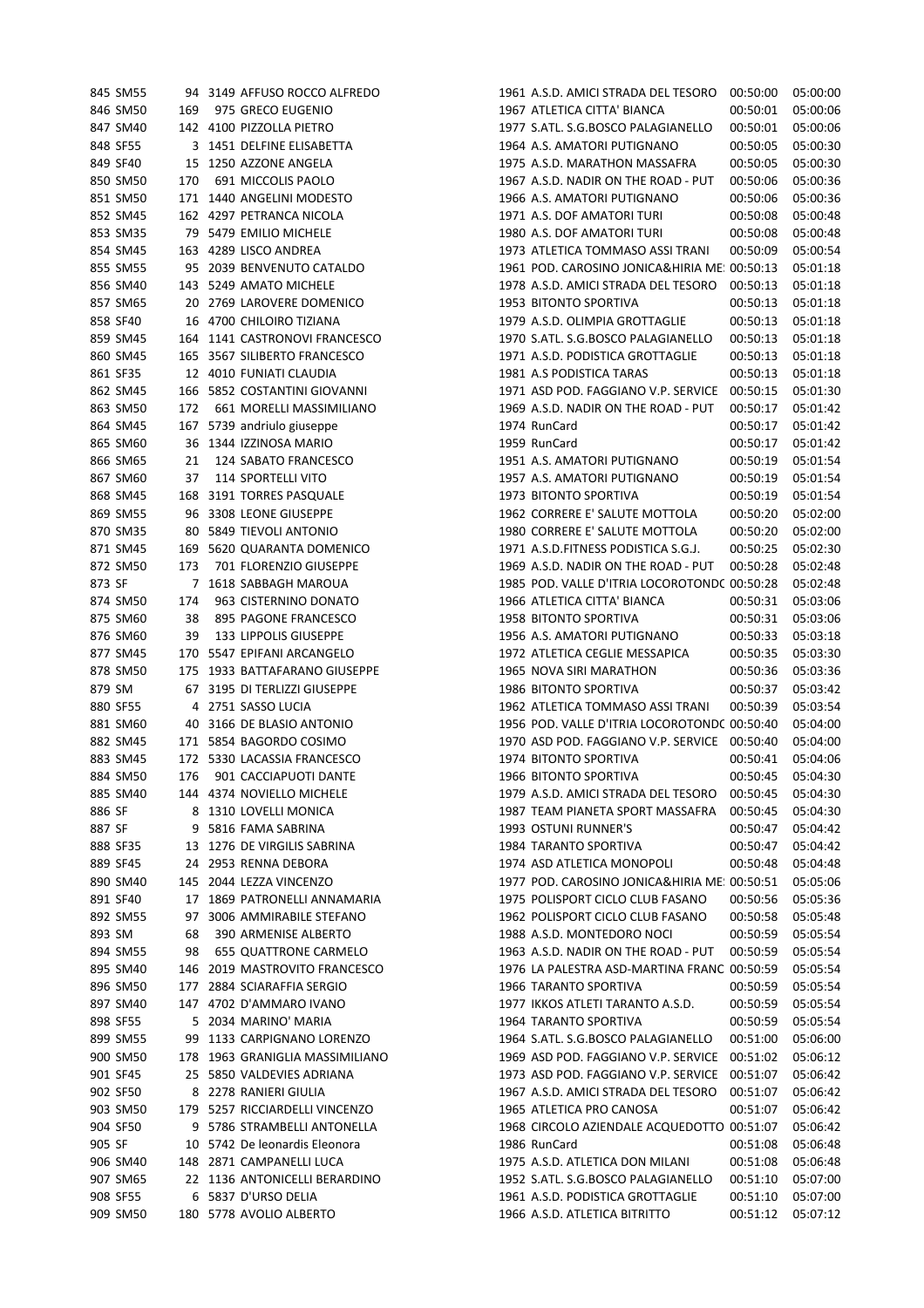| | | | | | | | |
|---|---|---|---|---|---|---|---|
| 845 | SM55 | 94 | 3149 AFFUSO ROCCO ALFREDO | 1961 | A.S.D. AMICI STRADA DEL TESORO | 00:50:00 | 05:00:00 |
| 846 | SM50 | 169 | 975 GRECO EUGENIO | 1967 | ATLETICA CITTA' BIANCA | 00:50:01 | 05:00:06 |
| 847 | SM40 | 142 | 4100 PIZZOLLA PIETRO | 1977 | S.ATL. S.G.BOSCO PALAGIANELLO | 00:50:01 | 05:00:06 |
| 848 | SF55 | 3 | 1451 DELFINE ELISABETTA | 1964 | A.S. AMATORI PUTIGNANO | 00:50:05 | 05:00:30 |
| 849 | SF40 | 15 | 1250 AZZONE ANGELA | 1975 | A.S.D. MARATHON MASSAFRA | 00:50:05 | 05:00:30 |
| 850 | SM50 | 170 | 691 MICCOLIS PAOLO | 1967 | A.S.D. NADIR ON THE ROAD - PUT | 00:50:06 | 05:00:36 |
| 851 | SM50 | 171 | 1440 ANGELINI MODESTO | 1966 | A.S. AMATORI PUTIGNANO | 00:50:06 | 05:00:36 |
| 852 | SM45 | 162 | 4297 PETRANCA NICOLA | 1971 | A.S. DOF AMATORI TURI | 00:50:08 | 05:00:48 |
| 853 | SM35 | 79 | 5479 EMILIO MICHELE | 1980 | A.S. DOF AMATORI TURI | 00:50:08 | 05:00:48 |
| 854 | SM45 | 163 | 4289 LISCO ANDREA | 1973 | ATLETICA TOMMASO ASSI TRANI | 00:50:09 | 05:00:54 |
| 855 | SM55 | 95 | 2039 BENVENUTO CATALDO | 1961 | POD. CAROSINO JONICA&HIRIA ME: | 00:50:13 | 05:01:18 |
| 856 | SM40 | 143 | 5249 AMATO MICHELE | 1978 | A.S.D. AMICI STRADA DEL TESORO | 00:50:13 | 05:01:18 |
| 857 | SM65 | 20 | 2769 LAROVERE DOMENICO | 1953 | BITONTO SPORTIVA | 00:50:13 | 05:01:18 |
| 858 | SF40 | 16 | 4700 CHILOIRO TIZIANA | 1979 | A.S.D. OLIMPIA GROTTAGLIE | 00:50:13 | 05:01:18 |
| 859 | SM45 | 164 | 1141 CASTRONOVI FRANCESCO | 1970 | S.ATL. S.G.BOSCO PALAGIANELLO | 00:50:13 | 05:01:18 |
| 860 | SM45 | 165 | 3567 SILIBERTO FRANCESCO | 1971 | A.S.D. PODISTICA GROTTAGLIE | 00:50:13 | 05:01:18 |
| 861 | SF35 | 12 | 4010 FUNIATI CLAUDIA | 1981 | A.S PODISTICA TARAS | 00:50:13 | 05:01:18 |
| 862 | SM45 | 166 | 5852 COSTANTINI GIOVANNI | 1971 | ASD POD. FAGGIANO V.P. SERVICE | 00:50:15 | 05:01:30 |
| 863 | SM50 | 172 | 661 MORELLI MASSIMILIANO | 1969 | A.S.D. NADIR ON THE ROAD - PUT | 00:50:17 | 05:01:42 |
| 864 | SM45 | 167 | 5739 andriulo giuseppe | 1974 | RunCard | 00:50:17 | 05:01:42 |
| 865 | SM60 | 36 | 1344 IZZINOSA MARIO | 1959 | RunCard | 00:50:17 | 05:01:42 |
| 866 | SM65 | 21 | 124 SABATO FRANCESCO | 1951 | A.S. AMATORI PUTIGNANO | 00:50:19 | 05:01:54 |
| 867 | SM60 | 37 | 114 SPORTELLI VITO | 1957 | A.S. AMATORI PUTIGNANO | 00:50:19 | 05:01:54 |
| 868 | SM45 | 168 | 3191 TORRES PASQUALE | 1973 | BITONTO SPORTIVA | 00:50:19 | 05:01:54 |
| 869 | SM55 | 96 | 3308 LEONE GIUSEPPE | 1962 | CORRERE E' SALUTE MOTTOLA | 00:50:20 | 05:02:00 |
| 870 | SM35 | 80 | 5849 TIEVOLI ANTONIO | 1980 | CORRERE E' SALUTE MOTTOLA | 00:50:20 | 05:02:00 |
| 871 | SM45 | 169 | 5620 QUARANTA DOMENICO | 1971 | A.S.D.FITNESS PODISTICA S.G.J. | 00:50:25 | 05:02:30 |
| 872 | SM50 | 173 | 701 FLORENZIO GIUSEPPE | 1969 | A.S.D. NADIR ON THE ROAD - PUT | 00:50:28 | 05:02:48 |
| 873 | SF | 7 | 1618 SABBAGH MAROUA | 1985 | POD. VALLE D'ITRIA LOCOROTONDC | 00:50:28 | 05:02:48 |
| 874 | SM50 | 174 | 963 CISTERNINO DONATO | 1966 | ATLETICA CITTA' BIANCA | 00:50:31 | 05:03:06 |
| 875 | SM60 | 38 | 895 PAGONE FRANCESCO | 1958 | BITONTO SPORTIVA | 00:50:31 | 05:03:06 |
| 876 | SM60 | 39 | 133 LIPPOLIS GIUSEPPE | 1956 | A.S. AMATORI PUTIGNANO | 00:50:33 | 05:03:18 |
| 877 | SM45 | 170 | 5547 EPIFANI ARCANGELO | 1972 | ATLETICA CEGLIE MESSAPICA | 00:50:35 | 05:03:30 |
| 878 | SM50 | 175 | 1933 BATTAFARANO GIUSEPPE | 1965 | NOVA SIRI MARATHON | 00:50:36 | 05:03:36 |
| 879 | SM | 67 | 3195 DI TERLIZZI GIUSEPPE | 1986 | BITONTO SPORTIVA | 00:50:37 | 05:03:42 |
| 880 | SF55 | 4 | 2751 SASSO LUCIA | 1962 | ATLETICA TOMMASO ASSI TRANI | 00:50:39 | 05:03:54 |
| 881 | SM60 | 40 | 3166 DE BLASIO ANTONIO | 1956 | POD. VALLE D'ITRIA LOCOROTONDC | 00:50:40 | 05:04:00 |
| 882 | SM45 | 171 | 5854 BAGORDO COSIMO | 1970 | ASD POD. FAGGIANO V.P. SERVICE | 00:50:40 | 05:04:00 |
| 883 | SM45 | 172 | 5330 LACASSIA FRANCESCO | 1974 | BITONTO SPORTIVA | 00:50:41 | 05:04:06 |
| 884 | SM50 | 176 | 901 CACCIAPUOTI DANTE | 1966 | BITONTO SPORTIVA | 00:50:45 | 05:04:30 |
| 885 | SM40 | 144 | 4374 NOVIELLO MICHELE | 1979 | A.S.D. AMICI STRADA DEL TESORO | 00:50:45 | 05:04:30 |
| 886 | SF | 8 | 1310 LOVELLI MONICA | 1987 | TEAM PIANETA SPORT MASSAFRA | 00:50:45 | 05:04:30 |
| 887 | SF | 9 | 5816 FAMA SABRINA | 1993 | OSTUNI RUNNER'S | 00:50:47 | 05:04:42 |
| 888 | SF35 | 13 | 1276 DE VIRGILIS SABRINA | 1984 | TARANTO SPORTIVA | 00:50:47 | 05:04:42 |
| 889 | SF45 | 24 | 2953 RENNA DEBORA | 1974 | ASD ATLETICA MONOPOLI | 00:50:48 | 05:04:48 |
| 890 | SM40 | 145 | 2044 LEZZA VINCENZO | 1977 | POD. CAROSINO JONICA&HIRIA ME: | 00:50:51 | 05:05:06 |
| 891 | SF40 | 17 | 1869 PATRONELLI ANNAMARIA | 1975 | POLISPORT CICLO CLUB FASANO | 00:50:56 | 05:05:36 |
| 892 | SM55 | 97 | 3006 AMMIRABILE STEFANO | 1962 | POLISPORT CICLO CLUB FASANO | 00:50:58 | 05:05:48 |
| 893 | SM | 68 | 390 ARMENISE ALBERTO | 1988 | A.S.D. MONTEDORO NOCI | 00:50:59 | 05:05:54 |
| 894 | SM55 | 98 | 655 QUATTRONE CARMELO | 1963 | A.S.D. NADIR ON THE ROAD - PUT | 00:50:59 | 05:05:54 |
| 895 | SM40 | 146 | 2019 MASTROVITO FRANCESCO | 1976 | LA PALESTRA ASD-MARTINA FRANC | 00:50:59 | 05:05:54 |
| 896 | SM50 | 177 | 2884 SCIARAFFIA SERGIO | 1966 | TARANTO SPORTIVA | 00:50:59 | 05:05:54 |
| 897 | SM40 | 147 | 4702 D'AMMARO IVANO | 1977 | IKKOS ATLETI TARANTO A.S.D. | 00:50:59 | 05:05:54 |
| 898 | SF55 | 5 | 2034 MARINO' MARIA | 1964 | TARANTO SPORTIVA | 00:50:59 | 05:05:54 |
| 899 | SM55 | 99 | 1133 CARPIGNANO LORENZO | 1964 | S.ATL. S.G.BOSCO PALAGIANELLO | 00:51:00 | 05:06:00 |
| 900 | SM50 | 178 | 1963 GRANIGLIA MASSIMILIANO | 1969 | ASD POD. FAGGIANO V.P. SERVICE | 00:51:02 | 05:06:12 |
| 901 | SF45 | 25 | 5850 VALDEVIES ADRIANA | 1973 | ASD POD. FAGGIANO V.P. SERVICE | 00:51:07 | 05:06:42 |
| 902 | SF50 | 8 | 2278 RANIERI GIULIA | 1967 | A.S.D. AMICI STRADA DEL TESORO | 00:51:07 | 05:06:42 |
| 903 | SM50 | 179 | 5257 RICCIARDELLI VINCENZO | 1965 | ATLETICA PRO CANOSA | 00:51:07 | 05:06:42 |
| 904 | SF50 | 9 | 5786 STRAMBELLI ANTONELLA | 1968 | CIRCOLO AZIENDALE ACQUEDOTTO | 00:51:07 | 05:06:42 |
| 905 | SF | 10 | 5742 De leonardis Eleonora | 1986 | RunCard | 00:51:08 | 05:06:48 |
| 906 | SM40 | 148 | 2871 CAMPANELLI LUCA | 1975 | A.S.D. ATLETICA DON MILANI | 00:51:08 | 05:06:48 |
| 907 | SM65 | 22 | 1136 ANTONICELLI BERARDINO | 1952 | S.ATL. S.G.BOSCO PALAGIANELLO | 00:51:10 | 05:07:00 |
| 908 | SF55 | 6 | 5837 D'URSO DELIA | 1961 | A.S.D. PODISTICA GROTTAGLIE | 00:51:10 | 05:07:00 |
| 909 | SM50 | 180 | 5778 AVOLIO ALBERTO | 1966 | A.S.D. ATLETICA BITRITTO | 00:51:12 | 05:07:12 |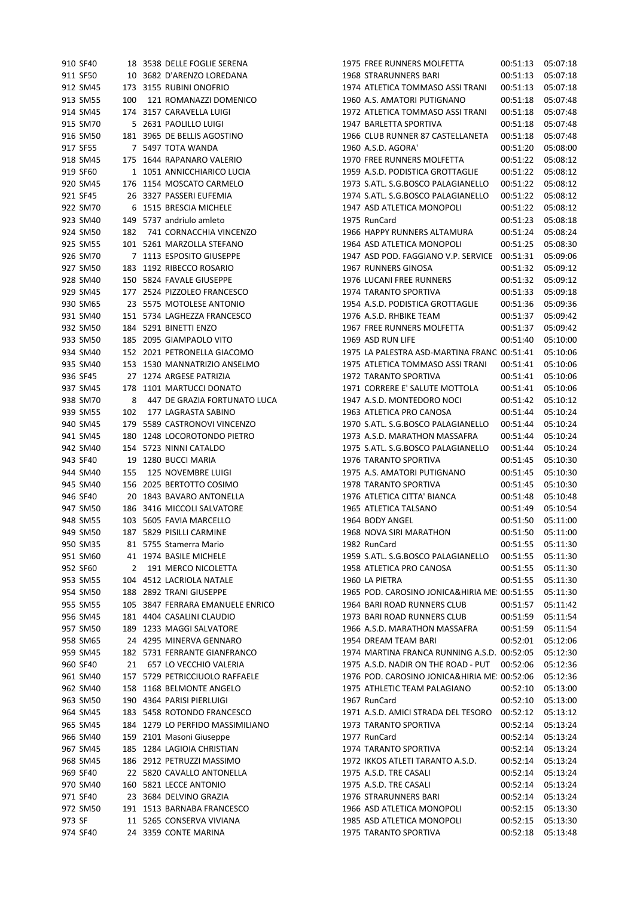| | | | | | | | | |
|---|---|---|---|---|---|---|---|---|
| 910 | SF40 | 18 | 3538 | DELLE FOGLIE SERENA | 1975 | FREE RUNNERS MOLFETTA | 00:51:13 | 05:07:18 |
| 911 | SF50 | 10 | 3682 | D'ARENZO LOREDANA | 1968 | STRARUNNERS BARI | 00:51:13 | 05:07:18 |
| 912 | SM45 | 173 | 3155 | RUBINI ONOFRIO | 1974 | ATLETICA TOMMASO ASSI TRANI | 00:51:13 | 05:07:18 |
| 913 | SM55 | 100 | 121 | ROMANAZZI DOMENICO | 1960 | A.S. AMATORI PUTIGNANO | 00:51:18 | 05:07:48 |
| 914 | SM45 | 174 | 3157 | CARAVELLA LUIGI | 1972 | ATLETICA TOMMASO ASSI TRANI | 00:51:18 | 05:07:48 |
| 915 | SM70 | 5 | 2631 | PAOLILLO LUIGI | 1947 | BARLETTA SPORTIVA | 00:51:18 | 05:07:48 |
| 916 | SM50 | 181 | 3965 | DE BELLIS AGOSTINO | 1966 | CLUB RUNNER 87 CASTELLANETA | 00:51:18 | 05:07:48 |
| 917 | SF55 | 7 | 5497 | TOTA WANDA | 1960 | A.S.D. AGORA' | 00:51:20 | 05:08:00 |
| 918 | SM45 | 175 | 1644 | RAPANARO VALERIO | 1970 | FREE RUNNERS MOLFETTA | 00:51:22 | 05:08:12 |
| 919 | SF60 | 1 | 1051 | ANNICCHIARICO LUCIA | 1959 | A.S.D. PODISTICA GROTTAGLIE | 00:51:22 | 05:08:12 |
| 920 | SM45 | 176 | 1154 | MOSCATO CARMELO | 1973 | S.ATL. S.G.BOSCO PALAGIANELLO | 00:51:22 | 05:08:12 |
| 921 | SF45 | 26 | 3327 | PASSERI EUFEMIA | 1974 | S.ATL. S.G.BOSCO PALAGIANELLO | 00:51:22 | 05:08:12 |
| 922 | SM70 | 6 | 1515 | BRESCIA MICHELE | 1947 | ASD ATLETICA MONOPOLI | 00:51:22 | 05:08:12 |
| 923 | SM40 | 149 | 5737 | andriulo amleto | 1975 | RunCard | 00:51:23 | 05:08:18 |
| 924 | SM50 | 182 | 741 | CORNACCHIA VINCENZO | 1966 | HAPPY RUNNERS ALTAMURA | 00:51:24 | 05:08:24 |
| 925 | SM55 | 101 | 5261 | MARZOLLA STEFANO | 1964 | ASD ATLETICA MONOPOLI | 00:51:25 | 05:08:30 |
| 926 | SM70 | 7 | 1113 | ESPOSITO GIUSEPPE | 1947 | ASD POD. FAGGIANO V.P. SERVICE | 00:51:31 | 05:09:06 |
| 927 | SM50 | 183 | 1192 | RIBECCO ROSARIO | 1967 | RUNNERS GINOSA | 00:51:32 | 05:09:12 |
| 928 | SM40 | 150 | 5824 | FAVALE GIUSEPPE | 1976 | LUCANI FREE RUNNERS | 00:51:32 | 05:09:12 |
| 929 | SM45 | 177 | 2524 | PIZZOLEO FRANCESCO | 1974 | TARANTO SPORTIVA | 00:51:33 | 05:09:18 |
| 930 | SM65 | 23 | 5575 | MOTOLESE ANTONIO | 1954 | A.S.D. PODISTICA GROTTAGLIE | 00:51:36 | 05:09:36 |
| 931 | SM40 | 151 | 5734 | LAGHEZZA FRANCESCO | 1976 | A.S.D. RHBIKE TEAM | 00:51:37 | 05:09:42 |
| 932 | SM50 | 184 | 5291 | BINETTI ENZO | 1967 | FREE RUNNERS MOLFETTA | 00:51:37 | 05:09:42 |
| 933 | SM50 | 185 | 2095 | GIAMPAOLO VITO | 1969 | ASD RUN LIFE | 00:51:40 | 05:10:00 |
| 934 | SM40 | 152 | 2021 | PETRONELLA GIACOMO | 1975 | LA PALESTRA ASD-MARTINA FRANC | 00:51:41 | 05:10:06 |
| 935 | SM40 | 153 | 1530 | MANNATRIZIO ANSELMO | 1975 | ATLETICA TOMMASO ASSI TRANI | 00:51:41 | 05:10:06 |
| 936 | SF45 | 27 | 1274 | ARGESE PATRIZIA | 1972 | TARANTO SPORTIVA | 00:51:41 | 05:10:06 |
| 937 | SM45 | 178 | 1101 | MARTUCCI DONATO | 1971 | CORRERE E' SALUTE MOTTOLA | 00:51:41 | 05:10:06 |
| 938 | SM70 | 8 | 447 | DE GRAZIA FORTUNATO LUCA | 1947 | A.S.D. MONTEDORO NOCI | 00:51:42 | 05:10:12 |
| 939 | SM55 | 102 | 177 | LAGRASTA SABINO | 1963 | ATLETICA PRO CANOSA | 00:51:44 | 05:10:24 |
| 940 | SM45 | 179 | 5589 | CASTRONOVI VINCENZO | 1970 | S.ATL. S.G.BOSCO PALAGIANELLO | 00:51:44 | 05:10:24 |
| 941 | SM45 | 180 | 1248 | LOCOROTONDO PIETRO | 1973 | A.S.D. MARATHON MASSAFRA | 00:51:44 | 05:10:24 |
| 942 | SM40 | 154 | 5723 | NINNI CATALDO | 1975 | S.ATL. S.G.BOSCO PALAGIANELLO | 00:51:44 | 05:10:24 |
| 943 | SF40 | 19 | 1280 | BUCCI MARIA | 1976 | TARANTO SPORTIVA | 00:51:45 | 05:10:30 |
| 944 | SM40 | 155 | 125 | NOVEMBRE LUIGI | 1975 | A.S. AMATORI PUTIGNANO | 00:51:45 | 05:10:30 |
| 945 | SM40 | 156 | 2025 | BERTOTTO COSIMO | 1978 | TARANTO SPORTIVA | 00:51:45 | 05:10:30 |
| 946 | SF40 | 20 | 1843 | BAVARO ANTONELLA | 1976 | ATLETICA CITTA' BIANCA | 00:51:48 | 05:10:48 |
| 947 | SM50 | 186 | 3416 | MICCOLI SALVATORE | 1965 | ATLETICA TALSANO | 00:51:49 | 05:10:54 |
| 948 | SM55 | 103 | 5605 | FAVIA MARCELLO | 1964 | BODY ANGEL | 00:51:50 | 05:11:00 |
| 949 | SM50 | 187 | 5829 | PISILLI CARMINE | 1968 | NOVA SIRI MARATHON | 00:51:50 | 05:11:00 |
| 950 | SM35 | 81 | 5755 | Stamerra Mario | 1982 | RunCard | 00:51:55 | 05:11:30 |
| 951 | SM60 | 41 | 1974 | BASILE MICHELE | 1959 | S.ATL. S.G.BOSCO PALAGIANELLO | 00:51:55 | 05:11:30 |
| 952 | SF60 | 2 | 191 | MERCO NICOLETTA | 1958 | ATLETICA PRO CANOSA | 00:51:55 | 05:11:30 |
| 953 | SM55 | 104 | 4512 | LACRIOLA NATALE | 1960 | LA PIETRA | 00:51:55 | 05:11:30 |
| 954 | SM50 | 188 | 2892 | TRANI GIUSEPPE | 1965 | POD. CAROSINO JONICA&HIRIA ME | 00:51:55 | 05:11:30 |
| 955 | SM55 | 105 | 3847 | FERRARA EMANUELE ENRICO | 1964 | BARI ROAD RUNNERS CLUB | 00:51:57 | 05:11:42 |
| 956 | SM45 | 181 | 4404 | CASALINI CLAUDIO | 1973 | BARI ROAD RUNNERS CLUB | 00:51:59 | 05:11:54 |
| 957 | SM50 | 189 | 1233 | MAGGI SALVATORE | 1966 | A.S.D. MARATHON MASSAFRA | 00:51:59 | 05:11:54 |
| 958 | SM65 | 24 | 4295 | MINERVA GENNARO | 1954 | DREAM TEAM BARI | 00:52:01 | 05:12:06 |
| 959 | SM45 | 182 | 5731 | FERRANTE GIANFRANCO | 1974 | MARTINA FRANCA RUNNING A.S.D. | 00:52:05 | 05:12:30 |
| 960 | SF40 | 21 | 657 | LO VECCHIO VALERIA | 1975 | A.S.D. NADIR ON THE ROAD - PUT | 00:52:06 | 05:12:36 |
| 961 | SM40 | 157 | 5729 | PETRICCIUOLO RAFFAELE | 1976 | POD. CAROSINO JONICA&HIRIA ME | 00:52:06 | 05:12:36 |
| 962 | SM40 | 158 | 1168 | BELMONTE ANGELO | 1975 | ATHLETIC TEAM PALAGIANO | 00:52:10 | 05:13:00 |
| 963 | SM50 | 190 | 4364 | PARISI PIERLUIGI | 1967 | RunCard | 00:52:10 | 05:13:00 |
| 964 | SM45 | 183 | 5458 | ROTONDO FRANCESCO | 1971 | A.S.D. AMICI STRADA DEL TESORO | 00:52:12 | 05:13:12 |
| 965 | SM45 | 184 | 1279 | LO PERFIDO MASSIMILIANO | 1973 | TARANTO SPORTIVA | 00:52:14 | 05:13:24 |
| 966 | SM40 | 159 | 2101 | Masoni Giuseppe | 1977 | RunCard | 00:52:14 | 05:13:24 |
| 967 | SM45 | 185 | 1284 | LAGIOIA CHRISTIAN | 1974 | TARANTO SPORTIVA | 00:52:14 | 05:13:24 |
| 968 | SM45 | 186 | 2912 | PETRUZZI MASSIMO | 1972 | IKKOS ATLETI TARANTO A.S.D. | 00:52:14 | 05:13:24 |
| 969 | SF40 | 22 | 5820 | CAVALLO ANTONELLA | 1975 | A.S.D. TRE CASALI | 00:52:14 | 05:13:24 |
| 970 | SM40 | 160 | 5821 | LECCE ANTONIO | 1975 | A.S.D. TRE CASALI | 00:52:14 | 05:13:24 |
| 971 | SF40 | 23 | 3684 | DELVINO GRAZIA | 1976 | STRARUNNERS BARI | 00:52:14 | 05:13:24 |
| 972 | SM50 | 191 | 1513 | BARNABA FRANCESCO | 1966 | ASD ATLETICA MONOPOLI | 00:52:15 | 05:13:30 |
| 973 | SF | 11 | 5265 | CONSERVA VIVIANA | 1985 | ASD ATLETICA MONOPOLI | 00:52:15 | 05:13:30 |
| 974 | SF40 | 24 | 3359 | CONTE MARINA | 1975 | TARANTO SPORTIVA | 00:52:18 | 05:13:48 |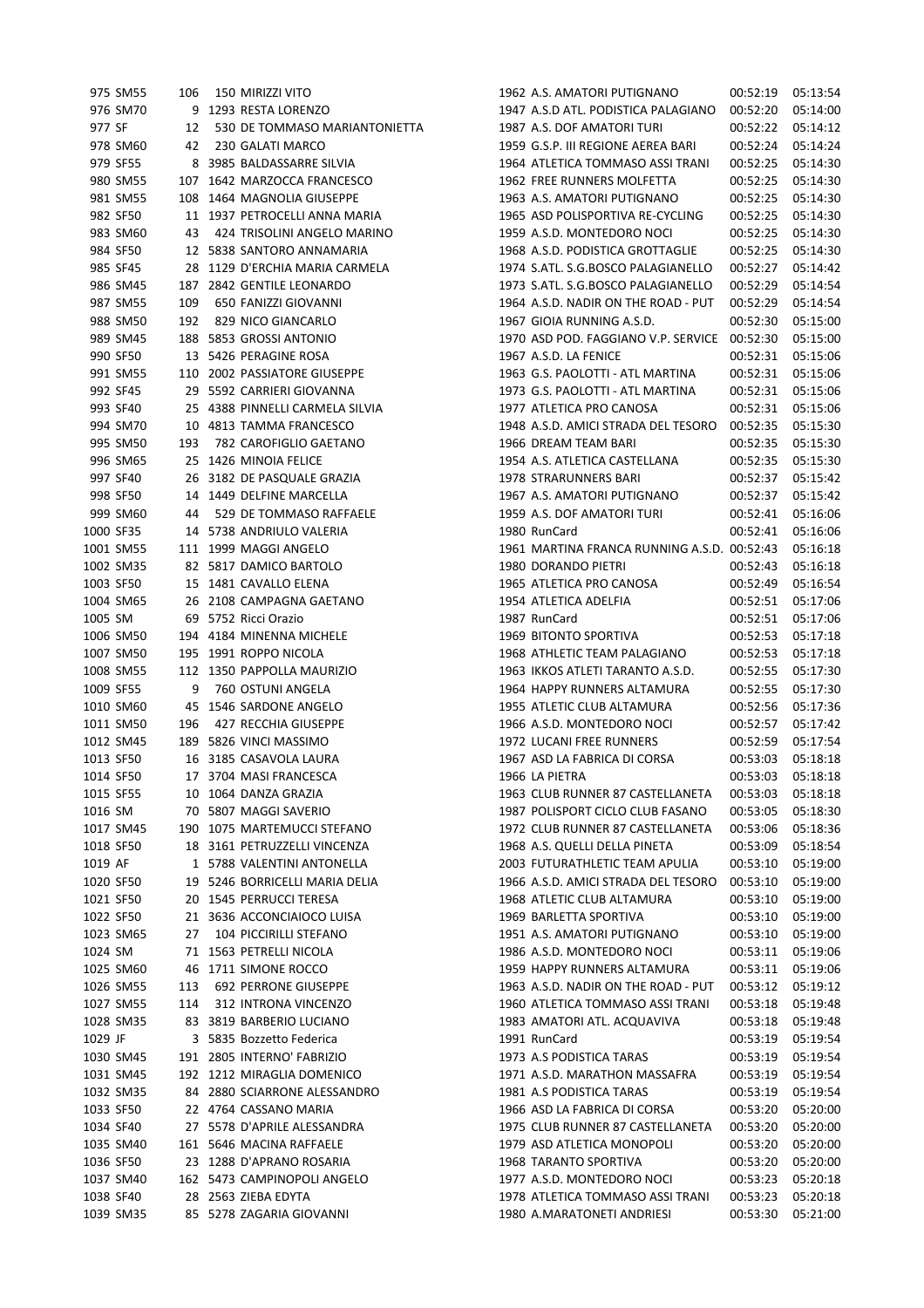| | | | | | | | | |
|---|---|---|---|---|---|---|---|---|
| 975 | SM55 | 106 | 150 | MIRIZZI VITO | 1962 | A.S. AMATORI PUTIGNANO | 00:52:19 | 05:13:54 |
| 976 | SM70 | 9 | 1293 | RESTA LORENZO | 1947 | A.S.D ATL. PODISTICA PALAGIANO | 00:52:20 | 05:14:00 |
| 977 | SF | 12 | 530 | DE TOMMASO MARIANTONIETTA | 1987 | A.S. DOF AMATORI TURI | 00:52:22 | 05:14:12 |
| 978 | SM60 | 42 | 230 | GALATI MARCO | 1959 | G.S.P. III REGIONE AEREA BARI | 00:52:24 | 05:14:24 |
| 979 | SF55 | 8 | 3985 | BALDASSARRE SILVIA | 1964 | ATLETICA TOMMASO ASSI TRANI | 00:52:25 | 05:14:30 |
| 980 | SM55 | 107 | 1642 | MARZOCCA FRANCESCO | 1962 | FREE RUNNERS MOLFETTA | 00:52:25 | 05:14:30 |
| 981 | SM55 | 108 | 1464 | MAGNOLIA GIUSEPPE | 1963 | A.S. AMATORI PUTIGNANO | 00:52:25 | 05:14:30 |
| 982 | SF50 | 11 | 1937 | PETROCELLI ANNA MARIA | 1965 | ASD POLISPORTIVA RE-CYCLING | 00:52:25 | 05:14:30 |
| 983 | SM60 | 43 | 424 | TRISOLINI ANGELO MARINO | 1959 | A.S.D. MONTEDORO NOCI | 00:52:25 | 05:14:30 |
| 984 | SF50 | 12 | 5838 | SANTORO ANNAMARIA | 1968 | A.S.D. PODISTICA GROTTAGLIE | 00:52:25 | 05:14:30 |
| 985 | SF45 | 28 | 1129 | D'ERCHIA MARIA CARMELA | 1974 | S.ATL. S.G.BOSCO PALAGIANELLO | 00:52:27 | 05:14:42 |
| 986 | SM45 | 187 | 2842 | GENTILE LEONARDO | 1973 | S.ATL. S.G.BOSCO PALAGIANELLO | 00:52:29 | 05:14:54 |
| 987 | SM55 | 109 | 650 | FANIZZI GIOVANNI | 1964 | A.S.D. NADIR ON THE ROAD - PUT | 00:52:29 | 05:14:54 |
| 988 | SM50 | 192 | 829 | NICO GIANCARLO | 1967 | GIOIA RUNNING A.S.D. | 00:52:30 | 05:15:00 |
| 989 | SM45 | 188 | 5853 | GROSSI ANTONIO | 1970 | ASD POD. FAGGIANO V.P. SERVICE | 00:52:30 | 05:15:00 |
| 990 | SF50 | 13 | 5426 | PERAGINE ROSA | 1967 | A.S.D. LA FENICE | 00:52:31 | 05:15:06 |
| 991 | SM55 | 110 | 2002 | PASSIATORE GIUSEPPE | 1963 | G.S. PAOLOTTI - ATL MARTINA | 00:52:31 | 05:15:06 |
| 992 | SF45 | 29 | 5592 | CARRIERI GIOVANNA | 1973 | G.S. PAOLOTTI - ATL MARTINA | 00:52:31 | 05:15:06 |
| 993 | SF40 | 25 | 4388 | PINNELLI CARMELA SILVIA | 1977 | ATLETICA PRO CANOSA | 00:52:31 | 05:15:06 |
| 994 | SM70 | 10 | 4813 | TAMMA FRANCESCO | 1948 | A.S.D. AMICI STRADA DEL TESORO | 00:52:35 | 05:15:30 |
| 995 | SM50 | 193 | 782 | CAROFIGLIO GAETANO | 1966 | DREAM TEAM BARI | 00:52:35 | 05:15:30 |
| 996 | SM65 | 25 | 1426 | MINOIA FELICE | 1954 | A.S. ATLETICA CASTELLANA | 00:52:35 | 05:15:30 |
| 997 | SF40 | 26 | 3182 | DE PASQUALE GRAZIA | 1978 | STRARUNNERS BARI | 00:52:37 | 05:15:42 |
| 998 | SF50 | 14 | 1449 | DELFINE MARCELLA | 1967 | A.S. AMATORI PUTIGNANO | 00:52:37 | 05:15:42 |
| 999 | SM60 | 44 | 529 | DE TOMMASO RAFFAELE | 1959 | A.S. DOF AMATORI TURI | 00:52:41 | 05:16:06 |
| 1000 | SF35 | 14 | 5738 | ANDRIULO VALERIA | 1980 | RunCard | 00:52:41 | 05:16:06 |
| 1001 | SM55 | 111 | 1999 | MAGGI ANGELO | 1961 | MARTINA FRANCA RUNNING A.S.D. | 00:52:43 | 05:16:18 |
| 1002 | SM35 | 82 | 5817 | DAMICO BARTOLO | 1980 | DORANDO PIETRI | 00:52:43 | 05:16:18 |
| 1003 | SF50 | 15 | 1481 | CAVALLO ELENA | 1965 | ATLETICA PRO CANOSA | 00:52:49 | 05:16:54 |
| 1004 | SM65 | 26 | 2108 | CAMPAGNA GAETANO | 1954 | ATLETICA ADELFIA | 00:52:51 | 05:17:06 |
| 1005 | SM | 69 | 5752 | Ricci Orazio | 1987 | RunCard | 00:52:51 | 05:17:06 |
| 1006 | SM50 | 194 | 4184 | MINENNA MICHELE | 1969 | BITONTO SPORTIVA | 00:52:53 | 05:17:18 |
| 1007 | SM50 | 195 | 1991 | ROPPO NICOLA | 1968 | ATHLETIC TEAM PALAGIANO | 00:52:53 | 05:17:18 |
| 1008 | SM55 | 112 | 1350 | PAPPOLLA MAURIZIO | 1963 | IKKOS ATLETI TARANTO A.S.D. | 00:52:55 | 05:17:30 |
| 1009 | SF55 | 9 | 760 | OSTUNI ANGELA | 1964 | HAPPY RUNNERS ALTAMURA | 00:52:55 | 05:17:30 |
| 1010 | SM60 | 45 | 1546 | SARDONE ANGELO | 1955 | ATLETIC CLUB ALTAMURA | 00:52:56 | 05:17:36 |
| 1011 | SM50 | 196 | 427 | RECCHIA GIUSEPPE | 1966 | A.S.D. MONTEDORO NOCI | 00:52:57 | 05:17:42 |
| 1012 | SM45 | 189 | 5826 | VINCI MASSIMO | 1972 | LUCANI FREE RUNNERS | 00:52:59 | 05:17:54 |
| 1013 | SF50 | 16 | 3185 | CASAVOLA LAURA | 1967 | ASD LA FABRICA DI CORSA | 00:53:03 | 05:18:18 |
| 1014 | SF50 | 17 | 3704 | MASI FRANCESCA | 1966 | LA PIETRA | 00:53:03 | 05:18:18 |
| 1015 | SF55 | 10 | 1064 | DANZA GRAZIA | 1963 | CLUB RUNNER 87 CASTELLANETA | 00:53:03 | 05:18:18 |
| 1016 | SM | 70 | 5807 | MAGGI SAVERIO | 1987 | POLISPORT CICLO CLUB FASANO | 00:53:05 | 05:18:30 |
| 1017 | SM45 | 190 | 1075 | MARTEMUCCI STEFANO | 1972 | CLUB RUNNER 87 CASTELLANETA | 00:53:06 | 05:18:36 |
| 1018 | SF50 | 18 | 3161 | PETRUZZELLI VINCENZA | 1968 | A.S. QUELLI DELLA PINETA | 00:53:09 | 05:18:54 |
| 1019 | AF | 1 | 5788 | VALENTINI ANTONELLA | 2003 | FUTURATHLETIC TEAM APULIA | 00:53:10 | 05:19:00 |
| 1020 | SF50 | 19 | 5246 | BORRICELLI MARIA DELIA | 1966 | A.S.D. AMICI STRADA DEL TESORO | 00:53:10 | 05:19:00 |
| 1021 | SF50 | 20 | 1545 | PERRUCCI TERESA | 1968 | ATLETIC CLUB ALTAMURA | 00:53:10 | 05:19:00 |
| 1022 | SF50 | 21 | 3636 | ACCONCIAIOCO LUISA | 1969 | BARLETTA SPORTIVA | 00:53:10 | 05:19:00 |
| 1023 | SM65 | 27 | 104 | PICCIRILLI STEFANO | 1951 | A.S. AMATORI PUTIGNANO | 00:53:10 | 05:19:00 |
| 1024 | SM | 71 | 1563 | PETRELLI NICOLA | 1986 | A.S.D. MONTEDORO NOCI | 00:53:11 | 05:19:06 |
| 1025 | SM60 | 46 | 1711 | SIMONE ROCCO | 1959 | HAPPY RUNNERS ALTAMURA | 00:53:11 | 05:19:06 |
| 1026 | SM55 | 113 | 692 | PERRONE GIUSEPPE | 1963 | A.S.D. NADIR ON THE ROAD - PUT | 00:53:12 | 05:19:12 |
| 1027 | SM55 | 114 | 312 | INTRONA VINCENZO | 1960 | ATLETICA TOMMASO ASSI TRANI | 00:53:18 | 05:19:48 |
| 1028 | SM35 | 83 | 3819 | BARBERIO LUCIANO | 1983 | AMATORI ATL. ACQUAVIVA | 00:53:18 | 05:19:48 |
| 1029 | JF | 3 | 5835 | Bozzetto Federica | 1991 | RunCard | 00:53:19 | 05:19:54 |
| 1030 | SM45 | 191 | 2805 | INTERNO' FABRIZIO | 1973 | A.S PODISTICA TARAS | 00:53:19 | 05:19:54 |
| 1031 | SM45 | 192 | 1212 | MIRAGLIA DOMENICO | 1971 | A.S.D. MARATHON MASSAFRA | 00:53:19 | 05:19:54 |
| 1032 | SM35 | 84 | 2880 | SCIARRONE ALESSANDRO | 1981 | A.S PODISTICA TARAS | 00:53:19 | 05:19:54 |
| 1033 | SF50 | 22 | 4764 | CASSANO MARIA | 1966 | ASD LA FABRICA DI CORSA | 00:53:20 | 05:20:00 |
| 1034 | SF40 | 27 | 5578 | D'APRILE ALESSANDRA | 1975 | CLUB RUNNER 87 CASTELLANETA | 00:53:20 | 05:20:00 |
| 1035 | SM40 | 161 | 5646 | MACINA RAFFAELE | 1979 | ASD ATLETICA MONOPOLI | 00:53:20 | 05:20:00 |
| 1036 | SF50 | 23 | 1288 | D'APRANO ROSARIA | 1968 | TARANTO SPORTIVA | 00:53:20 | 05:20:00 |
| 1037 | SM40 | 162 | 5473 | CAMPINOPOLI ANGELO | 1977 | A.S.D. MONTEDORO NOCI | 00:53:23 | 05:20:18 |
| 1038 | SF40 | 28 | 2563 | ZIEBA EDYTA | 1978 | ATLETICA TOMMASO ASSI TRANI | 00:53:23 | 05:20:18 |
| 1039 | SM35 | 85 | 5278 | ZAGARIA GIOVANNI | 1980 | A.MARATONETI ANDRIESI | 00:53:30 | 05:21:00 |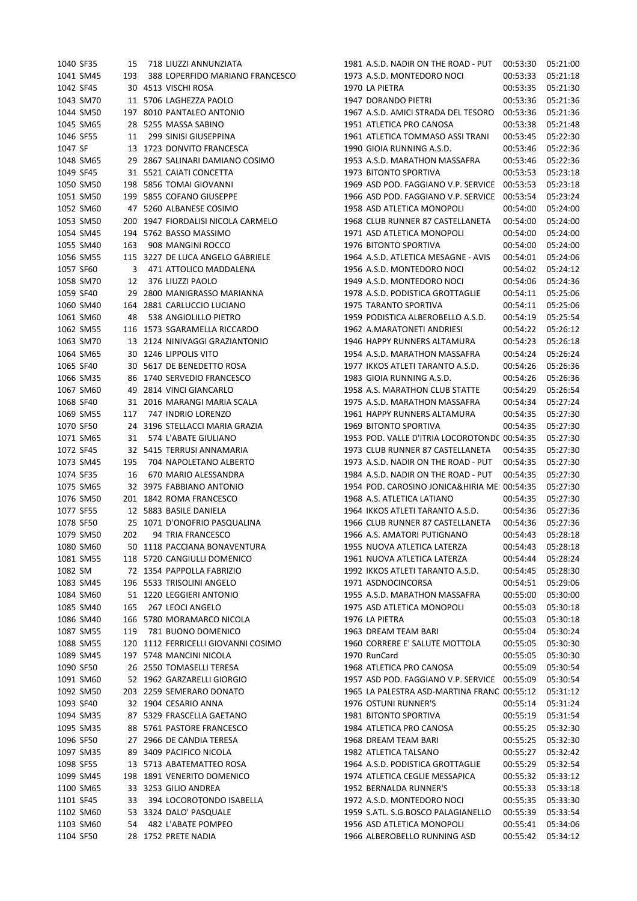| | | | | | | | | |
|---|---|---|---|---|---|---|---|---|
| 1040 | SF35 | 15 | 718 | LIUZZI ANNUNZIATA | 1981 | A.S.D. NADIR ON THE ROAD - PUT | 00:53:30 | 05:21:00 |
| 1041 | SM45 | 193 | 388 | LOPERFIDO MARIANO FRANCESCO | 1973 | A.S.D. MONTEDORO NOCI | 00:53:33 | 05:21:18 |
| 1042 | SF45 | 30 | 4513 | VISCHI ROSA | 1970 | LA PIETRA | 00:53:35 | 05:21:30 |
| 1043 | SM70 | 11 | 5706 | LAGHEZZA PAOLO | 1947 | DORANDO PIETRI | 00:53:36 | 05:21:36 |
| 1044 | SM50 | 197 | 8010 | PANTALEO ANTONIO | 1967 | A.S.D. AMICI STRADA DEL TESORO | 00:53:36 | 05:21:36 |
| 1045 | SM65 | 28 | 5255 | MASSA SABINO | 1951 | ATLETICA PRO CANOSA | 00:53:38 | 05:21:48 |
| 1046 | SF55 | 11 | 299 | SINISI GIUSEPPINA | 1961 | ATLETICA TOMMASO ASSI TRANI | 00:53:45 | 05:22:30 |
| 1047 | SF | 13 | 1723 | DONVITO FRANCESCA | 1990 | GIOIA RUNNING A.S.D. | 00:53:46 | 05:22:36 |
| 1048 | SM65 | 29 | 2867 | SALINARI DAMIANO COSIMO | 1953 | A.S.D. MARATHON MASSAFRA | 00:53:46 | 05:22:36 |
| 1049 | SF45 | 31 | 5521 | CAIATI CONCETTA | 1973 | BITONTO SPORTIVA | 00:53:53 | 05:23:18 |
| 1050 | SM50 | 198 | 5856 | TOMAI GIOVANNI | 1969 | ASD POD. FAGGIANO V.P. SERVICE | 00:53:53 | 05:23:18 |
| 1051 | SM50 | 199 | 5855 | COFANO GIUSEPPE | 1966 | ASD POD. FAGGIANO V.P. SERVICE | 00:53:54 | 05:23:24 |
| 1052 | SM60 | 47 | 5260 | ALBANESE COSIMO | 1958 | ASD ATLETICA MONOPOLI | 00:54:00 | 05:24:00 |
| 1053 | SM50 | 200 | 1947 | FIORDALISI NICOLA CARMELO | 1968 | CLUB RUNNER 87 CASTELLANETA | 00:54:00 | 05:24:00 |
| 1054 | SM45 | 194 | 5762 | BASSO MASSIMO | 1971 | ASD ATLETICA MONOPOLI | 00:54:00 | 05:24:00 |
| 1055 | SM40 | 163 | 908 | MANGINI ROCCO | 1976 | BITONTO SPORTIVA | 00:54:00 | 05:24:00 |
| 1056 | SM55 | 115 | 3227 | DE LUCA ANGELO GABRIELE | 1964 | A.S.D. ATLETICA MESAGNE - AVIS | 00:54:01 | 05:24:06 |
| 1057 | SF60 | 3 | 471 | ATTOLICO MADDALENA | 1956 | A.S.D. MONTEDORO NOCI | 00:54:02 | 05:24:12 |
| 1058 | SM70 | 12 | 376 | LIUZZI PAOLO | 1949 | A.S.D. MONTEDORO NOCI | 00:54:06 | 05:24:36 |
| 1059 | SF40 | 29 | 2800 | MANIGRASSO MARIANNA | 1978 | A.S.D. PODISTICA GROTTAGLIE | 00:54:11 | 05:25:06 |
| 1060 | SM40 | 164 | 2881 | CARLUCCIO LUCIANO | 1975 | TARANTO SPORTIVA | 00:54:11 | 05:25:06 |
| 1061 | SM60 | 48 | 538 | ANGIOLILLO PIETRO | 1959 | PODISTICA ALBEROBELLO A.S.D. | 00:54:19 | 05:25:54 |
| 1062 | SM55 | 116 | 1573 | SGARAMELLA RICCARDO | 1962 | A.MARATONETI ANDRIESI | 00:54:22 | 05:26:12 |
| 1063 | SM70 | 13 | 2124 | NINIVAGGI GRAZIANTONIO | 1946 | HAPPY RUNNERS ALTAMURA | 00:54:23 | 05:26:18 |
| 1064 | SM65 | 30 | 1246 | LIPPOLIS VITO | 1954 | A.S.D. MARATHON MASSAFRA | 00:54:24 | 05:26:24 |
| 1065 | SF40 | 30 | 5617 | DE BENEDETTO ROSA | 1977 | IKKOS ATLETI TARANTO A.S.D. | 00:54:26 | 05:26:36 |
| 1066 | SM35 | 86 | 1740 | SERVEDIO FRANCESCO | 1983 | GIOIA RUNNING A.S.D. | 00:54:26 | 05:26:36 |
| 1067 | SM60 | 49 | 2814 | VINCI GIANCARLO | 1958 | A.S. MARATHON CLUB STATTE | 00:54:29 | 05:26:54 |
| 1068 | SF40 | 31 | 2016 | MARANGI MARIA SCALA | 1975 | A.S.D. MARATHON MASSAFRA | 00:54:34 | 05:27:24 |
| 1069 | SM55 | 117 | 747 | INDRIO LORENZO | 1961 | HAPPY RUNNERS ALTAMURA | 00:54:35 | 05:27:30 |
| 1070 | SF50 | 24 | 3196 | STELLACCI MARIA GRAZIA | 1969 | BITONTO SPORTIVA | 00:54:35 | 05:27:30 |
| 1071 | SM65 | 31 | 574 | L'ABATE GIULIANO | 1953 | POD. VALLE D'ITRIA LOCOROTONDO | 00:54:35 | 05:27:30 |
| 1072 | SF45 | 32 | 5415 | TERRUSI ANNAMARIA | 1973 | CLUB RUNNER 87 CASTELLANETA | 00:54:35 | 05:27:30 |
| 1073 | SM45 | 195 | 704 | NAPOLETANO ALBERTO | 1973 | A.S.D. NADIR ON THE ROAD - PUT | 00:54:35 | 05:27:30 |
| 1074 | SF35 | 16 | 670 | MARIO ALESSANDRA | 1984 | A.S.D. NADIR ON THE ROAD - PUT | 00:54:35 | 05:27:30 |
| 1075 | SM65 | 32 | 3975 | FABBIANO ANTONIO | 1954 | POD. CAROSINO JONICA&HIRIA ME | 00:54:35 | 05:27:30 |
| 1076 | SM50 | 201 | 1842 | ROMA FRANCESCO | 1968 | A.S. ATLETICA LATIANO | 00:54:35 | 05:27:30 |
| 1077 | SF55 | 12 | 5883 | BASILE DANIELA | 1964 | IKKOS ATLETI TARANTO A.S.D. | 00:54:36 | 05:27:36 |
| 1078 | SF50 | 25 | 1071 | D'ONOFRIO PASQUALINA | 1966 | CLUB RUNNER 87 CASTELLANETA | 00:54:36 | 05:27:36 |
| 1079 | SM50 | 202 | 94 | TRIA FRANCESCO | 1966 | A.S. AMATORI PUTIGNANO | 00:54:43 | 05:28:18 |
| 1080 | SM60 | 50 | 1118 | PACCIANA BONAVENTURA | 1955 | NUOVA ATLETICA LATERZA | 00:54:43 | 05:28:18 |
| 1081 | SM55 | 118 | 5720 | CANGIULLI DOMENICO | 1961 | NUOVA ATLETICA LATERZA | 00:54:44 | 05:28:24 |
| 1082 | SM | 72 | 1354 | PAPPOLLA FABRIZIO | 1992 | IKKOS ATLETI TARANTO A.S.D. | 00:54:45 | 05:28:30 |
| 1083 | SM45 | 196 | 5533 | TRISOLINI ANGELO | 1971 | ASDNOCINCORSA | 00:54:51 | 05:29:06 |
| 1084 | SM60 | 51 | 1220 | LEGGIERI ANTONIO | 1955 | A.S.D. MARATHON MASSAFRA | 00:55:00 | 05:30:00 |
| 1085 | SM40 | 165 | 267 | LEOCI ANGELO | 1975 | ASD ATLETICA MONOPOLI | 00:55:03 | 05:30:18 |
| 1086 | SM40 | 166 | 5780 | MORAMARCO NICOLA | 1976 | LA PIETRA | 00:55:03 | 05:30:18 |
| 1087 | SM55 | 119 | 781 | BUONO DOMENICO | 1963 | DREAM TEAM BARI | 00:55:04 | 05:30:24 |
| 1088 | SM55 | 120 | 1112 | FERRICELLI GIOVANNI COSIMO | 1960 | CORRERE E' SALUTE MOTTOLA | 00:55:05 | 05:30:30 |
| 1089 | SM45 | 197 | 5748 | MANCINI NICOLA | 1970 | RunCard | 00:55:05 | 05:30:30 |
| 1090 | SF50 | 26 | 2550 | TOMASELLI TERESA | 1968 | ATLETICA PRO CANOSA | 00:55:09 | 05:30:54 |
| 1091 | SM60 | 52 | 1962 | GARZARELLI GIORGIO | 1957 | ASD POD. FAGGIANO V.P. SERVICE | 00:55:09 | 05:30:54 |
| 1092 | SM50 | 203 | 2259 | SEMERARO DONATO | 1965 | LA PALESTRA ASD-MARTINA FRANC | 00:55:12 | 05:31:12 |
| 1093 | SF40 | 32 | 1904 | CESARIO ANNA | 1976 | OSTUNI RUNNER'S | 00:55:14 | 05:31:24 |
| 1094 | SM35 | 87 | 5329 | FRASCELLA GAETANO | 1981 | BITONTO SPORTIVA | 00:55:19 | 05:31:54 |
| 1095 | SM35 | 88 | 5761 | PASTORE FRANCESCO | 1984 | ATLETICA PRO CANOSA | 00:55:25 | 05:32:30 |
| 1096 | SF50 | 27 | 2966 | DE CANDIA TERESA | 1968 | DREAM TEAM BARI | 00:55:25 | 05:32:30 |
| 1097 | SM35 | 89 | 3409 | PACIFICO NICOLA | 1982 | ATLETICA TALSANO | 00:55:27 | 05:32:42 |
| 1098 | SF55 | 13 | 5713 | ABATEMATTEO ROSA | 1964 | A.S.D. PODISTICA GROTTAGLIE | 00:55:29 | 05:32:54 |
| 1099 | SM45 | 198 | 1891 | VENERITO DOMENICO | 1974 | ATLETICA CEGLIE MESSAPICA | 00:55:32 | 05:33:12 |
| 1100 | SM65 | 33 | 3253 | GILIO ANDREA | 1952 | BERNALDA RUNNER'S | 00:55:33 | 05:33:18 |
| 1101 | SF45 | 33 | 394 | LOCOROTONDO ISABELLA | 1972 | A.S.D. MONTEDORO NOCI | 00:55:35 | 05:33:30 |
| 1102 | SM60 | 53 | 3324 | DALO' PASQUALE | 1959 | S.ATL. S.G.BOSCO PALAGIANELLO | 00:55:39 | 05:33:54 |
| 1103 | SM60 | 54 | 482 | L'ABATE POMPEO | 1956 | ASD ATLETICA MONOPOLI | 00:55:41 | 05:34:06 |
| 1104 | SF50 | 28 | 1752 | PRETE NADIA | 1966 | ALBEROBELLO RUNNING ASD | 00:55:42 | 05:34:12 |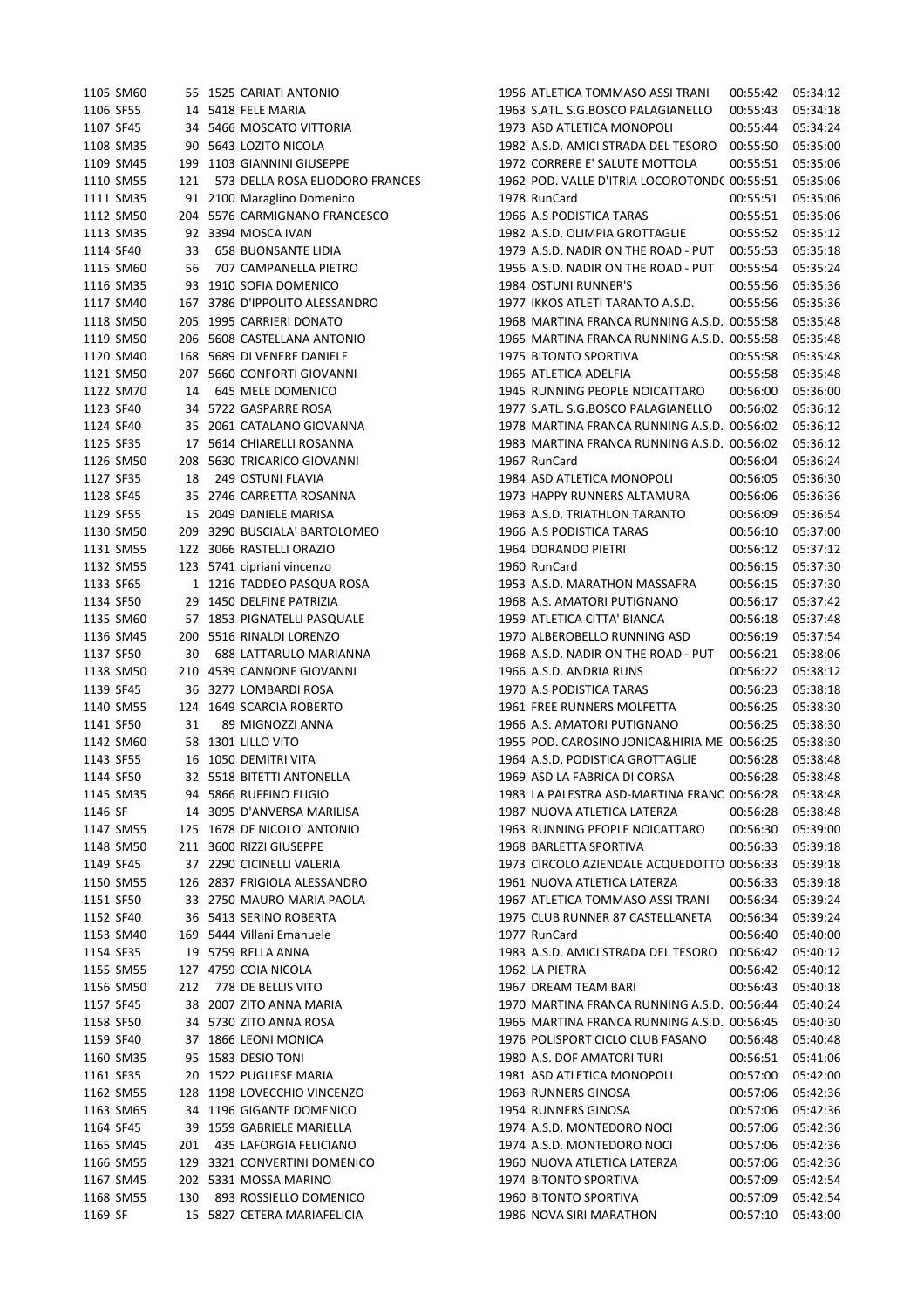| | | | | | | | | |
|---|---|---|---|---|---|---|---|---|
| 1105 | SM60 | 55 | 1525 | CARIATI ANTONIO | 1956 | ATLETICA TOMMASO ASSI TRANI | 00:55:42 | 05:34:12 |
| 1106 | SF55 | 14 | 5418 | FELE MARIA | 1963 | S.ATL. S.G.BOSCO PALAGIANELLO | 00:55:43 | 05:34:18 |
| 1107 | SF45 | 34 | 5466 | MOSCATO VITTORIA | 1973 | ASD ATLETICA MONOPOLI | 00:55:44 | 05:34:24 |
| 1108 | SM35 | 90 | 5643 | LOZITO NICOLA | 1982 | A.S.D. AMICI STRADA DEL TESORO | 00:55:50 | 05:35:00 |
| 1109 | SM45 | 199 | 1103 | GIANNINI GIUSEPPE | 1972 | CORRERE E' SALUTE MOTTOLA | 00:55:51 | 05:35:06 |
| 1110 | SM55 | 121 | 573 | DELLA ROSA ELIODORO FRANCES | 1962 | POD. VALLE D'ITRIA LOCOROTONDC | 00:55:51 | 05:35:06 |
| 1111 | SM35 | 91 | 2100 | Maraglino Domenico | 1978 | RunCard | 00:55:51 | 05:35:06 |
| 1112 | SM50 | 204 | 5576 | CARMIGNANO FRANCESCO | 1966 | A.S PODISTICA TARAS | 00:55:51 | 05:35:06 |
| 1113 | SM35 | 92 | 3394 | MOSCA IVAN | 1982 | A.S.D. OLIMPIA GROTTAGLIE | 00:55:52 | 05:35:12 |
| 1114 | SF40 | 33 | 658 | BUONSANTE LIDIA | 1979 | A.S.D. NADIR ON THE ROAD - PUT | 00:55:53 | 05:35:18 |
| 1115 | SM60 | 56 | 707 | CAMPANELLA PIETRO | 1956 | A.S.D. NADIR ON THE ROAD - PUT | 00:55:54 | 05:35:24 |
| 1116 | SM35 | 93 | 1910 | SOFIA DOMENICO | 1984 | OSTUNI RUNNER'S | 00:55:56 | 05:35:36 |
| 1117 | SM40 | 167 | 3786 | D'IPPOLITO ALESSANDRO | 1977 | IKKOS ATLETI TARANTO A.S.D. | 00:55:56 | 05:35:36 |
| 1118 | SM50 | 205 | 1995 | CARRIERI DONATO | 1968 | MARTINA FRANCA RUNNING A.S.D. | 00:55:58 | 05:35:48 |
| 1119 | SM50 | 206 | 5608 | CASTELLANA ANTONIO | 1965 | MARTINA FRANCA RUNNING A.S.D. | 00:55:58 | 05:35:48 |
| 1120 | SM40 | 168 | 5689 | DI VENERE DANIELE | 1975 | BITONTO SPORTIVA | 00:55:58 | 05:35:48 |
| 1121 | SM50 | 207 | 5660 | CONFORTI GIOVANNI | 1965 | ATLETICA ADELFIA | 00:55:58 | 05:35:48 |
| 1122 | SM70 | 14 | 645 | MELE DOMENICO | 1945 | RUNNING PEOPLE NOICATTARO | 00:56:00 | 05:36:00 |
| 1123 | SF40 | 34 | 5722 | GASPARRE ROSA | 1977 | S.ATL. S.G.BOSCO PALAGIANELLO | 00:56:02 | 05:36:12 |
| 1124 | SF40 | 35 | 2061 | CATALANO GIOVANNA | 1978 | MARTINA FRANCA RUNNING A.S.D. | 00:56:02 | 05:36:12 |
| 1125 | SF35 | 17 | 5614 | CHIARELLI ROSANNA | 1983 | MARTINA FRANCA RUNNING A.S.D. | 00:56:02 | 05:36:12 |
| 1126 | SM50 | 208 | 5630 | TRICARICO GIOVANNI | 1967 | RunCard | 00:56:04 | 05:36:24 |
| 1127 | SF35 | 18 | 249 | OSTUNI FLAVIA | 1984 | ASD ATLETICA MONOPOLI | 00:56:05 | 05:36:30 |
| 1128 | SF45 | 35 | 2746 | CARRETTA ROSANNA | 1973 | HAPPY RUNNERS ALTAMURA | 00:56:06 | 05:36:36 |
| 1129 | SF55 | 15 | 2049 | DANIELE MARISA | 1963 | A.S.D. TRIATHLON TARANTO | 00:56:09 | 05:36:54 |
| 1130 | SM50 | 209 | 3290 | BUSCIALA' BARTOLOMEO | 1966 | A.S PODISTICA TARAS | 00:56:10 | 05:37:00 |
| 1131 | SM55 | 122 | 3066 | RASTELLI ORAZIO | 1964 | DORANDO PIETRI | 00:56:12 | 05:37:12 |
| 1132 | SM55 | 123 | 5741 | cipriani vincenzo | 1960 | RunCard | 00:56:15 | 05:37:30 |
| 1133 | SF65 | 1 | 1216 | TADDEO PASQUA ROSA | 1953 | A.S.D. MARATHON MASSAFRA | 00:56:15 | 05:37:30 |
| 1134 | SF50 | 29 | 1450 | DELFINE PATRIZIA | 1968 | A.S. AMATORI PUTIGNANO | 00:56:17 | 05:37:42 |
| 1135 | SM60 | 57 | 1853 | PIGNATELLI PASQUALE | 1959 | ATLETICA CITTA' BIANCA | 00:56:18 | 05:37:48 |
| 1136 | SM45 | 200 | 5516 | RINALDI LORENZO | 1970 | ALBEROBELLO RUNNING ASD | 00:56:19 | 05:37:54 |
| 1137 | SF50 | 30 | 688 | LATTARULO MARIANNA | 1968 | A.S.D. NADIR ON THE ROAD - PUT | 00:56:21 | 05:38:06 |
| 1138 | SM50 | 210 | 4539 | CANNONE GIOVANNI | 1966 | A.S.D. ANDRIA RUNS | 00:56:22 | 05:38:12 |
| 1139 | SF45 | 36 | 3277 | LOMBARDI ROSA | 1970 | A.S PODISTICA TARAS | 00:56:23 | 05:38:18 |
| 1140 | SM55 | 124 | 1649 | SCARCIA ROBERTO | 1961 | FREE RUNNERS MOLFETTA | 00:56:25 | 05:38:30 |
| 1141 | SF50 | 31 | 89 | MIGNOZZI ANNA | 1966 | A.S. AMATORI PUTIGNANO | 00:56:25 | 05:38:30 |
| 1142 | SM60 | 58 | 1301 | LILLO VITO | 1955 | POD. CAROSINO JONICA&HIRIA ME: | 00:56:25 | 05:38:30 |
| 1143 | SF55 | 16 | 1050 | DEMITRI VITA | 1964 | A.S.D. PODISTICA GROTTAGLIE | 00:56:28 | 05:38:48 |
| 1144 | SF50 | 32 | 5518 | BITETTI ANTONELLA | 1969 | ASD LA FABRICA DI CORSA | 00:56:28 | 05:38:48 |
| 1145 | SM35 | 94 | 5866 | RUFFINO ELIGIO | 1983 | LA PALESTRA ASD-MARTINA FRANC | 00:56:28 | 05:38:48 |
| 1146 | SF | 14 | 3095 | D'ANVERSA MARILISA | 1987 | NUOVA ATLETICA LATERZA | 00:56:28 | 05:38:48 |
| 1147 | SM55 | 125 | 1678 | DE NICOLO' ANTONIO | 1963 | RUNNING PEOPLE NOICATTARO | 00:56:30 | 05:39:00 |
| 1148 | SM50 | 211 | 3600 | RIZZI GIUSEPPE | 1968 | BARLETTA SPORTIVA | 00:56:33 | 05:39:18 |
| 1149 | SF45 | 37 | 2290 | CICINELLI VALERIA | 1973 | CIRCOLO AZIENDALE ACQUEDOTTO | 00:56:33 | 05:39:18 |
| 1150 | SM55 | 126 | 2837 | FRIGIOLA ALESSANDRO | 1961 | NUOVA ATLETICA LATERZA | 00:56:33 | 05:39:18 |
| 1151 | SF50 | 33 | 2750 | MAURO MARIA PAOLA | 1967 | ATLETICA TOMMASO ASSI TRANI | 00:56:34 | 05:39:24 |
| 1152 | SF40 | 36 | 5413 | SERINO ROBERTA | 1975 | CLUB RUNNER 87 CASTELLANETA | 00:56:34 | 05:39:24 |
| 1153 | SM40 | 169 | 5444 | Villani Emanuele | 1977 | RunCard | 00:56:40 | 05:40:00 |
| 1154 | SF35 | 19 | 5759 | RELLA ANNA | 1983 | A.S.D. AMICI STRADA DEL TESORO | 00:56:42 | 05:40:12 |
| 1155 | SM55 | 127 | 4759 | COIA NICOLA | 1962 | LA PIETRA | 00:56:42 | 05:40:12 |
| 1156 | SM50 | 212 | 778 | DE BELLIS VITO | 1967 | DREAM TEAM BARI | 00:56:43 | 05:40:18 |
| 1157 | SF45 | 38 | 2007 | ZITO ANNA MARIA | 1970 | MARTINA FRANCA RUNNING A.S.D. | 00:56:44 | 05:40:24 |
| 1158 | SF50 | 34 | 5730 | ZITO ANNA ROSA | 1965 | MARTINA FRANCA RUNNING A.S.D. | 00:56:45 | 05:40:30 |
| 1159 | SF40 | 37 | 1866 | LEONI MONICA | 1976 | POLISPORT CICLO CLUB FASANO | 00:56:48 | 05:40:48 |
| 1160 | SM35 | 95 | 1583 | DESIO TONI | 1980 | A.S. DOF AMATORI TURI | 00:56:51 | 05:41:06 |
| 1161 | SF35 | 20 | 1522 | PUGLIESE MARIA | 1981 | ASD ATLETICA MONOPOLI | 00:57:00 | 05:42:00 |
| 1162 | SM55 | 128 | 1198 | LOVECCHIO VINCENZO | 1963 | RUNNERS GINOSA | 00:57:06 | 05:42:36 |
| 1163 | SM65 | 34 | 1196 | GIGANTE DOMENICO | 1954 | RUNNERS GINOSA | 00:57:06 | 05:42:36 |
| 1164 | SF45 | 39 | 1559 | GABRIELE MARIELLA | 1974 | A.S.D. MONTEDORO NOCI | 00:57:06 | 05:42:36 |
| 1165 | SM45 | 201 | 435 | LAFORGIA FELICIANO | 1974 | A.S.D. MONTEDORO NOCI | 00:57:06 | 05:42:36 |
| 1166 | SM55 | 129 | 3321 | CONVERTINI DOMENICO | 1960 | NUOVA ATLETICA LATERZA | 00:57:06 | 05:42:36 |
| 1167 | SM45 | 202 | 5331 | MOSSA MARINO | 1974 | BITONTO SPORTIVA | 00:57:09 | 05:42:54 |
| 1168 | SM55 | 130 | 893 | ROSSIELLO DOMENICO | 1960 | BITONTO SPORTIVA | 00:57:09 | 05:42:54 |
| 1169 | SF | 15 | 5827 | CETERA MARIAFELICIA | 1986 | NOVA SIRI MARATHON | 00:57:10 | 05:43:00 |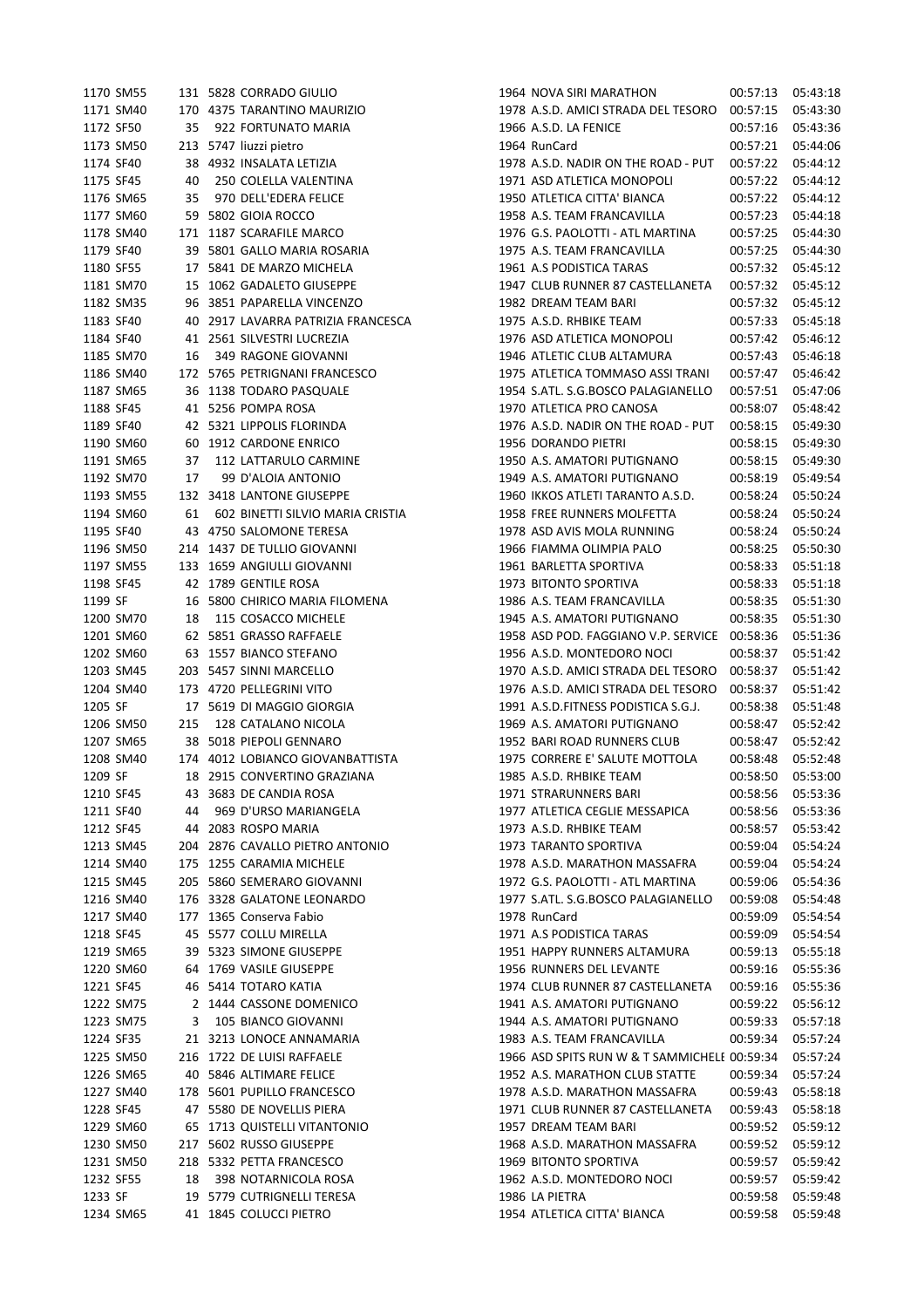| | | | | | | | | |
|---|---|---|---|---|---|---|---|---|
| 1170 | SM55 | 131 | 5828 | CORRADO GIULIO | 1964 | NOVA SIRI MARATHON | 00:57:13 | 05:43:18 |
| 1171 | SM40 | 170 | 4375 | TARANTINO MAURIZIO | 1978 | A.S.D. AMICI STRADA DEL TESORO | 00:57:15 | 05:43:30 |
| 1172 | SF50 | 35 | 922 | FORTUNATO MARIA | 1966 | A.S.D. LA FENICE | 00:57:16 | 05:43:36 |
| 1173 | SM50 | 213 | 5747 | liuzzi pietro | 1964 | RunCard | 00:57:21 | 05:44:06 |
| 1174 | SF40 | 38 | 4932 | INSALATA LETIZIA | 1978 | A.S.D. NADIR ON THE ROAD - PUT | 00:57:22 | 05:44:12 |
| 1175 | SF45 | 40 | 250 | COLELLA VALENTINA | 1971 | ASD ATLETICA MONOPOLI | 00:57:22 | 05:44:12 |
| 1176 | SM65 | 35 | 970 | DELL'EDERA FELICE | 1950 | ATLETICA CITTA' BIANCA | 00:57:22 | 05:44:12 |
| 1177 | SM60 | 59 | 5802 | GIOIA ROCCO | 1958 | A.S. TEAM FRANCAVILLA | 00:57:23 | 05:44:18 |
| 1178 | SM40 | 171 | 1187 | SCARAFILE MARCO | 1976 | G.S. PAOLOTTI - ATL MARTINA | 00:57:25 | 05:44:30 |
| 1179 | SF40 | 39 | 5801 | GALLO MARIA ROSARIA | 1975 | A.S. TEAM FRANCAVILLA | 00:57:25 | 05:44:30 |
| 1180 | SF55 | 17 | 5841 | DE MARZO MICHELA | 1961 | A.S PODISTICA TARAS | 00:57:32 | 05:45:12 |
| 1181 | SM70 | 15 | 1062 | GADALETO GIUSEPPE | 1947 | CLUB RUNNER 87 CASTELLANETA | 00:57:32 | 05:45:12 |
| 1182 | SM35 | 96 | 3851 | PAPARELLA VINCENZO | 1982 | DREAM TEAM BARI | 00:57:32 | 05:45:12 |
| 1183 | SF40 | 40 | 2917 | LAVARRA PATRIZIA FRANCESCA | 1975 | A.S.D. RHBIKE TEAM | 00:57:33 | 05:45:18 |
| 1184 | SF40 | 41 | 2561 | SILVESTRI LUCREZIA | 1976 | ASD ATLETICA MONOPOLI | 00:57:42 | 05:46:12 |
| 1185 | SM70 | 16 | 349 | RAGONE GIOVANNI | 1946 | ATLETIC CLUB ALTAMURA | 00:57:43 | 05:46:18 |
| 1186 | SM40 | 172 | 5765 | PETRIGNANI FRANCESCO | 1975 | ATLETICA TOMMASO ASSI TRANI | 00:57:47 | 05:46:42 |
| 1187 | SM65 | 36 | 1138 | TODARO PASQUALE | 1954 | S.ATL. S.G.BOSCO PALAGIANELLO | 00:57:51 | 05:47:06 |
| 1188 | SF45 | 41 | 5256 | POMPA ROSA | 1970 | ATLETICA PRO CANOSA | 00:58:07 | 05:48:42 |
| 1189 | SF40 | 42 | 5321 | LIPPOLIS FLORINDA | 1976 | A.S.D. NADIR ON THE ROAD - PUT | 00:58:15 | 05:49:30 |
| 1190 | SM60 | 60 | 1912 | CARDONE ENRICO | 1956 | DORANDO PIETRI | 00:58:15 | 05:49:30 |
| 1191 | SM65 | 37 | 112 | LATTARULO CARMINE | 1950 | A.S. AMATORI PUTIGNANO | 00:58:15 | 05:49:30 |
| 1192 | SM70 | 17 | 99 | D'ALOIA ANTONIO | 1949 | A.S. AMATORI PUTIGNANO | 00:58:19 | 05:49:54 |
| 1193 | SM55 | 132 | 3418 | LANTONE GIUSEPPE | 1960 | IKKOS ATLETI TARANTO A.S.D. | 00:58:24 | 05:50:24 |
| 1194 | SM60 | 61 | 602 | BINETTI SILVIO MARIA CRISTIA | 1958 | FREE RUNNERS MOLFETTA | 00:58:24 | 05:50:24 |
| 1195 | SF40 | 43 | 4750 | SALOMONE TERESA | 1978 | ASD AVIS MOLA RUNNING | 00:58:24 | 05:50:24 |
| 1196 | SM50 | 214 | 1437 | DE TULLIO GIOVANNI | 1966 | FIAMMA OLIMPIA PALO | 00:58:25 | 05:50:30 |
| 1197 | SM55 | 133 | 1659 | ANGIULLI GIOVANNI | 1961 | BARLETTA SPORTIVA | 00:58:33 | 05:51:18 |
| 1198 | SF45 | 42 | 1789 | GENTILE ROSA | 1973 | BITONTO SPORTIVA | 00:58:33 | 05:51:18 |
| 1199 | SF | 16 | 5800 | CHIRICO MARIA FILOMENA | 1986 | A.S. TEAM FRANCAVILLA | 00:58:35 | 05:51:30 |
| 1200 | SM70 | 18 | 115 | COSACCO MICHELE | 1945 | A.S. AMATORI PUTIGNANO | 00:58:35 | 05:51:30 |
| 1201 | SM60 | 62 | 5851 | GRASSO RAFFAELE | 1958 | ASD POD. FAGGIANO V.P. SERVICE | 00:58:36 | 05:51:36 |
| 1202 | SM60 | 63 | 1557 | BIANCO STEFANO | 1956 | A.S.D. MONTEDORO NOCI | 00:58:37 | 05:51:42 |
| 1203 | SM45 | 203 | 5457 | SINNI MARCELLO | 1970 | A.S.D. AMICI STRADA DEL TESORO | 00:58:37 | 05:51:42 |
| 1204 | SM40 | 173 | 4720 | PELLEGRINI VITO | 1976 | A.S.D. AMICI STRADA DEL TESORO | 00:58:37 | 05:51:42 |
| 1205 | SF | 17 | 5619 | DI MAGGIO GIORGIA | 1991 | A.S.D.FITNESS PODISTICA S.G.J. | 00:58:38 | 05:51:48 |
| 1206 | SM50 | 215 | 128 | CATALANO NICOLA | 1969 | A.S. AMATORI PUTIGNANO | 00:58:47 | 05:52:42 |
| 1207 | SM65 | 38 | 5018 | PIEPOLI GENNARO | 1952 | BARI ROAD RUNNERS CLUB | 00:58:47 | 05:52:42 |
| 1208 | SM40 | 174 | 4012 | LOBIANCO GIOVANBATTISTA | 1975 | CORRERE E' SALUTE MOTTOLA | 00:58:48 | 05:52:48 |
| 1209 | SF | 18 | 2915 | CONVERTINO GRAZIANA | 1985 | A.S.D. RHBIKE TEAM | 00:58:50 | 05:53:00 |
| 1210 | SF45 | 43 | 3683 | DE CANDIA ROSA | 1971 | STRARUNNERS BARI | 00:58:56 | 05:53:36 |
| 1211 | SF40 | 44 | 969 | D'URSO MARIANGELA | 1977 | ATLETICA CEGLIE MESSAPICA | 00:58:56 | 05:53:36 |
| 1212 | SF45 | 44 | 2083 | ROSPO MARIA | 1973 | A.S.D. RHBIKE TEAM | 00:58:57 | 05:53:42 |
| 1213 | SM45 | 204 | 2876 | CAVALLO PIETRO ANTONIO | 1973 | TARANTO SPORTIVA | 00:59:04 | 05:54:24 |
| 1214 | SM40 | 175 | 1255 | CARAMIA MICHELE | 1978 | A.S.D. MARATHON MASSAFRA | 00:59:04 | 05:54:24 |
| 1215 | SM45 | 205 | 5860 | SEMERARO GIOVANNI | 1972 | G.S. PAOLOTTI - ATL MARTINA | 00:59:06 | 05:54:36 |
| 1216 | SM40 | 176 | 3328 | GALATONE LEONARDO | 1977 | S.ATL. S.G.BOSCO PALAGIANELLO | 00:59:08 | 05:54:48 |
| 1217 | SM40 | 177 | 1365 | Conserva Fabio | 1978 | RunCard | 00:59:09 | 05:54:54 |
| 1218 | SF45 | 45 | 5577 | COLLU MIRELLA | 1971 | A.S PODISTICA TARAS | 00:59:09 | 05:54:54 |
| 1219 | SM65 | 39 | 5323 | SIMONE GIUSEPPE | 1951 | HAPPY RUNNERS ALTAMURA | 00:59:13 | 05:55:18 |
| 1220 | SM60 | 64 | 1769 | VASILE GIUSEPPE | 1956 | RUNNERS DEL LEVANTE | 00:59:16 | 05:55:36 |
| 1221 | SF45 | 46 | 5414 | TOTARO KATIA | 1974 | CLUB RUNNER 87 CASTELLANETA | 00:59:16 | 05:55:36 |
| 1222 | SM75 | 2 | 1444 | CASSONE DOMENICO | 1941 | A.S. AMATORI PUTIGNANO | 00:59:22 | 05:56:12 |
| 1223 | SM75 | 3 | 105 | BIANCO GIOVANNI | 1944 | A.S. AMATORI PUTIGNANO | 00:59:33 | 05:57:18 |
| 1224 | SF35 | 21 | 3213 | LONOCE ANNAMARIA | 1983 | A.S. TEAM FRANCAVILLA | 00:59:34 | 05:57:24 |
| 1225 | SM50 | 216 | 1722 | DE LUISI RAFFAELE | 1966 | ASD SPITS RUN W & T SAMMICHELE | 00:59:34 | 05:57:24 |
| 1226 | SM65 | 40 | 5846 | ALTIMARE FELICE | 1952 | A.S. MARATHON CLUB STATTE | 00:59:34 | 05:57:24 |
| 1227 | SM40 | 178 | 5601 | PUPILLO FRANCESCO | 1978 | A.S.D. MARATHON MASSAFRA | 00:59:43 | 05:58:18 |
| 1228 | SF45 | 47 | 5580 | DE NOVELLIS PIERA | 1971 | CLUB RUNNER 87 CASTELLANETA | 00:59:43 | 05:58:18 |
| 1229 | SM60 | 65 | 1713 | QUISTELLI VITANTONIO | 1957 | DREAM TEAM BARI | 00:59:52 | 05:59:12 |
| 1230 | SM50 | 217 | 5602 | RUSSO GIUSEPPE | 1968 | A.S.D. MARATHON MASSAFRA | 00:59:52 | 05:59:12 |
| 1231 | SM50 | 218 | 5332 | PETTA FRANCESCO | 1969 | BITONTO SPORTIVA | 00:59:57 | 05:59:42 |
| 1232 | SF55 | 18 | 398 | NOTARNICOLA ROSA | 1962 | A.S.D. MONTEDORO NOCI | 00:59:57 | 05:59:42 |
| 1233 | SF | 19 | 5779 | CUTRIGNELLI TERESA | 1986 | LA PIETRA | 00:59:58 | 05:59:48 |
| 1234 | SM65 | 41 | 1845 | COLUCCI PIETRO | 1954 | ATLETICA CITTA' BIANCA | 00:59:58 | 05:59:48 |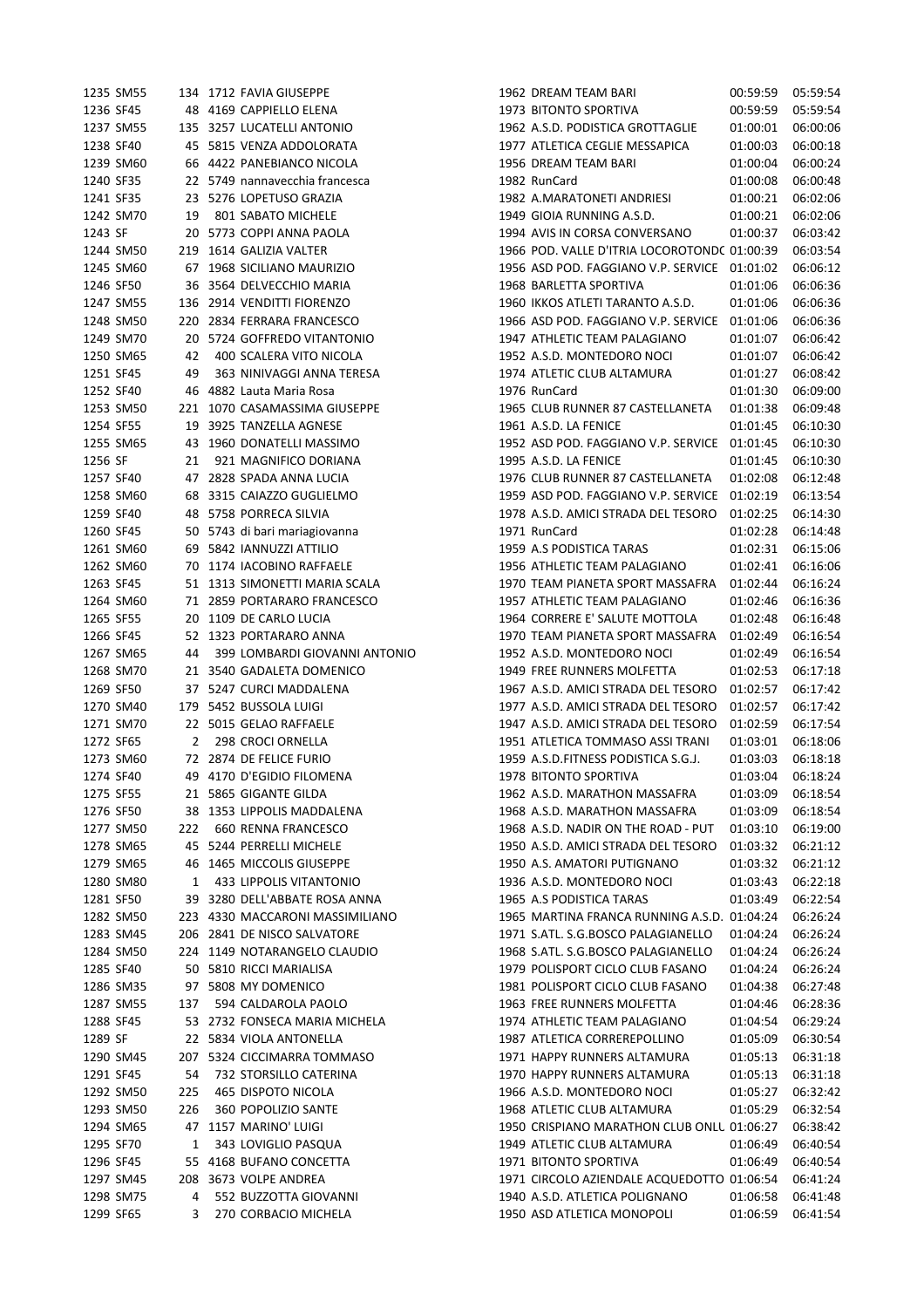| | | | | | | | | |
|---|---|---|---|---|---|---|---|---|
| 1235 | SM55 | 134 | 1712 | FAVIA GIUSEPPE | 1962 | DREAM TEAM BARI | 00:59:59 | 05:59:54 |
| 1236 | SF45 | 48 | 4169 | CAPPIELLO ELENA | 1973 | BITONTO SPORTIVA | 00:59:59 | 05:59:54 |
| 1237 | SM55 | 135 | 3257 | LUCATELLI ANTONIO | 1962 | A.S.D. PODISTICA GROTTAGLIE | 01:00:01 | 06:00:06 |
| 1238 | SF40 | 45 | 5815 | VENZA ADDOLORATA | 1977 | ATLETICA CEGLIE MESSAPICA | 01:00:03 | 06:00:18 |
| 1239 | SM60 | 66 | 4422 | PANEBIANCO NICOLA | 1956 | DREAM TEAM BARI | 01:00:04 | 06:00:24 |
| 1240 | SF35 | 22 | 5749 | nannavecchia francesca | 1982 | RunCard | 01:00:08 | 06:00:48 |
| 1241 | SF35 | 23 | 5276 | LOPETUSO GRAZIA | 1982 | A.MARATONETI ANDRIESI | 01:00:21 | 06:02:06 |
| 1242 | SM70 | 19 | 801 | SABATO MICHELE | 1949 | GIOIA RUNNING A.S.D. | 01:00:21 | 06:02:06 |
| 1243 | SF | 20 | 5773 | COPPI ANNA PAOLA | 1994 | AVIS IN CORSA CONVERSANO | 01:00:37 | 06:03:42 |
| 1244 | SM50 | 219 | 1614 | GALIZIA VALTER | 1966 | POD. VALLE D'ITRIA LOCOROTONDC | 01:00:39 | 06:03:54 |
| 1245 | SM60 | 67 | 1968 | SICILIANO MAURIZIO | 1956 | ASD POD. FAGGIANO V.P. SERVICE | 01:01:02 | 06:06:12 |
| 1246 | SF50 | 36 | 3564 | DELVECCHIO MARIA | 1968 | BARLETTA SPORTIVA | 01:01:06 | 06:06:36 |
| 1247 | SM55 | 136 | 2914 | VENDITTI FIORENZO | 1960 | IKKOS ATLETI TARANTO A.S.D. | 01:01:06 | 06:06:36 |
| 1248 | SM50 | 220 | 2834 | FERRARA FRANCESCO | 1966 | ASD POD. FAGGIANO V.P. SERVICE | 01:01:06 | 06:06:36 |
| 1249 | SM70 | 20 | 5724 | GOFFREDO VITANTONIO | 1947 | ATHLETIC TEAM PALAGIANO | 01:01:07 | 06:06:42 |
| 1250 | SM65 | 42 | 400 | SCALERA VITO NICOLA | 1952 | A.S.D. MONTEDORO NOCI | 01:01:07 | 06:06:42 |
| 1251 | SF45 | 49 | 363 | NINIVAGGI ANNA TERESA | 1974 | ATLETIC CLUB ALTAMURA | 01:01:27 | 06:08:42 |
| 1252 | SF40 | 46 | 4882 | Lauta Maria Rosa | 1976 | RunCard | 01:01:30 | 06:09:00 |
| 1253 | SM50 | 221 | 1070 | CASAMASSIMA GIUSEPPE | 1965 | CLUB RUNNER 87 CASTELLANETA | 01:01:38 | 06:09:48 |
| 1254 | SF55 | 19 | 3925 | TANZELLA AGNESE | 1961 | A.S.D. LA FENICE | 01:01:45 | 06:10:30 |
| 1255 | SM65 | 43 | 1960 | DONATELLI MASSIMO | 1952 | ASD POD. FAGGIANO V.P. SERVICE | 01:01:45 | 06:10:30 |
| 1256 | SF | 21 | 921 | MAGNIFICO DORIANA | 1995 | A.S.D. LA FENICE | 01:01:45 | 06:10:30 |
| 1257 | SF40 | 47 | 2828 | SPADA ANNA LUCIA | 1976 | CLUB RUNNER 87 CASTELLANETA | 01:02:08 | 06:12:48 |
| 1258 | SM60 | 68 | 3315 | CAIAZZO GUGLIELMO | 1959 | ASD POD. FAGGIANO V.P. SERVICE | 01:02:19 | 06:13:54 |
| 1259 | SF40 | 48 | 5758 | PORRECA SILVIA | 1978 | A.S.D. AMICI STRADA DEL TESORO | 01:02:25 | 06:14:30 |
| 1260 | SF45 | 50 | 5743 | di bari mariagiovanna | 1971 | RunCard | 01:02:28 | 06:14:48 |
| 1261 | SM60 | 69 | 5842 | IANNUZZI ATTILIO | 1959 | A.S PODISTICA TARAS | 01:02:31 | 06:15:06 |
| 1262 | SM60 | 70 | 1174 | IACOBINO RAFFAELE | 1956 | ATHLETIC TEAM PALAGIANO | 01:02:41 | 06:16:06 |
| 1263 | SF45 | 51 | 1313 | SIMONETTI MARIA SCALA | 1970 | TEAM PIANETA SPORT MASSAFRA | 01:02:44 | 06:16:24 |
| 1264 | SM60 | 71 | 2859 | PORTARARO FRANCESCO | 1957 | ATHLETIC TEAM PALAGIANO | 01:02:46 | 06:16:36 |
| 1265 | SF55 | 20 | 1109 | DE CARLO LUCIA | 1964 | CORRERE E' SALUTE MOTTOLA | 01:02:48 | 06:16:48 |
| 1266 | SF45 | 52 | 1323 | PORTARARO ANNA | 1970 | TEAM PIANETA SPORT MASSAFRA | 01:02:49 | 06:16:54 |
| 1267 | SM65 | 44 | 399 | LOMBARDI GIOVANNI ANTONIO | 1952 | A.S.D. MONTEDORO NOCI | 01:02:49 | 06:16:54 |
| 1268 | SM70 | 21 | 3540 | GADALETA DOMENICO | 1949 | FREE RUNNERS MOLFETTA | 01:02:53 | 06:17:18 |
| 1269 | SF50 | 37 | 5247 | CURCI MADDALENA | 1967 | A.S.D. AMICI STRADA DEL TESORO | 01:02:57 | 06:17:42 |
| 1270 | SM40 | 179 | 5452 | BUSSOLA LUIGI | 1977 | A.S.D. AMICI STRADA DEL TESORO | 01:02:57 | 06:17:42 |
| 1271 | SM70 | 22 | 5015 | GELAO RAFFAELE | 1947 | A.S.D. AMICI STRADA DEL TESORO | 01:02:59 | 06:17:54 |
| 1272 | SF65 | 2 | 298 | CROCI ORNELLA | 1951 | ATLETICA TOMMASO ASSI TRANI | 01:03:01 | 06:18:06 |
| 1273 | SM60 | 72 | 2874 | DE FELICE FURIO | 1959 | A.S.D.FITNESS PODISTICA S.G.J. | 01:03:03 | 06:18:18 |
| 1274 | SF40 | 49 | 4170 | D'EGIDIO FILOMENA | 1978 | BITONTO SPORTIVA | 01:03:04 | 06:18:24 |
| 1275 | SF55 | 21 | 5865 | GIGANTE GILDA | 1962 | A.S.D. MARATHON MASSAFRA | 01:03:09 | 06:18:54 |
| 1276 | SF50 | 38 | 1353 | LIPPOLIS MADDALENA | 1968 | A.S.D. MARATHON MASSAFRA | 01:03:09 | 06:18:54 |
| 1277 | SM50 | 222 | 660 | RENNA FRANCESCO | 1968 | A.S.D. NADIR ON THE ROAD - PUT | 01:03:10 | 06:19:00 |
| 1278 | SM65 | 45 | 5244 | PERRELLI MICHELE | 1950 | A.S.D. AMICI STRADA DEL TESORO | 01:03:32 | 06:21:12 |
| 1279 | SM65 | 46 | 1465 | MICCOLIS GIUSEPPE | 1950 | A.S. AMATORI PUTIGNANO | 01:03:32 | 06:21:12 |
| 1280 | SM80 | 1 | 433 | LIPPOLIS VITANTONIO | 1936 | A.S.D. MONTEDORO NOCI | 01:03:43 | 06:22:18 |
| 1281 | SF50 | 39 | 3280 | DELL'ABBATE ROSA ANNA | 1965 | A.S PODISTICA TARAS | 01:03:49 | 06:22:54 |
| 1282 | SM50 | 223 | 4330 | MACCARONI MASSIMILIANO | 1965 | MARTINA FRANCA RUNNING A.S.D. | 01:04:24 | 06:26:24 |
| 1283 | SM45 | 206 | 2841 | DE NISCO SALVATORE | 1971 | S.ATL. S.G.BOSCO PALAGIANELLO | 01:04:24 | 06:26:24 |
| 1284 | SM50 | 224 | 1149 | NOTARANGELO CLAUDIO | 1968 | S.ATL. S.G.BOSCO PALAGIANELLO | 01:04:24 | 06:26:24 |
| 1285 | SF40 | 50 | 5810 | RICCI MARIALISA | 1979 | POLISPORT CICLO CLUB FASANO | 01:04:24 | 06:26:24 |
| 1286 | SM35 | 97 | 5808 | MY DOMENICO | 1981 | POLISPORT CICLO CLUB FASANO | 01:04:38 | 06:27:48 |
| 1287 | SM55 | 137 | 594 | CALDAROLA PAOLO | 1963 | FREE RUNNERS MOLFETTA | 01:04:46 | 06:28:36 |
| 1288 | SF45 | 53 | 2732 | FONSECA MARIA MICHELA | 1974 | ATHLETIC TEAM PALAGIANO | 01:04:54 | 06:29:24 |
| 1289 | SF | 22 | 5834 | VIOLA ANTONELLA | 1987 | ATLETICA CORREREPOLLINO | 01:05:09 | 06:30:54 |
| 1290 | SM45 | 207 | 5324 | CICCIMARRA TOMMASO | 1971 | HAPPY RUNNERS ALTAMURA | 01:05:13 | 06:31:18 |
| 1291 | SF45 | 54 | 732 | STORSILLO CATERINA | 1970 | HAPPY RUNNERS ALTAMURA | 01:05:13 | 06:31:18 |
| 1292 | SM50 | 225 | 465 | DISPOTO NICOLA | 1966 | A.S.D. MONTEDORO NOCI | 01:05:27 | 06:32:42 |
| 1293 | SM50 | 226 | 360 | POPOLIZIO SANTE | 1968 | ATLETIC CLUB ALTAMURA | 01:05:29 | 06:32:54 |
| 1294 | SM65 | 47 | 1157 | MARINO' LUIGI | 1950 | CRISPIANO MARATHON CLUB ONLU | 01:06:27 | 06:38:42 |
| 1295 | SF70 | 1 | 343 | LOVIGLIO PASQUA | 1949 | ATLETIC CLUB ALTAMURA | 01:06:49 | 06:40:54 |
| 1296 | SF45 | 55 | 4168 | BUFANO CONCETTA | 1971 | BITONTO SPORTIVA | 01:06:49 | 06:40:54 |
| 1297 | SM45 | 208 | 3673 | VOLPE ANDREA | 1971 | CIRCOLO AZIENDALE ACQUEDOTTO | 01:06:54 | 06:41:24 |
| 1298 | SM75 | 4 | 552 | BUZZOTTA GIOVANNI | 1940 | A.S.D. ATLETICA POLIGNANO | 01:06:58 | 06:41:48 |
| 1299 | SF65 | 3 | 270 | CORBACIO MICHELA | 1950 | ASD ATLETICA MONOPOLI | 01:06:59 | 06:41:54 |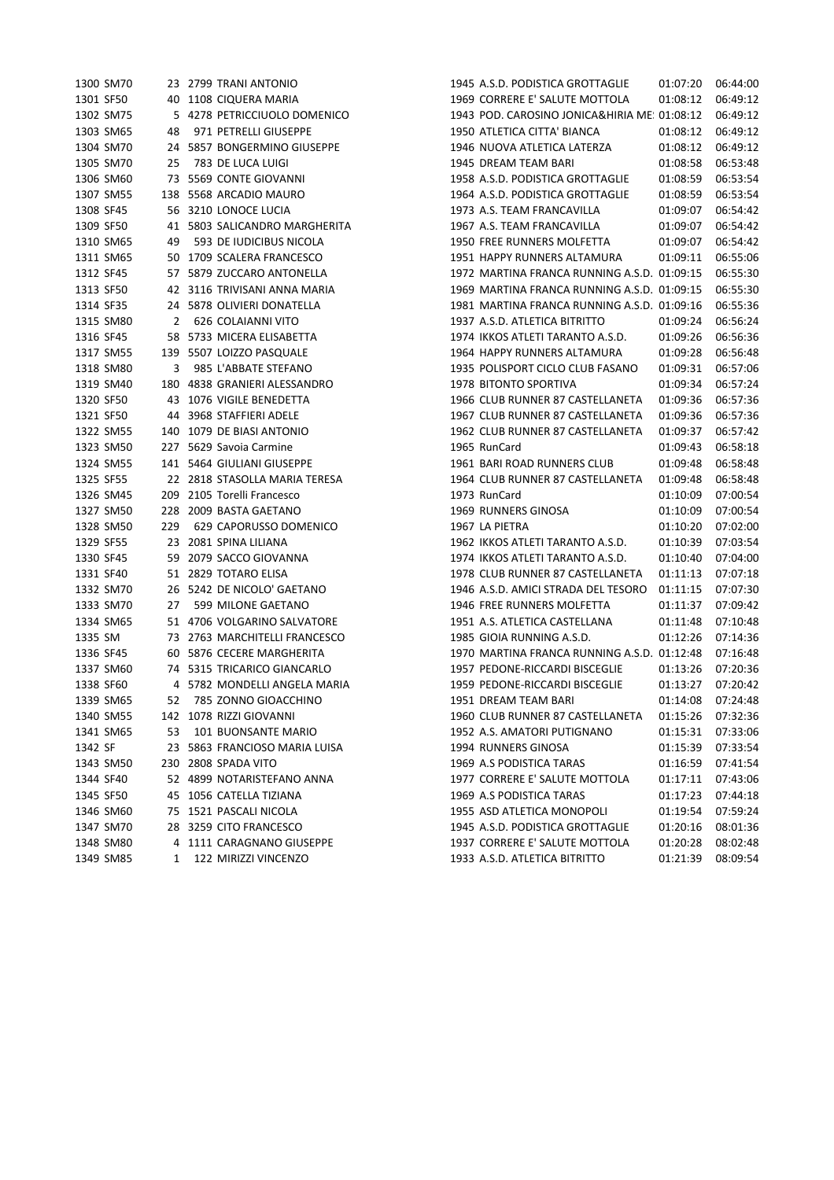| | | | | | | | | |
|---|---|---|---|---|---|---|---|---|
| 1300 | SM70 | 23 | 2799 | TRANI ANTONIO | 1945 | A.S.D. PODISTICA GROTTAGLIE | 01:07:20 | 06:44:00 |
| 1301 | SF50 | 40 | 1108 | CIQUERA MARIA | 1969 | CORRERE E' SALUTE MOTTOLA | 01:08:12 | 06:49:12 |
| 1302 | SM75 | 5 | 4278 | PETRICCIUOLO DOMENICO | 1943 | POD. CAROSINO JONICA&HIRIA ME: | 01:08:12 | 06:49:12 |
| 1303 | SM65 | 48 | 971 | PETRELLI GIUSEPPE | 1950 | ATLETICA CITTA' BIANCA | 01:08:12 | 06:49:12 |
| 1304 | SM70 | 24 | 5857 | BONGERMINO GIUSEPPE | 1946 | NUOVA ATLETICA LATERZA | 01:08:12 | 06:49:12 |
| 1305 | SM70 | 25 | 783 | DE LUCA LUIGI | 1945 | DREAM TEAM BARI | 01:08:58 | 06:53:48 |
| 1306 | SM60 | 73 | 5569 | CONTE GIOVANNI | 1958 | A.S.D. PODISTICA GROTTAGLIE | 01:08:59 | 06:53:54 |
| 1307 | SM55 | 138 | 5568 | ARCADIO MAURO | 1964 | A.S.D. PODISTICA GROTTAGLIE | 01:08:59 | 06:53:54 |
| 1308 | SF45 | 56 | 3210 | LONOCE LUCIA | 1973 | A.S. TEAM FRANCAVILLA | 01:09:07 | 06:54:42 |
| 1309 | SF50 | 41 | 5803 | SALICANDRO MARGHERITA | 1967 | A.S. TEAM FRANCAVILLA | 01:09:07 | 06:54:42 |
| 1310 | SM65 | 49 | 593 | DE IUDICIBUS NICOLA | 1950 | FREE RUNNERS MOLFETTA | 01:09:07 | 06:54:42 |
| 1311 | SM65 | 50 | 1709 | SCALERA FRANCESCO | 1951 | HAPPY RUNNERS ALTAMURA | 01:09:11 | 06:55:06 |
| 1312 | SF45 | 57 | 5879 | ZUCCARO ANTONELLA | 1972 | MARTINA FRANCA RUNNING A.S.D. | 01:09:15 | 06:55:30 |
| 1313 | SF50 | 42 | 3116 | TRIVISANI ANNA MARIA | 1969 | MARTINA FRANCA RUNNING A.S.D. | 01:09:15 | 06:55:30 |
| 1314 | SF35 | 24 | 5878 | OLIVIERI DONATELLA | 1981 | MARTINA FRANCA RUNNING A.S.D. | 01:09:16 | 06:55:36 |
| 1315 | SM80 | 2 | 626 | COLAIANNI VITO | 1937 | A.S.D. ATLETICA BITRITTO | 01:09:24 | 06:56:24 |
| 1316 | SF45 | 58 | 5733 | MICERA ELISABETTA | 1974 | IKKOS ATLETI TARANTO A.S.D. | 01:09:26 | 06:56:36 |
| 1317 | SM55 | 139 | 5507 | LOIZZO PASQUALE | 1964 | HAPPY RUNNERS ALTAMURA | 01:09:28 | 06:56:48 |
| 1318 | SM80 | 3 | 985 | L'ABBATE STEFANO | 1935 | POLISPORT CICLO CLUB FASANO | 01:09:31 | 06:57:06 |
| 1319 | SM40 | 180 | 4838 | GRANIERI ALESSANDRO | 1978 | BITONTO SPORTIVA | 01:09:34 | 06:57:24 |
| 1320 | SF50 | 43 | 1076 | VIGILE BENEDETTA | 1966 | CLUB RUNNER 87 CASTELLANETA | 01:09:36 | 06:57:36 |
| 1321 | SF50 | 44 | 3968 | STAFFIERI ADELE | 1967 | CLUB RUNNER 87 CASTELLANETA | 01:09:36 | 06:57:36 |
| 1322 | SM55 | 140 | 1079 | DE BIASI ANTONIO | 1962 | CLUB RUNNER 87 CASTELLANETA | 01:09:37 | 06:57:42 |
| 1323 | SM50 | 227 | 5629 | Savoia Carmine | 1965 | RunCard | 01:09:43 | 06:58:18 |
| 1324 | SM55 | 141 | 5464 | GIULIANI GIUSEPPE | 1961 | BARI ROAD RUNNERS CLUB | 01:09:48 | 06:58:48 |
| 1325 | SF55 | 22 | 2818 | STASOLLA MARIA TERESA | 1964 | CLUB RUNNER 87 CASTELLANETA | 01:09:48 | 06:58:48 |
| 1326 | SM45 | 209 | 2105 | Torelli Francesco | 1973 | RunCard | 01:10:09 | 07:00:54 |
| 1327 | SM50 | 228 | 2009 | BASTA GAETANO | 1969 | RUNNERS GINOSA | 01:10:09 | 07:00:54 |
| 1328 | SM50 | 229 | 629 | CAPORUSSO DOMENICO | 1967 | LA PIETRA | 01:10:20 | 07:02:00 |
| 1329 | SF55 | 23 | 2081 | SPINA LILIANA | 1962 | IKKOS ATLETI TARANTO A.S.D. | 01:10:39 | 07:03:54 |
| 1330 | SF45 | 59 | 2079 | SACCO GIOVANNA | 1974 | IKKOS ATLETI TARANTO A.S.D. | 01:10:40 | 07:04:00 |
| 1331 | SF40 | 51 | 2829 | TOTARO ELISA | 1978 | CLUB RUNNER 87 CASTELLANETA | 01:11:13 | 07:07:18 |
| 1332 | SM70 | 26 | 5242 | DE NICOLO' GAETANO | 1946 | A.S.D. AMICI STRADA DEL TESORO | 01:11:15 | 07:07:30 |
| 1333 | SM70 | 27 | 599 | MILONE GAETANO | 1946 | FREE RUNNERS MOLFETTA | 01:11:37 | 07:09:42 |
| 1334 | SM65 | 51 | 4706 | VOLGARINO SALVATORE | 1951 | A.S. ATLETICA CASTELLANA | 01:11:48 | 07:10:48 |
| 1335 | SM | 73 | 2763 | MARCHITELLI FRANCESCO | 1985 | GIOIA RUNNING A.S.D. | 01:12:26 | 07:14:36 |
| 1336 | SF45 | 60 | 5876 | CECERE MARGHERITA | 1970 | MARTINA FRANCA RUNNING A.S.D. | 01:12:48 | 07:16:48 |
| 1337 | SM60 | 74 | 5315 | TRICARICO GIANCARLO | 1957 | PEDONE-RICCARDI BISCEGLIE | 01:13:26 | 07:20:36 |
| 1338 | SF60 | 4 | 5782 | MONDELLI ANGELA MARIA | 1959 | PEDONE-RICCARDI BISCEGLIE | 01:13:27 | 07:20:42 |
| 1339 | SM65 | 52 | 785 | ZONNO GIOACCHINO | 1951 | DREAM TEAM BARI | 01:14:08 | 07:24:48 |
| 1340 | SM55 | 142 | 1078 | RIZZI GIOVANNI | 1960 | CLUB RUNNER 87 CASTELLANETA | 01:15:26 | 07:32:36 |
| 1341 | SM65 | 53 | 101 | BUONSANTE MARIO | 1952 | A.S. AMATORI PUTIGNANO | 01:15:31 | 07:33:06 |
| 1342 | SF | 23 | 5863 | FRANCIOSO MARIA LUISA | 1994 | RUNNERS GINOSA | 01:15:39 | 07:33:54 |
| 1343 | SM50 | 230 | 2808 | SPADA VITO | 1969 | A.S PODISTICA TARAS | 01:16:59 | 07:41:54 |
| 1344 | SF40 | 52 | 4899 | NOTARISTEFANO ANNA | 1977 | CORRERE E' SALUTE MOTTOLA | 01:17:11 | 07:43:06 |
| 1345 | SF50 | 45 | 1056 | CATELLA TIZIANA | 1969 | A.S PODISTICA TARAS | 01:17:23 | 07:44:18 |
| 1346 | SM60 | 75 | 1521 | PASCALI NICOLA | 1955 | ASD ATLETICA MONOPOLI | 01:19:54 | 07:59:24 |
| 1347 | SM70 | 28 | 3259 | CITO FRANCESCO | 1945 | A.S.D. PODISTICA GROTTAGLIE | 01:20:16 | 08:01:36 |
| 1348 | SM80 | 4 | 1111 | CARAGNANO GIUSEPPE | 1937 | CORRERE E' SALUTE MOTTOLA | 01:20:28 | 08:02:48 |
| 1349 | SM85 | 1 | 122 | MIRIZZI VINCENZO | 1933 | A.S.D. ATLETICA BITRITTO | 01:21:39 | 08:09:54 |